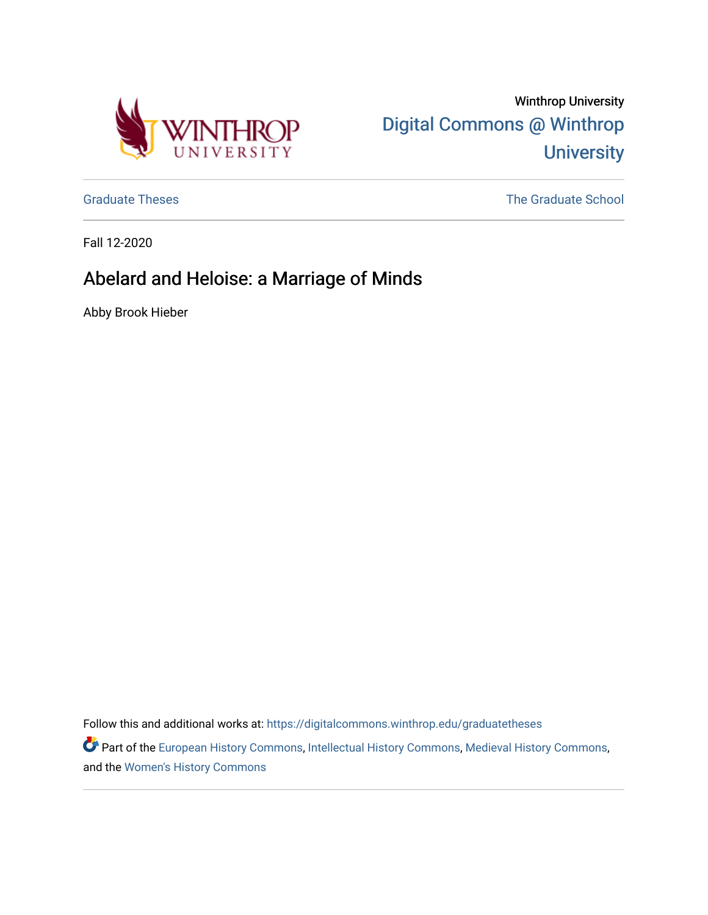Winthrop University

Digital Commons @ Winthrop University

Graduate Theses

The Graduate School

Fall 12-2020

# Abelard and Heloise: a Marriage of Minds

Abby Brook Hieber

Follow this and additional works at: https://digitalcommons.winthrop.edu/graduatetheses

Part of the European History Commons, Intellectual History Commons, Medieval History Commons, and the Women's History Commons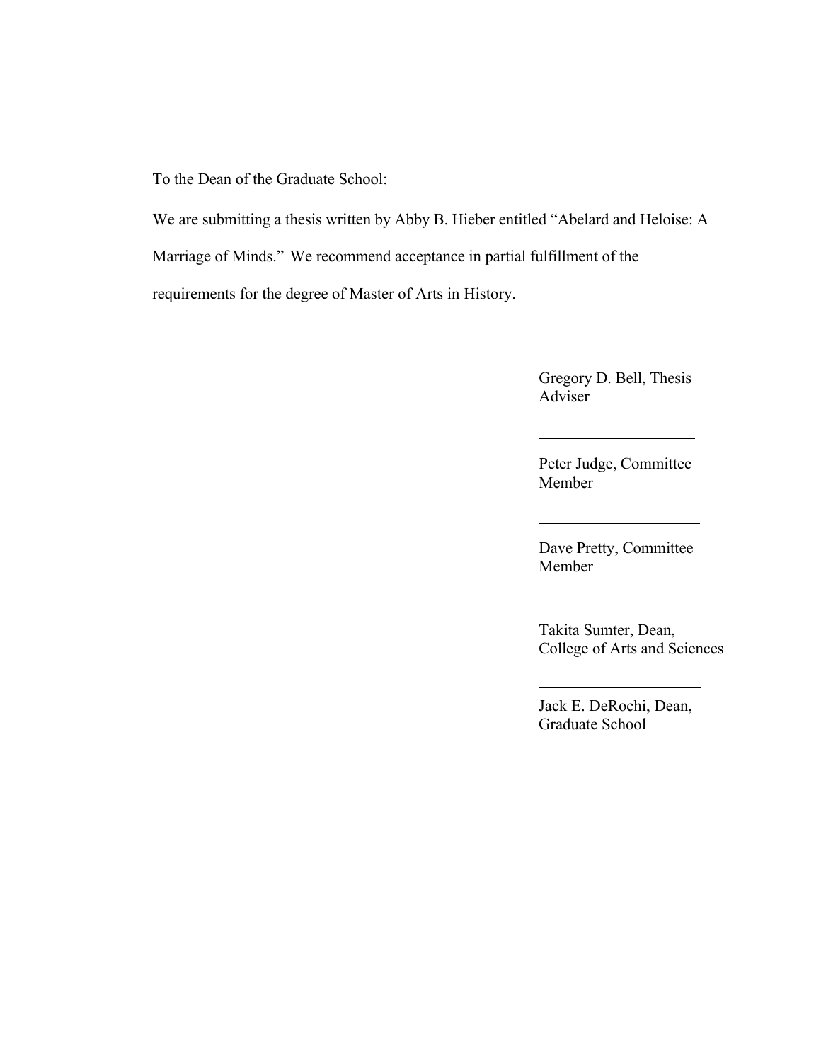To the Dean of the Graduate School:

We are submitting a thesis written by Abby B. Hieber entitled “Abelard and Heloise: A Marriage of Minds.” We recommend acceptance in partial fulfillment of the requirements for the degree of Master of Arts in History.

\_\_\_\_\_\_\_\_\_\_\_\_\_\_\_\_\_\_\_\_

Gregory D. Bell, Thesis Adviser

\_\_\_\_\_\_\_\_\_\_\_\_\_\_\_\_\_\_\_\_

Peter Judge, Committee Member

\_\_\_\_\_\_\_\_\_\_\_\_\_\_\_\_\_\_\_\_

Dave Pretty, Committee Member

\_\_\_\_\_\_\_\_\_\_\_\_\_\_\_\_\_\_\_\_

Takita Sumter, Dean, College of Arts and Sciences

\_\_\_\_\_\_\_\_\_\_\_\_\_\_\_\_\_\_\_\_

Jack E. DeRochi, Dean, Graduate School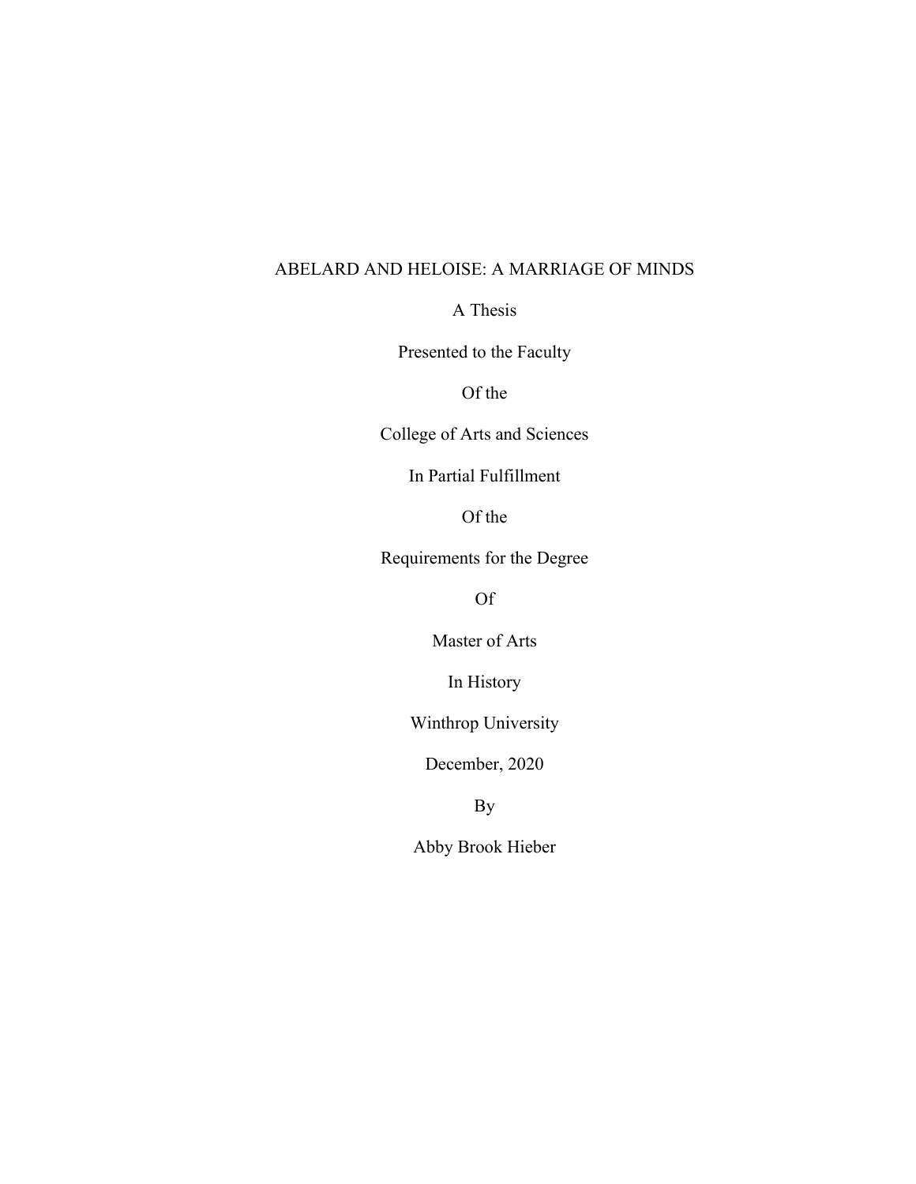# ABELARD AND HELOISE: A MARRIAGE OF MINDS

A Thesis

Presented to the Faculty

Of the

College of Arts and Sciences

In Partial Fulfillment

Of the

Requirements for the Degree

Of

Master of Arts

In History

Winthrop University

December, 2020

By

Abby Brook Hieber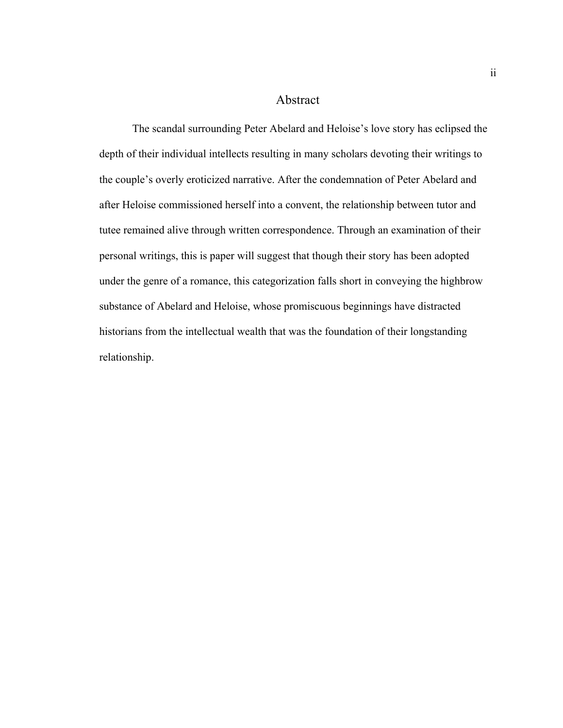# Abstract

The scandal surrounding Peter Abelard and Heloise's love story has eclipsed the depth of their individual intellects resulting in many scholars devoting their writings to the couple's overly eroticized narrative. After the condemnation of Peter Abelard and after Heloise commissioned herself into a convent, the relationship between tutor and tutee remained alive through written correspondence. Through an examination of their personal writings, this is paper will suggest that though their story has been adopted under the genre of a romance, this categorization falls short in conveying the highbrow substance of Abelard and Heloise, whose promiscuous beginnings have distracted historians from the intellectual wealth that was the foundation of their longstanding relationship.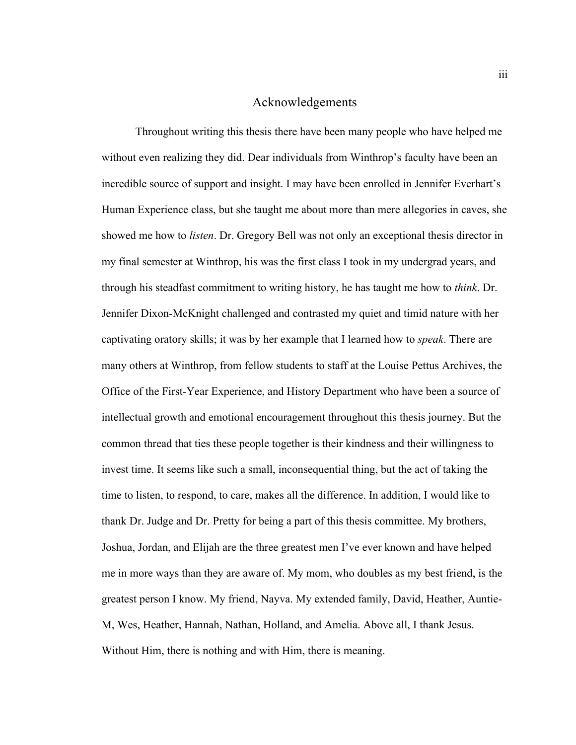# Acknowledgements

Throughout writing this thesis there have been many people who have helped me without even realizing they did. Dear individuals from Winthrop's faculty have been an incredible source of support and insight. I may have been enrolled in Jennifer Everhart's Human Experience class, but she taught me about more than mere allegories in caves, she showed me how to *listen*. Dr. Gregory Bell was not only an exceptional thesis director in my final semester at Winthrop, his was the first class I took in my undergrad years, and through his steadfast commitment to writing history, he has taught me how to *think*. Dr. Jennifer Dixon-McKnight challenged and contrasted my quiet and timid nature with her captivating oratory skills; it was by her example that I learned how to *speak*. There are many others at Winthrop, from fellow students to staff at the Louise Pettus Archives, the Office of the First-Year Experience, and History Department who have been a source of intellectual growth and emotional encouragement throughout this thesis journey. But the common thread that ties these people together is their kindness and their willingness to invest time. It seems like such a small, inconsequential thing, but the act of taking the time to listen, to respond, to care, makes all the difference. In addition, I would like to thank Dr. Judge and Dr. Pretty for being a part of this thesis committee. My brothers, Joshua, Jordan, and Elijah are the three greatest men I've ever known and have helped me in more ways than they are aware of. My mom, who doubles as my best friend, is the greatest person I know. My friend, Nayva. My extended family, David, Heather, Auntie-M, Wes, Heather, Hannah, Nathan, Holland, and Amelia. Above all, I thank Jesus. Without Him, there is nothing and with Him, there is meaning.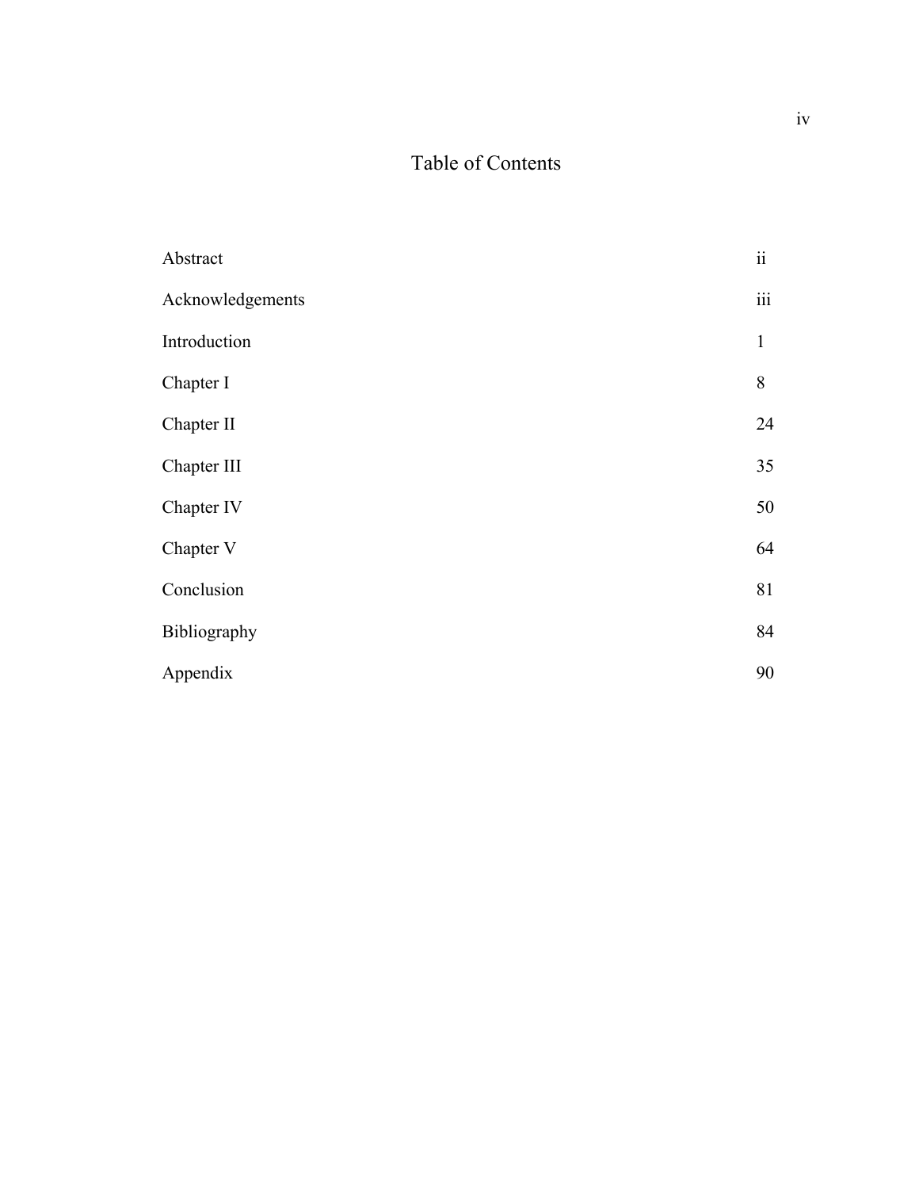# Table of Contents

| | |
|---|---|
| Abstract | ii |
| Acknowledgements | iii |
| Introduction | 1 |
| Chapter I | 8 |
| Chapter II | 24 |
| Chapter III | 35 |
| Chapter IV | 50 |
| Chapter V | 64 |
| Conclusion | 81 |
| Bibliography | 84 |
| Appendix | 90 |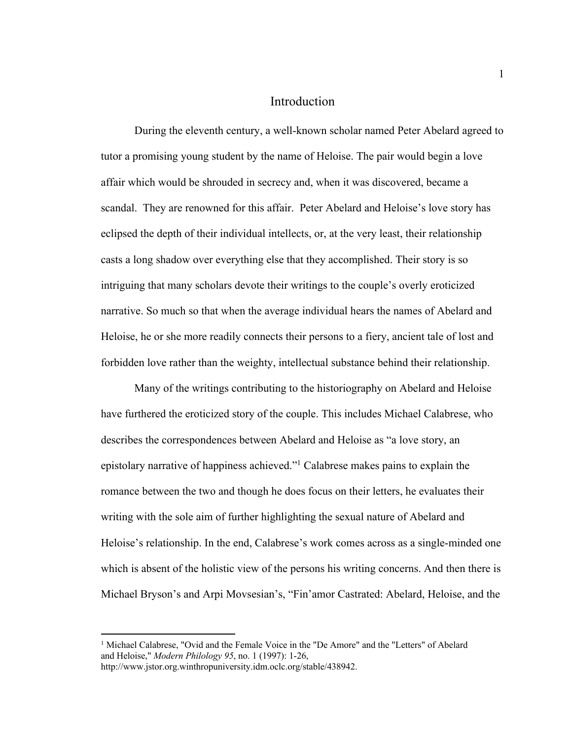# Introduction

During the eleventh century, a well-known scholar named Peter Abelard agreed to tutor a promising young student by the name of Heloise. The pair would begin a love affair which would be shrouded in secrecy and, when it was discovered, became a scandal. They are renowned for this affair. Peter Abelard and Heloise's love story has eclipsed the depth of their individual intellects, or, at the very least, their relationship casts a long shadow over everything else that they accomplished. Their story is so intriguing that many scholars devote their writings to the couple's overly eroticized narrative. So much so that when the average individual hears the names of Abelard and Heloise, he or she more readily connects their persons to a fiery, ancient tale of lost and forbidden love rather than the weighty, intellectual substance behind their relationship.

Many of the writings contributing to the historiography on Abelard and Heloise have furthered the eroticized story of the couple. This includes Michael Calabrese, who describes the correspondences between Abelard and Heloise as "a love story, an epistolary narrative of happiness achieved."[1] Calabrese makes pains to explain the romance between the two and though he does focus on their letters, he evaluates their writing with the sole aim of further highlighting the sexual nature of Abelard and Heloise's relationship. In the end, Calabrese's work comes across as a single-minded one which is absent of the holistic view of the persons his writing concerns. And then there is Michael Bryson's and Arpi Movsesian's, "Fin'amor Castrated: Abelard, Heloise, and the

---

[1] Michael Calabrese, "Ovid and the Female Voice in the "De Amore" and the "Letters" of Abelard and Heloise," *Modern Philology 95*, no. 1 (1997): 1-26, http://www.jstor.org.winthropuniversity.idm.oclc.org/stable/438942.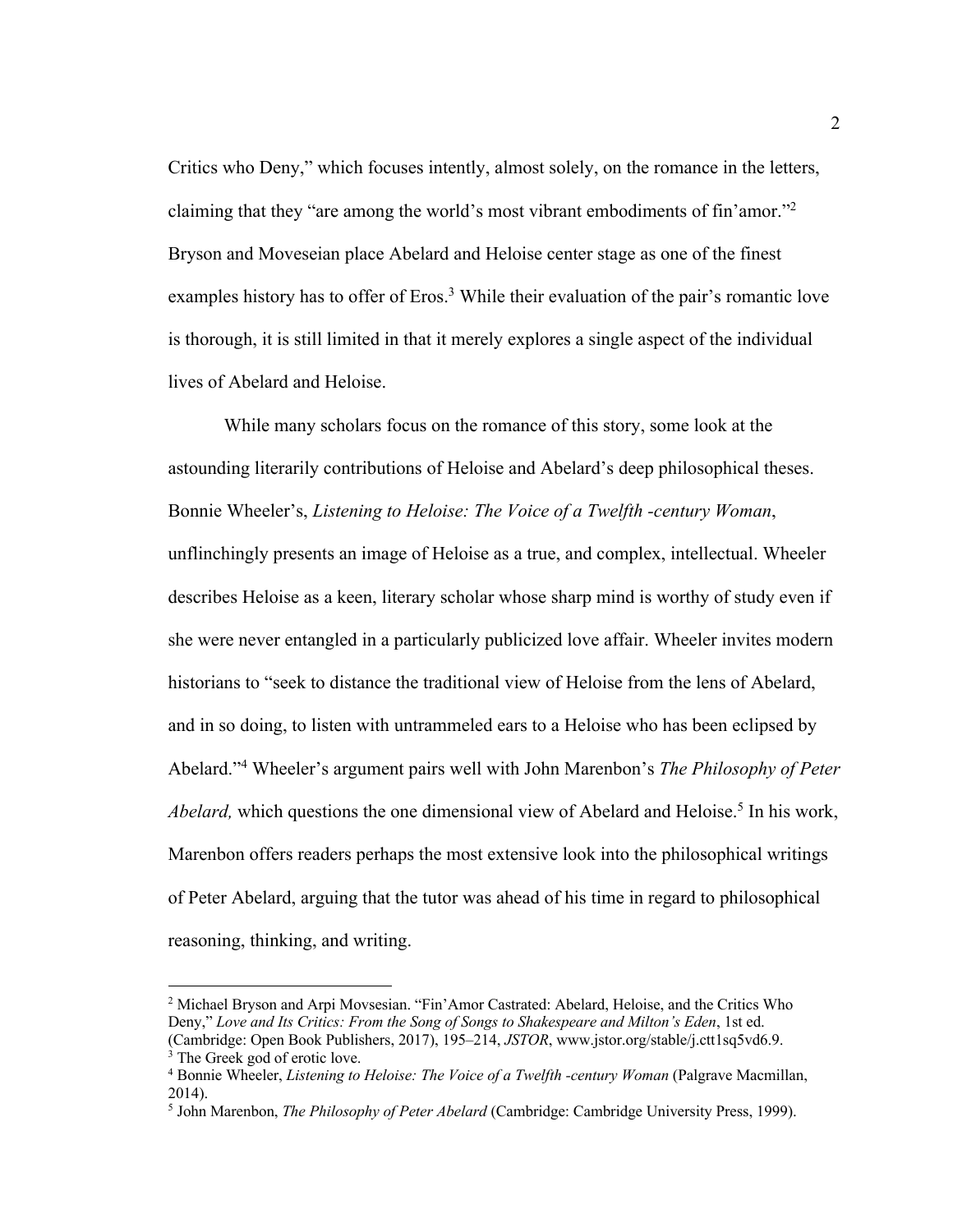Critics who Deny," which focuses intently, almost solely, on the romance in the letters, claiming that they "are among the world's most vibrant embodiments of fin'amor."[2] Bryson and Moveseian place Abelard and Heloise center stage as one of the finest examples history has to offer of Eros.[3] While their evaluation of the pair's romantic love is thorough, it is still limited in that it merely explores a single aspect of the individual lives of Abelard and Heloise.

While many scholars focus on the romance of this story, some look at the astounding literarily contributions of Heloise and Abelard's deep philosophical theses. Bonnie Wheeler's, *Listening to Heloise: The Voice of a Twelfth -century Woman*, unflinchingly presents an image of Heloise as a true, and complex, intellectual. Wheeler describes Heloise as a keen, literary scholar whose sharp mind is worthy of study even if she were never entangled in a particularly publicized love affair. Wheeler invites modern historians to "seek to distance the traditional view of Heloise from the lens of Abelard, and in so doing, to listen with untrammeled ears to a Heloise who has been eclipsed by Abelard."[4] Wheeler's argument pairs well with John Marenbon's *The Philosophy of Peter Abelard,* which questions the one dimensional view of Abelard and Heloise.[5] In his work, Marenbon offers readers perhaps the most extensive look into the philosophical writings of Peter Abelard, arguing that the tutor was ahead of his time in regard to philosophical reasoning, thinking, and writing.

---

[2] Michael Bryson and Arpi Movsesian. "Fin'Amor Castrated: Abelard, Heloise, and the Critics Who Deny," *Love and Its Critics: From the Song of Songs to Shakespeare and Milton's Eden*, 1st ed. (Cambridge: Open Book Publishers, 2017), 195–214, *JSTOR*, www.jstor.org/stable/j.ctt1sq5vd6.9.

[3] The Greek god of erotic love.

[4] Bonnie Wheeler, *Listening to Heloise: The Voice of a Twelfth -century Woman* (Palgrave Macmillan, 2014).

[5] John Marenbon, *The Philosophy of Peter Abelard* (Cambridge: Cambridge University Press, 1999).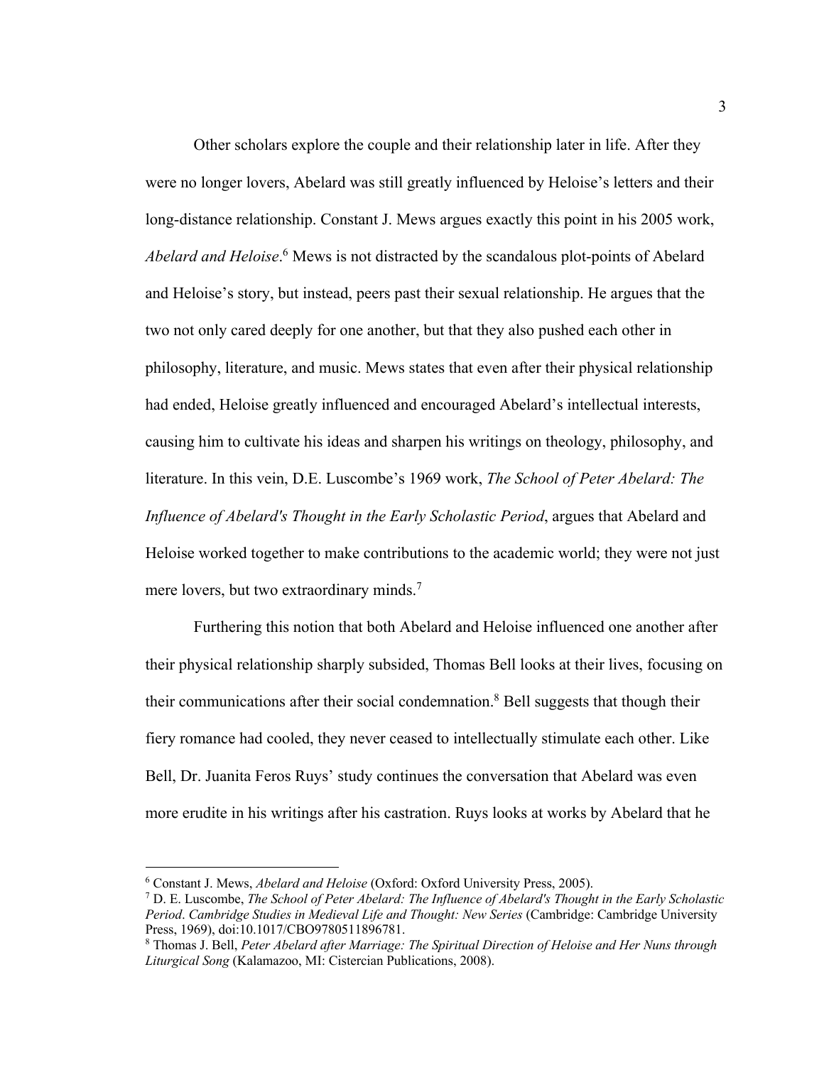Other scholars explore the couple and their relationship later in life. After they were no longer lovers, Abelard was still greatly influenced by Heloise's letters and their long-distance relationship. Constant J. Mews argues exactly this point in his 2005 work, *Abelard and Heloise*.[6] Mews is not distracted by the scandalous plot-points of Abelard and Heloise's story, but instead, peers past their sexual relationship. He argues that the two not only cared deeply for one another, but that they also pushed each other in philosophy, literature, and music. Mews states that even after their physical relationship had ended, Heloise greatly influenced and encouraged Abelard's intellectual interests, causing him to cultivate his ideas and sharpen his writings on theology, philosophy, and literature. In this vein, D.E. Luscombe's 1969 work, *The School of Peter Abelard: The Influence of Abelard's Thought in the Early Scholastic Period*, argues that Abelard and Heloise worked together to make contributions to the academic world; they were not just mere lovers, but two extraordinary minds.[7]

Furthering this notion that both Abelard and Heloise influenced one another after their physical relationship sharply subsided, Thomas Bell looks at their lives, focusing on their communications after their social condemnation.[8] Bell suggests that though their fiery romance had cooled, they never ceased to intellectually stimulate each other. Like Bell, Dr. Juanita Feros Ruys' study continues the conversation that Abelard was even more erudite in his writings after his castration. Ruys looks at works by Abelard that he

---

[6] Constant J. Mews, *Abelard and Heloise* (Oxford: Oxford University Press, 2005).

[7] D. E. Luscombe, *The School of Peter Abelard: The Influence of Abelard's Thought in the Early Scholastic Period*. *Cambridge Studies in Medieval Life and Thought: New Series* (Cambridge: Cambridge University Press, 1969), doi:10.1017/CBO9780511896781.

[8] Thomas J. Bell, *Peter Abelard after Marriage: The Spiritual Direction of Heloise and Her Nuns through Liturgical Song* (Kalamazoo, MI: Cistercian Publications, 2008).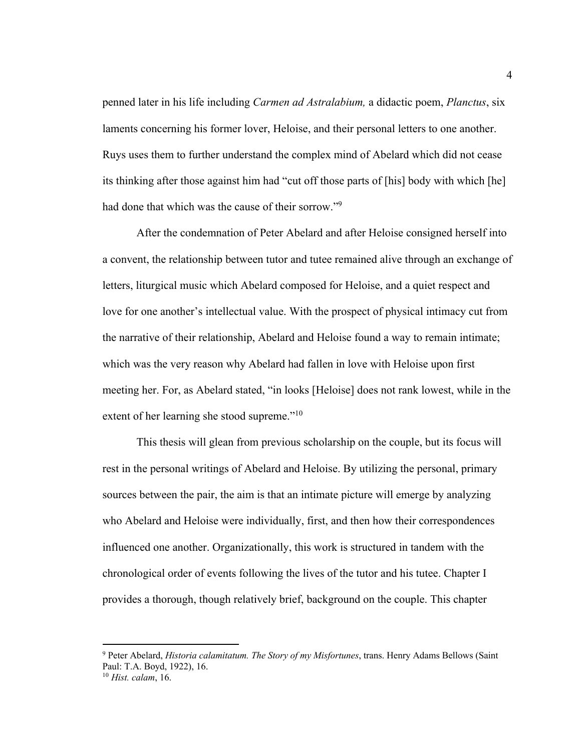penned later in his life including *Carmen ad Astralabium,* a didactic poem, *Planctus*, six laments concerning his former lover, Heloise, and their personal letters to one another. Ruys uses them to further understand the complex mind of Abelard which did not cease its thinking after those against him had "cut off those parts of [his] body with which [he] had done that which was the cause of their sorrow."[9]

After the condemnation of Peter Abelard and after Heloise consigned herself into a convent, the relationship between tutor and tutee remained alive through an exchange of letters, liturgical music which Abelard composed for Heloise, and a quiet respect and love for one another's intellectual value. With the prospect of physical intimacy cut from the narrative of their relationship, Abelard and Heloise found a way to remain intimate; which was the very reason why Abelard had fallen in love with Heloise upon first meeting her. For, as Abelard stated, "in looks [Heloise] does not rank lowest, while in the extent of her learning she stood supreme."[10]

This thesis will glean from previous scholarship on the couple, but its focus will rest in the personal writings of Abelard and Heloise. By utilizing the personal, primary sources between the pair, the aim is that an intimate picture will emerge by analyzing who Abelard and Heloise were individually, first, and then how their correspondences influenced one another. Organizationally, this work is structured in tandem with the chronological order of events following the lives of the tutor and his tutee. Chapter I provides a thorough, though relatively brief, background on the couple. This chapter

---

[9] Peter Abelard, *Historia calamitatum. The Story of my Misfortunes*, trans. Henry Adams Bellows (Saint Paul: T.A. Boyd, 1922), 16.

[10] *Hist. calam*, 16.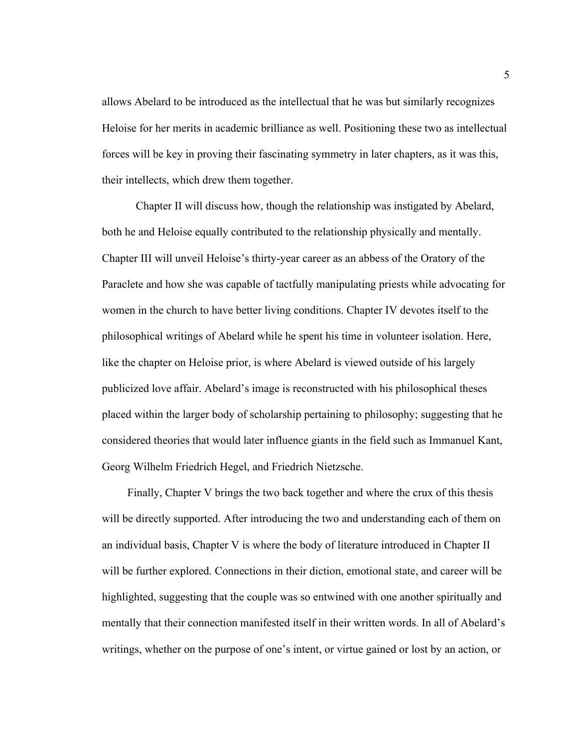allows Abelard to be introduced as the intellectual that he was but similarly recognizes Heloise for her merits in academic brilliance as well. Positioning these two as intellectual forces will be key in proving their fascinating symmetry in later chapters, as it was this, their intellects, which drew them together.

Chapter II will discuss how, though the relationship was instigated by Abelard, both he and Heloise equally contributed to the relationship physically and mentally. Chapter III will unveil Heloise's thirty-year career as an abbess of the Oratory of the Paraclete and how she was capable of tactfully manipulating priests while advocating for women in the church to have better living conditions. Chapter IV devotes itself to the philosophical writings of Abelard while he spent his time in volunteer isolation. Here, like the chapter on Heloise prior, is where Abelard is viewed outside of his largely publicized love affair. Abelard's image is reconstructed with his philosophical theses placed within the larger body of scholarship pertaining to philosophy; suggesting that he considered theories that would later influence giants in the field such as Immanuel Kant, Georg Wilhelm Friedrich Hegel, and Friedrich Nietzsche.

Finally, Chapter V brings the two back together and where the crux of this thesis will be directly supported. After introducing the two and understanding each of them on an individual basis, Chapter V is where the body of literature introduced in Chapter II will be further explored. Connections in their diction, emotional state, and career will be highlighted, suggesting that the couple was so entwined with one another spiritually and mentally that their connection manifested itself in their written words. In all of Abelard's writings, whether on the purpose of one's intent, or virtue gained or lost by an action, or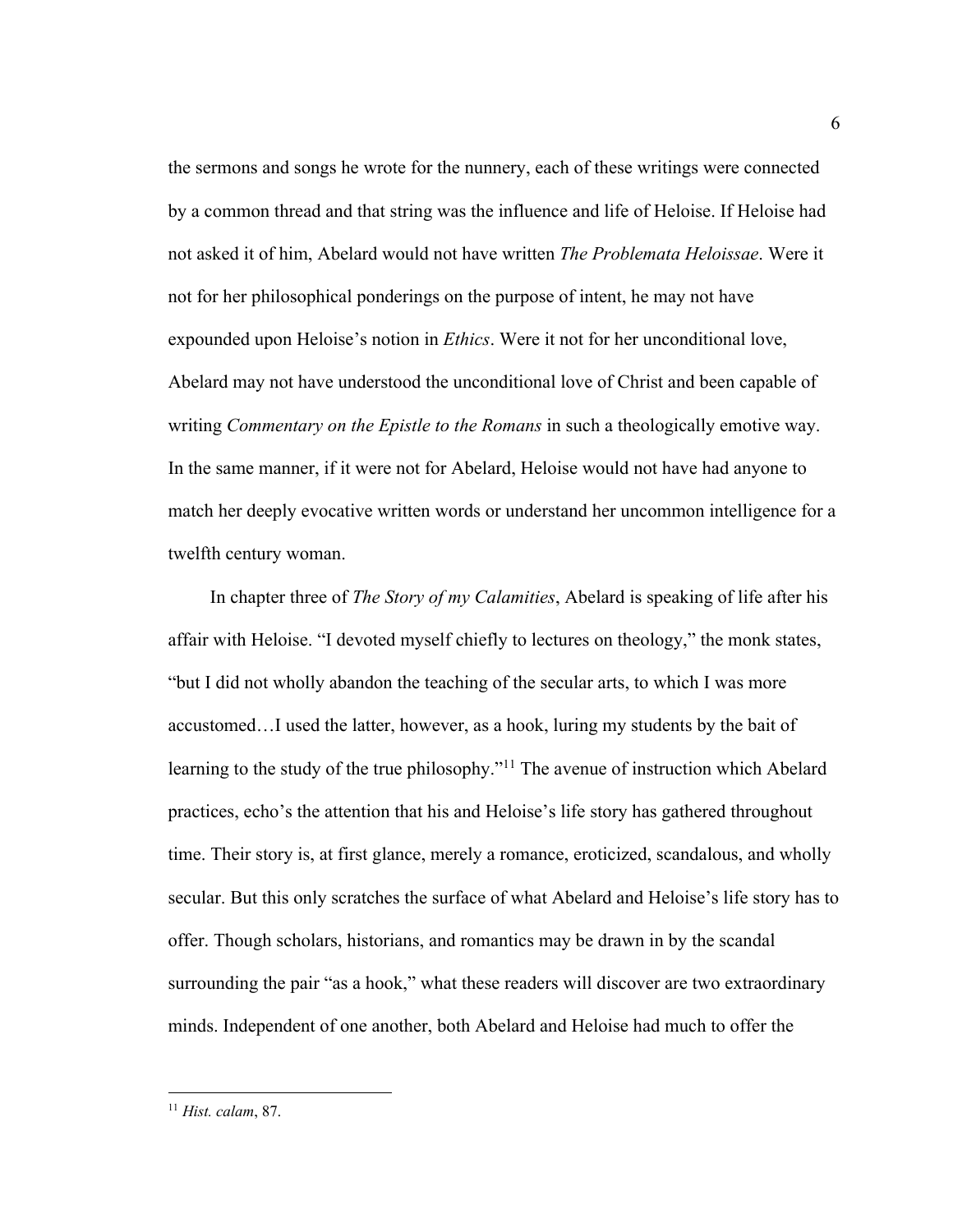the sermons and songs he wrote for the nunnery, each of these writings were connected by a common thread and that string was the influence and life of Heloise. If Heloise had not asked it of him, Abelard would not have written *The Problemata Heloissae*. Were it not for her philosophical ponderings on the purpose of intent, he may not have expounded upon Heloise's notion in *Ethics*. Were it not for her unconditional love, Abelard may not have understood the unconditional love of Christ and been capable of writing *Commentary on the Epistle to the Romans* in such a theologically emotive way. In the same manner, if it were not for Abelard, Heloise would not have had anyone to match her deeply evocative written words or understand her uncommon intelligence for a twelfth century woman.

In chapter three of *The Story of my Calamities*, Abelard is speaking of life after his affair with Heloise. "I devoted myself chiefly to lectures on theology," the monk states, "but I did not wholly abandon the teaching of the secular arts, to which I was more accustomed…I used the latter, however, as a hook, luring my students by the bait of learning to the study of the true philosophy."[11] The avenue of instruction which Abelard practices, echo's the attention that his and Heloise's life story has gathered throughout time. Their story is, at first glance, merely a romance, eroticized, scandalous, and wholly secular. But this only scratches the surface of what Abelard and Heloise's life story has to offer. Though scholars, historians, and romantics may be drawn in by the scandal surrounding the pair "as a hook," what these readers will discover are two extraordinary minds. Independent of one another, both Abelard and Heloise had much to offer the

---

[11] *Hist. calam*, 87.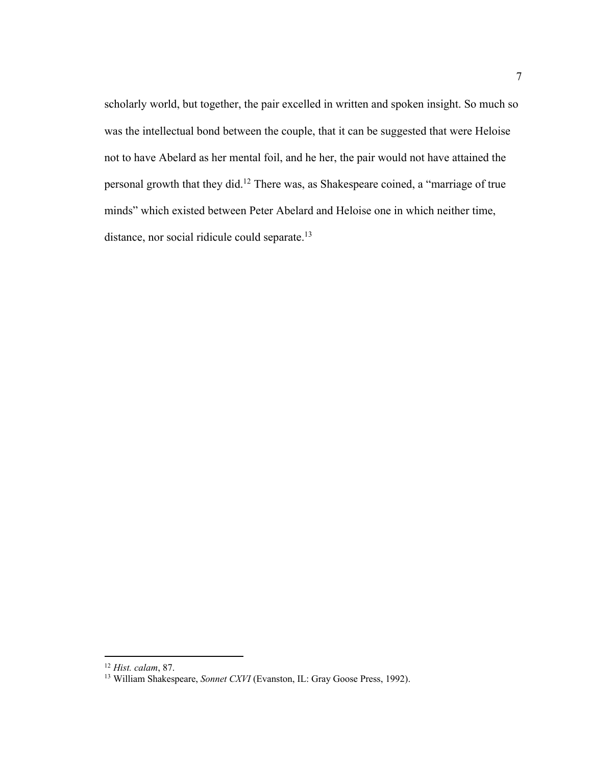scholarly world, but together, the pair excelled in written and spoken insight. So much so was the intellectual bond between the couple, that it can be suggested that were Heloise not to have Abelard as her mental foil, and he her, the pair would not have attained the personal growth that they did.[12] There was, as Shakespeare coined, a "marriage of true minds" which existed between Peter Abelard and Heloise one in which neither time, distance, nor social ridicule could separate.[13]

---

[12] *Hist. calam*, 87.

[13] William Shakespeare, *Sonnet CXVI* (Evanston, IL: Gray Goose Press, 1992).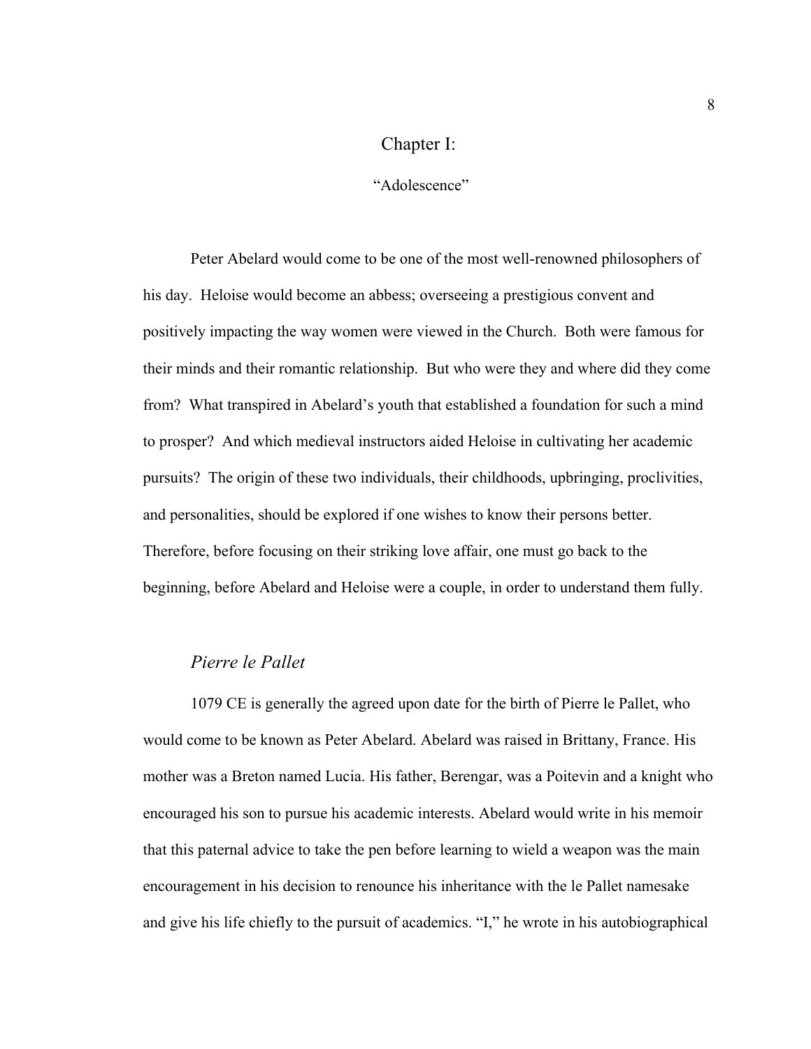# Chapter I:

## "Adolescence"

Peter Abelard would come to be one of the most well-renowned philosophers of his day. Heloise would become an abbess; overseeing a prestigious convent and positively impacting the way women were viewed in the Church. Both were famous for their minds and their romantic relationship. But who were they and where did they come from? What transpired in Abelard's youth that established a foundation for such a mind to prosper? And which medieval instructors aided Heloise in cultivating her academic pursuits? The origin of these two individuals, their childhoods, upbringing, proclivities, and personalities, should be explored if one wishes to know their persons better. Therefore, before focusing on their striking love affair, one must go back to the beginning, before Abelard and Heloise were a couple, in order to understand them fully.

### *Pierre le Pallet*

1079 CE is generally the agreed upon date for the birth of Pierre le Pallet, who would come to be known as Peter Abelard. Abelard was raised in Brittany, France. His mother was a Breton named Lucia. His father, Berengar, was a Poitevin and a knight who encouraged his son to pursue his academic interests. Abelard would write in his memoir that this paternal advice to take the pen before learning to wield a weapon was the main encouragement in his decision to renounce his inheritance with the le Pallet namesake and give his life chiefly to the pursuit of academics. "I," he wrote in his autobiographical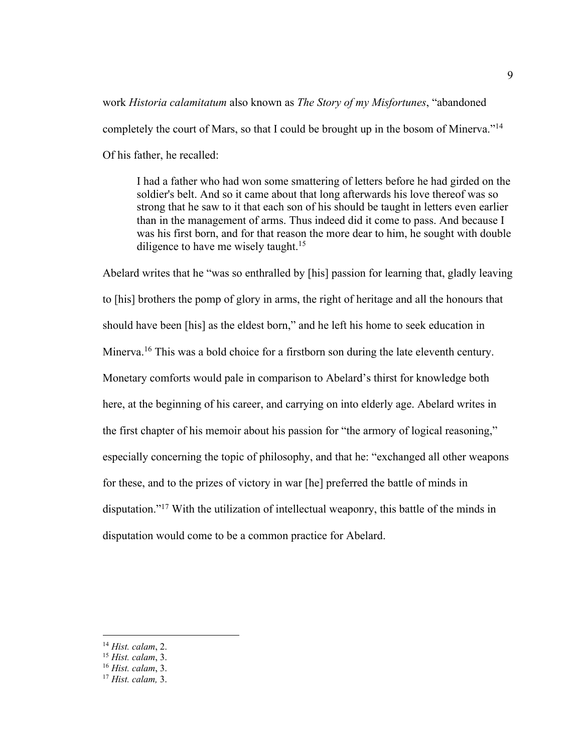work *Historia calamitatum* also known as *The Story of my Misfortunes*, "abandoned completely the court of Mars, so that I could be brought up in the bosom of Minerva."[14] Of his father, he recalled:

> I had a father who had won some smattering of letters before he had girded on the soldier's belt. And so it came about that long afterwards his love thereof was so strong that he saw to it that each son of his should be taught in letters even earlier than in the management of arms. Thus indeed did it come to pass. And because I was his first born, and for that reason the more dear to him, he sought with double diligence to have me wisely taught.[15]

Abelard writes that he "was so enthralled by [his] passion for learning that, gladly leaving to [his] brothers the pomp of glory in arms, the right of heritage and all the honours that should have been [his] as the eldest born," and he left his home to seek education in Minerva.[16] This was a bold choice for a firstborn son during the late eleventh century. Monetary comforts would pale in comparison to Abelard's thirst for knowledge both here, at the beginning of his career, and carrying on into elderly age. Abelard writes in the first chapter of his memoir about his passion for "the armory of logical reasoning," especially concerning the topic of philosophy, and that he: "exchanged all other weapons for these, and to the prizes of victory in war [he] preferred the battle of minds in disputation."[17] With the utilization of intellectual weaponry, this battle of the minds in disputation would come to be a common practice for Abelard.

---

[14] *Hist. calam*, 2.
[15] *Hist. calam*, 3.
[16] *Hist. calam*, 3.
[17] *Hist. calam,* 3.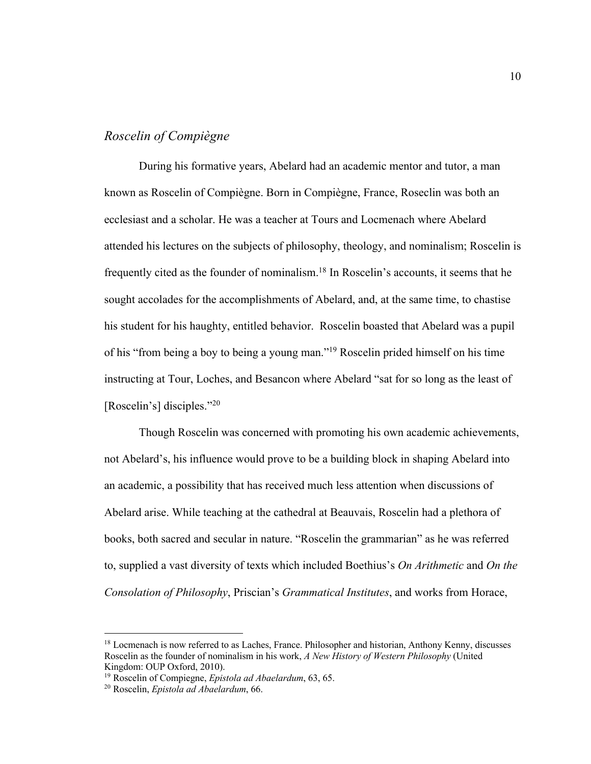## *Roscelin of Compiègne*

During his formative years, Abelard had an academic mentor and tutor, a man known as Roscelin of Compiègne. Born in Compiègne, France, Roseclin was both an ecclesiast and a scholar. He was a teacher at Tours and Locmenach where Abelard attended his lectures on the subjects of philosophy, theology, and nominalism; Roscelin is frequently cited as the founder of nominalism.[18] In Roscelin's accounts, it seems that he sought accolades for the accomplishments of Abelard, and, at the same time, to chastise his student for his haughty, entitled behavior. Roscelin boasted that Abelard was a pupil of his "from being a boy to being a young man."[19] Roscelin prided himself on his time instructing at Tour, Loches, and Besancon where Abelard "sat for so long as the least of [Roscelin's] disciples."[20]

Though Roscelin was concerned with promoting his own academic achievements, not Abelard's, his influence would prove to be a building block in shaping Abelard into an academic, a possibility that has received much less attention when discussions of Abelard arise. While teaching at the cathedral at Beauvais, Roscelin had a plethora of books, both sacred and secular in nature. "Roscelin the grammarian" as he was referred to, supplied a vast diversity of texts which included Boethius's *On Arithmetic* and *On the Consolation of Philosophy*, Priscian's *Grammatical Institutes*, and works from Horace,

---

[18] Locmenach is now referred to as Laches, France. Philosopher and historian, Anthony Kenny, discusses Roscelin as the founder of nominalism in his work, *A New History of Western Philosophy* (United Kingdom: OUP Oxford, 2010).

[19] Roscelin of Compiegne, *Epistola ad Abaelardum*, 63, 65.

[20] Roscelin, *Epistola ad Abaelardum*, 66.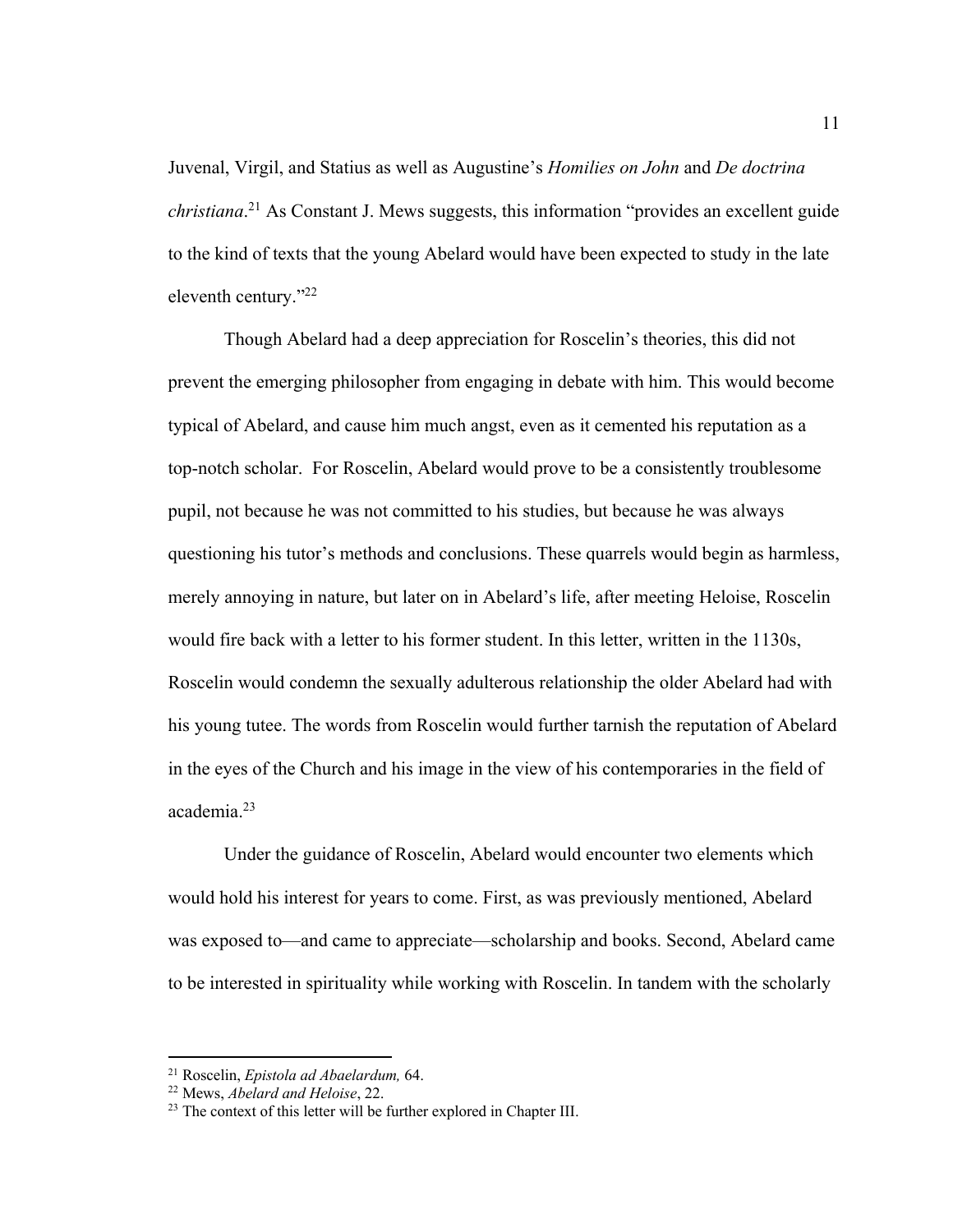Juvenal, Virgil, and Statius as well as Augustine's *Homilies on John* and *De doctrina christiana*.[21] As Constant J. Mews suggests, this information "provides an excellent guide to the kind of texts that the young Abelard would have been expected to study in the late eleventh century."[22]

Though Abelard had a deep appreciation for Roscelin's theories, this did not prevent the emerging philosopher from engaging in debate with him. This would become typical of Abelard, and cause him much angst, even as it cemented his reputation as a top-notch scholar. For Roscelin, Abelard would prove to be a consistently troublesome pupil, not because he was not committed to his studies, but because he was always questioning his tutor's methods and conclusions. These quarrels would begin as harmless, merely annoying in nature, but later on in Abelard's life, after meeting Heloise, Roscelin would fire back with a letter to his former student. In this letter, written in the 1130s, Roscelin would condemn the sexually adulterous relationship the older Abelard had with his young tutee. The words from Roscelin would further tarnish the reputation of Abelard in the eyes of the Church and his image in the view of his contemporaries in the field of academia.[23]

Under the guidance of Roscelin, Abelard would encounter two elements which would hold his interest for years to come. First, as was previously mentioned, Abelard was exposed to—and came to appreciate—scholarship and books. Second, Abelard came to be interested in spirituality while working with Roscelin. In tandem with the scholarly

---

[21] Roscelin, *Epistola ad Abaelardum,* 64.

[22] Mews, *Abelard and Heloise*, 22.

[23] The context of this letter will be further explored in Chapter III.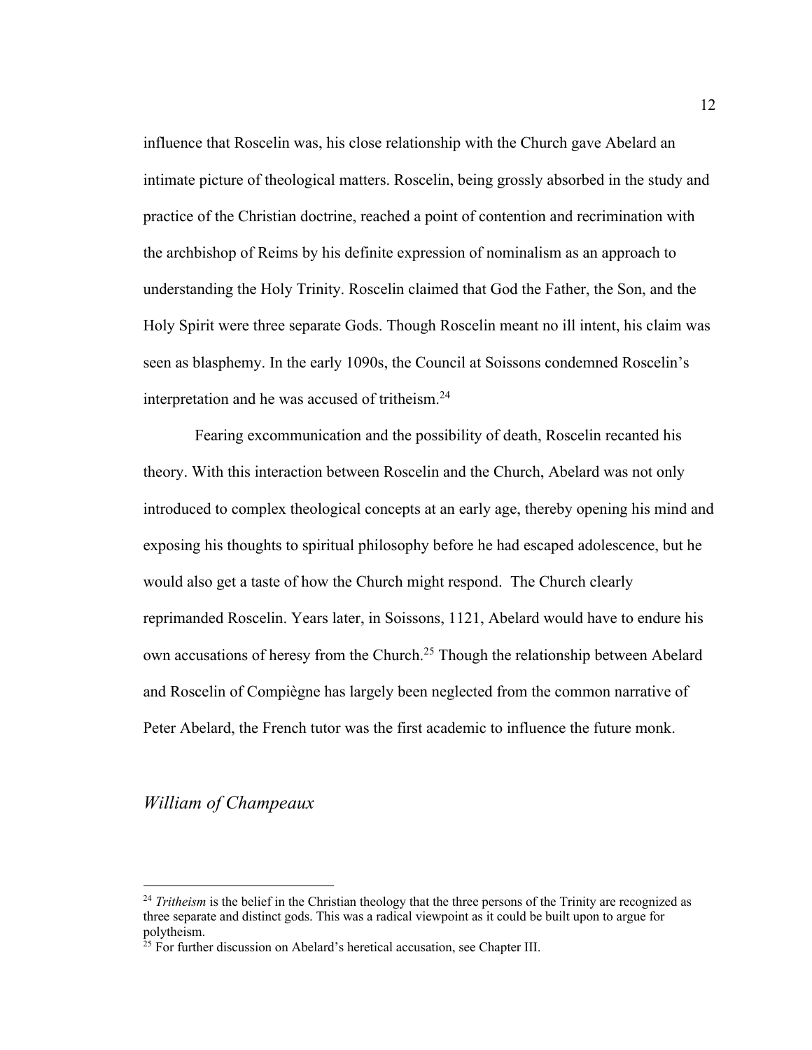influence that Roscelin was, his close relationship with the Church gave Abelard an intimate picture of theological matters. Roscelin, being grossly absorbed in the study and practice of the Christian doctrine, reached a point of contention and recrimination with the archbishop of Reims by his definite expression of nominalism as an approach to understanding the Holy Trinity. Roscelin claimed that God the Father, the Son, and the Holy Spirit were three separate Gods. Though Roscelin meant no ill intent, his claim was seen as blasphemy. In the early 1090s, the Council at Soissons condemned Roscelin's interpretation and he was accused of tritheism.[24]

Fearing excommunication and the possibility of death, Roscelin recanted his theory. With this interaction between Roscelin and the Church, Abelard was not only introduced to complex theological concepts at an early age, thereby opening his mind and exposing his thoughts to spiritual philosophy before he had escaped adolescence, but he would also get a taste of how the Church might respond. The Church clearly reprimanded Roscelin. Years later, in Soissons, 1121, Abelard would have to endure his own accusations of heresy from the Church.[25] Though the relationship between Abelard and Roscelin of Compiègne has largely been neglected from the common narrative of Peter Abelard, the French tutor was the first academic to influence the future monk.

### *William of Champeaux*

---

[24] *Tritheism* is the belief in the Christian theology that the three persons of the Trinity are recognized as three separate and distinct gods. This was a radical viewpoint as it could be built upon to argue for polytheism.

[25] For further discussion on Abelard's heretical accusation, see Chapter III.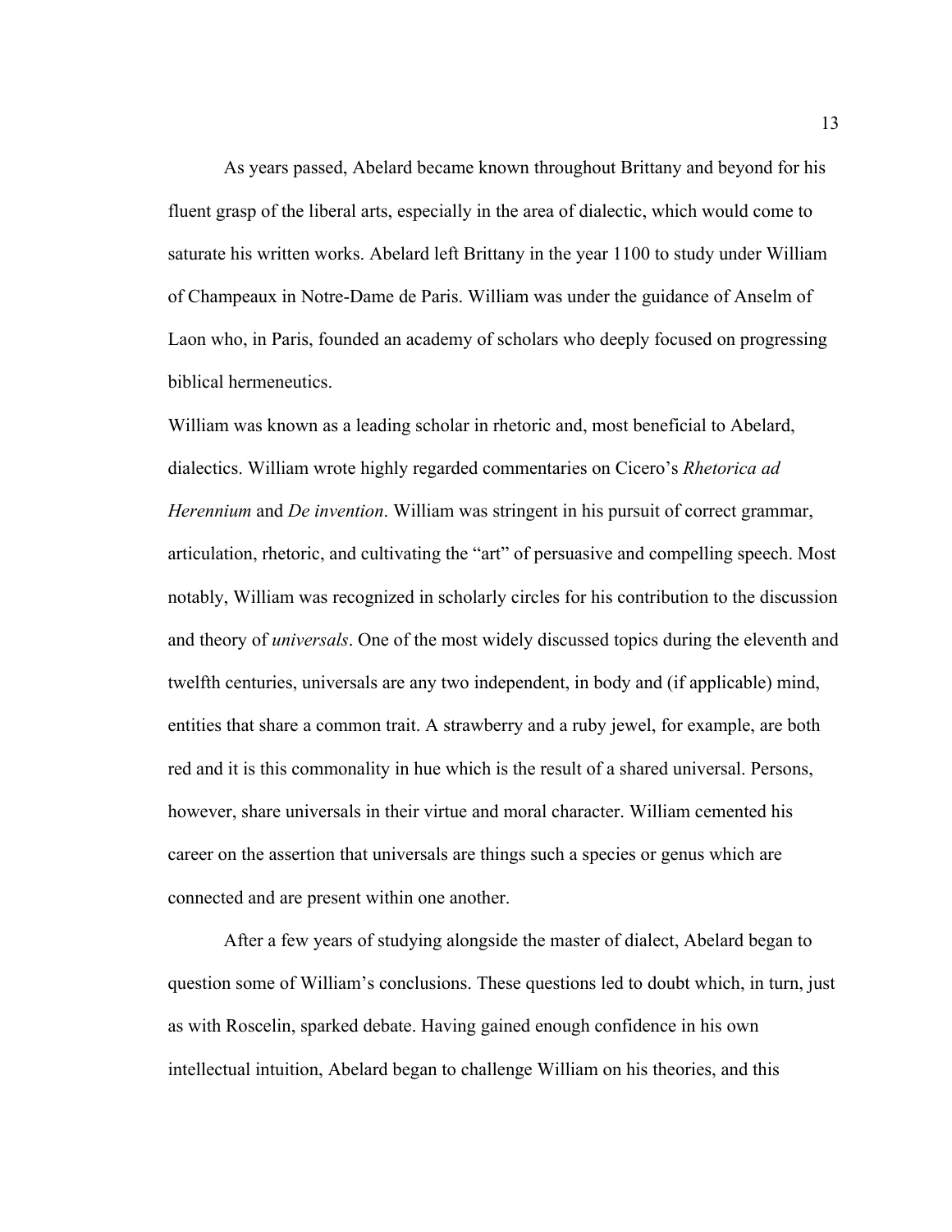As years passed, Abelard became known throughout Brittany and beyond for his fluent grasp of the liberal arts, especially in the area of dialectic, which would come to saturate his written works. Abelard left Brittany in the year 1100 to study under William of Champeaux in Notre-Dame de Paris. William was under the guidance of Anselm of Laon who, in Paris, founded an academy of scholars who deeply focused on progressing biblical hermeneutics.

William was known as a leading scholar in rhetoric and, most beneficial to Abelard, dialectics. William wrote highly regarded commentaries on Cicero's *Rhetorica ad Herennium* and *De invention*. William was stringent in his pursuit of correct grammar, articulation, rhetoric, and cultivating the "art" of persuasive and compelling speech. Most notably, William was recognized in scholarly circles for his contribution to the discussion and theory of *universals*. One of the most widely discussed topics during the eleventh and twelfth centuries, universals are any two independent, in body and (if applicable) mind, entities that share a common trait. A strawberry and a ruby jewel, for example, are both red and it is this commonality in hue which is the result of a shared universal. Persons, however, share universals in their virtue and moral character. William cemented his career on the assertion that universals are things such a species or genus which are connected and are present within one another.

After a few years of studying alongside the master of dialect, Abelard began to question some of William's conclusions. These questions led to doubt which, in turn, just as with Roscelin, sparked debate. Having gained enough confidence in his own intellectual intuition, Abelard began to challenge William on his theories, and this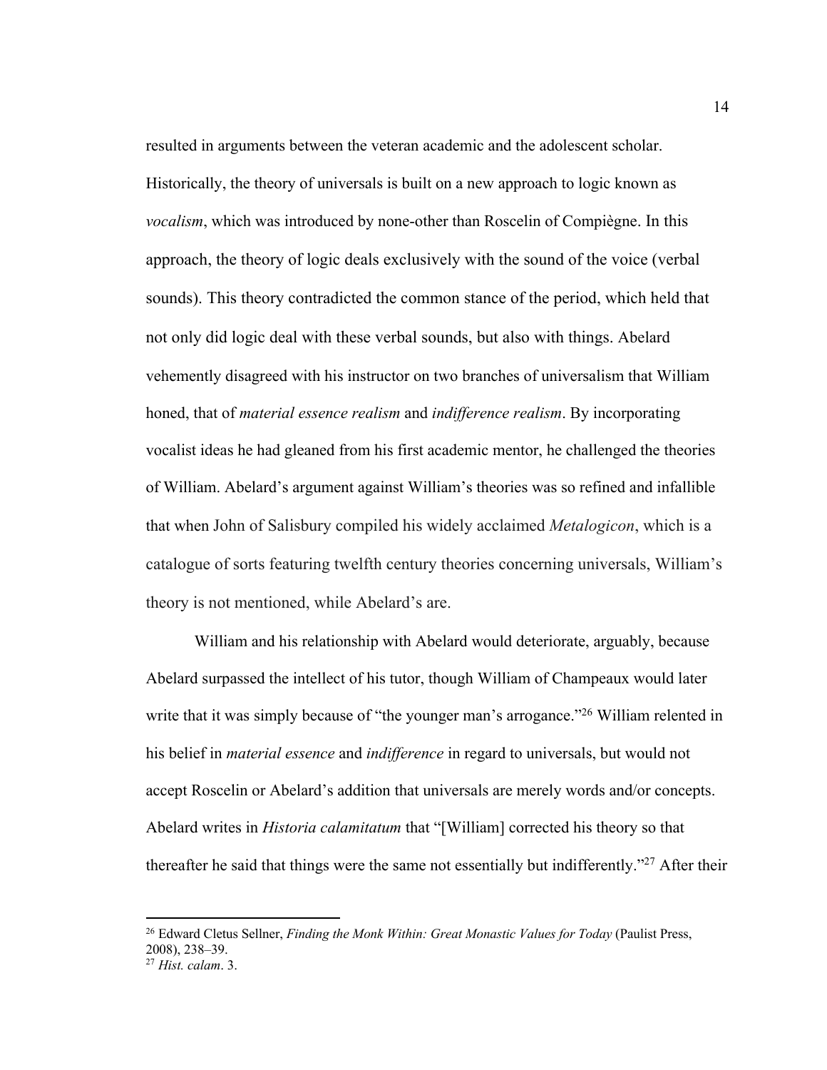resulted in arguments between the veteran academic and the adolescent scholar. Historically, the theory of universals is built on a new approach to logic known as *vocalism*, which was introduced by none-other than Roscelin of Compiègne. In this approach, the theory of logic deals exclusively with the sound of the voice (verbal sounds). This theory contradicted the common stance of the period, which held that not only did logic deal with these verbal sounds, but also with things. Abelard vehemently disagreed with his instructor on two branches of universalism that William honed, that of *material essence realism* and *indifference realism*. By incorporating vocalist ideas he had gleaned from his first academic mentor, he challenged the theories of William. Abelard's argument against William's theories was so refined and infallible that when John of Salisbury compiled his widely acclaimed *Metalogicon*, which is a catalogue of sorts featuring twelfth century theories concerning universals, William's theory is not mentioned, while Abelard's are.

William and his relationship with Abelard would deteriorate, arguably, because Abelard surpassed the intellect of his tutor, though William of Champeaux would later write that it was simply because of "the younger man's arrogance."[26] William relented in his belief in *material essence* and *indifference* in regard to universals, but would not accept Roscelin or Abelard's addition that universals are merely words and/or concepts. Abelard writes in *Historia calamitatum* that "[William] corrected his theory so that thereafter he said that things were the same not essentially but indifferently."[27] After their

[26] Edward Cletus Sellner, *Finding the Monk Within: Great Monastic Values for Today* (Paulist Press, 2008), 238–39.

[27] *Hist. calam*. 3.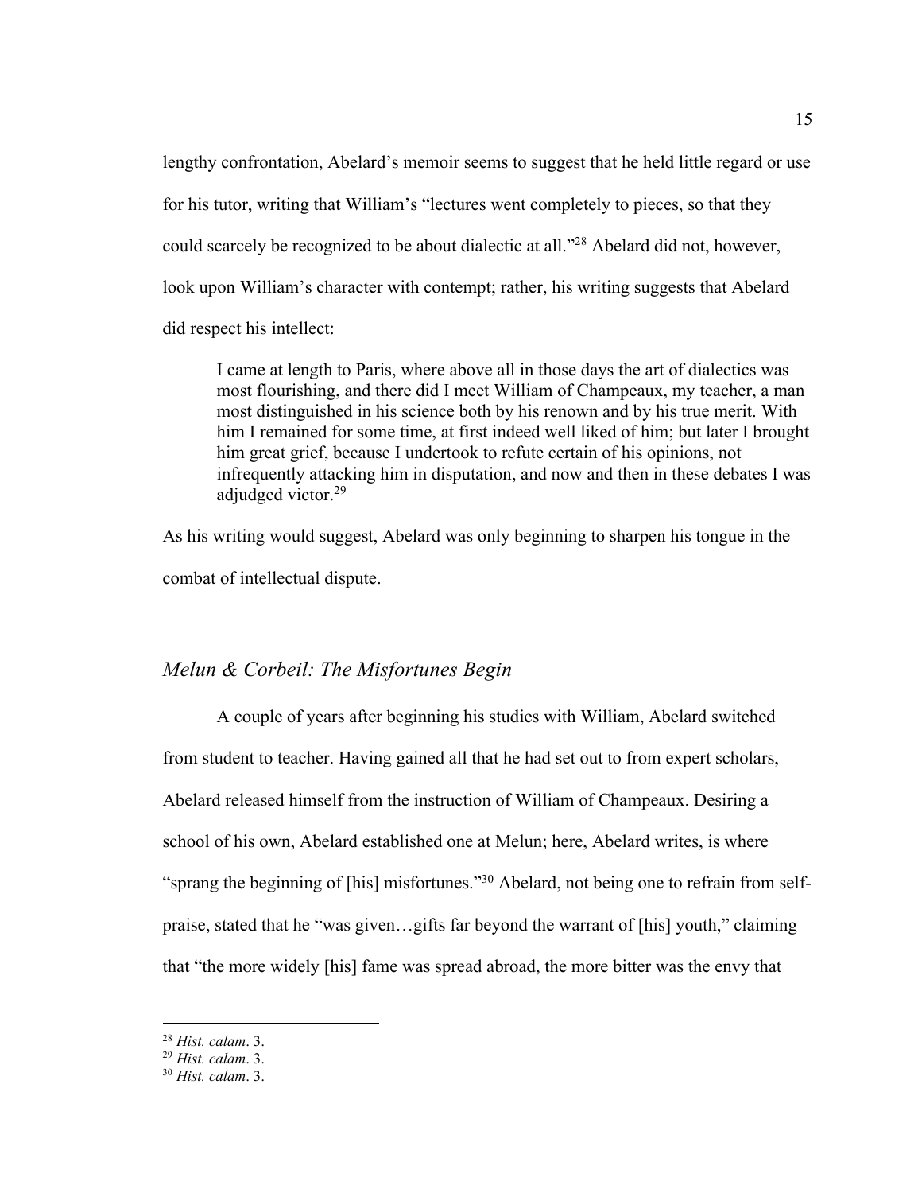lengthy confrontation, Abelard's memoir seems to suggest that he held little regard or use for his tutor, writing that William's "lectures went completely to pieces, so that they could scarcely be recognized to be about dialectic at all."[28] Abelard did not, however, look upon William's character with contempt; rather, his writing suggests that Abelard did respect his intellect:

> I came at length to Paris, where above all in those days the art of dialectics was most flourishing, and there did I meet William of Champeaux, my teacher, a man most distinguished in his science both by his renown and by his true merit. With him I remained for some time, at first indeed well liked of him; but later I brought him great grief, because I undertook to refute certain of his opinions, not infrequently attacking him in disputation, and now and then in these debates I was adjudged victor.[29]

As his writing would suggest, Abelard was only beginning to sharpen his tongue in the combat of intellectual dispute.

## *Melun & Corbeil: The Misfortunes Begin*

A couple of years after beginning his studies with William, Abelard switched from student to teacher. Having gained all that he had set out to from expert scholars, Abelard released himself from the instruction of William of Champeaux. Desiring a school of his own, Abelard established one at Melun; here, Abelard writes, is where "sprang the beginning of [his] misfortunes."[30] Abelard, not being one to refrain from self-praise, stated that he "was given…gifts far beyond the warrant of [his] youth," claiming that "the more widely [his] fame was spread abroad, the more bitter was the envy that

---

[28] *Hist. calam*. 3.

[29] *Hist. calam*. 3.

[30] *Hist. calam*. 3.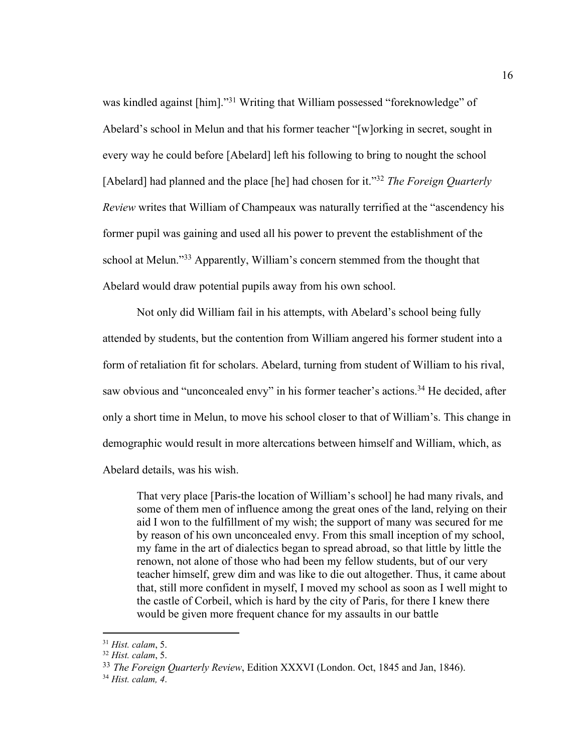was kindled against [him]."[31] Writing that William possessed "foreknowledge" of Abelard's school in Melun and that his former teacher "[w]orking in secret, sought in every way he could before [Abelard] left his following to bring to nought the school [Abelard] had planned and the place [he] had chosen for it."[32] *The Foreign Quarterly Review* writes that William of Champeaux was naturally terrified at the "ascendency his former pupil was gaining and used all his power to prevent the establishment of the school at Melun."[33] Apparently, William's concern stemmed from the thought that Abelard would draw potential pupils away from his own school.

Not only did William fail in his attempts, with Abelard's school being fully attended by students, but the contention from William angered his former student into a form of retaliation fit for scholars. Abelard, turning from student of William to his rival, saw obvious and "unconcealed envy" in his former teacher's actions.[34] He decided, after only a short time in Melun, to move his school closer to that of William's. This change in demographic would result in more altercations between himself and William, which, as Abelard details, was his wish.

> That very place [Paris-the location of William's school] he had many rivals, and some of them men of influence among the great ones of the land, relying on their aid I won to the fulfillment of my wish; the support of many was secured for me by reason of his own unconcealed envy. From this small inception of my school, my fame in the art of dialectics began to spread abroad, so that little by little the renown, not alone of those who had been my fellow students, but of our very teacher himself, grew dim and was like to die out altogether. Thus, it came about that, still more confident in myself, I moved my school as soon as I well might to the castle of Corbeil, which is hard by the city of Paris, for there I knew there would be given more frequent chance for my assaults in our battle

---

[31] *Hist. calam*, 5.

[32] *Hist. calam*, 5.

[33] *The Foreign Quarterly Review*, Edition XXXVI (London. Oct, 1845 and Jan, 1846).

[34] *Hist. calam, 4*.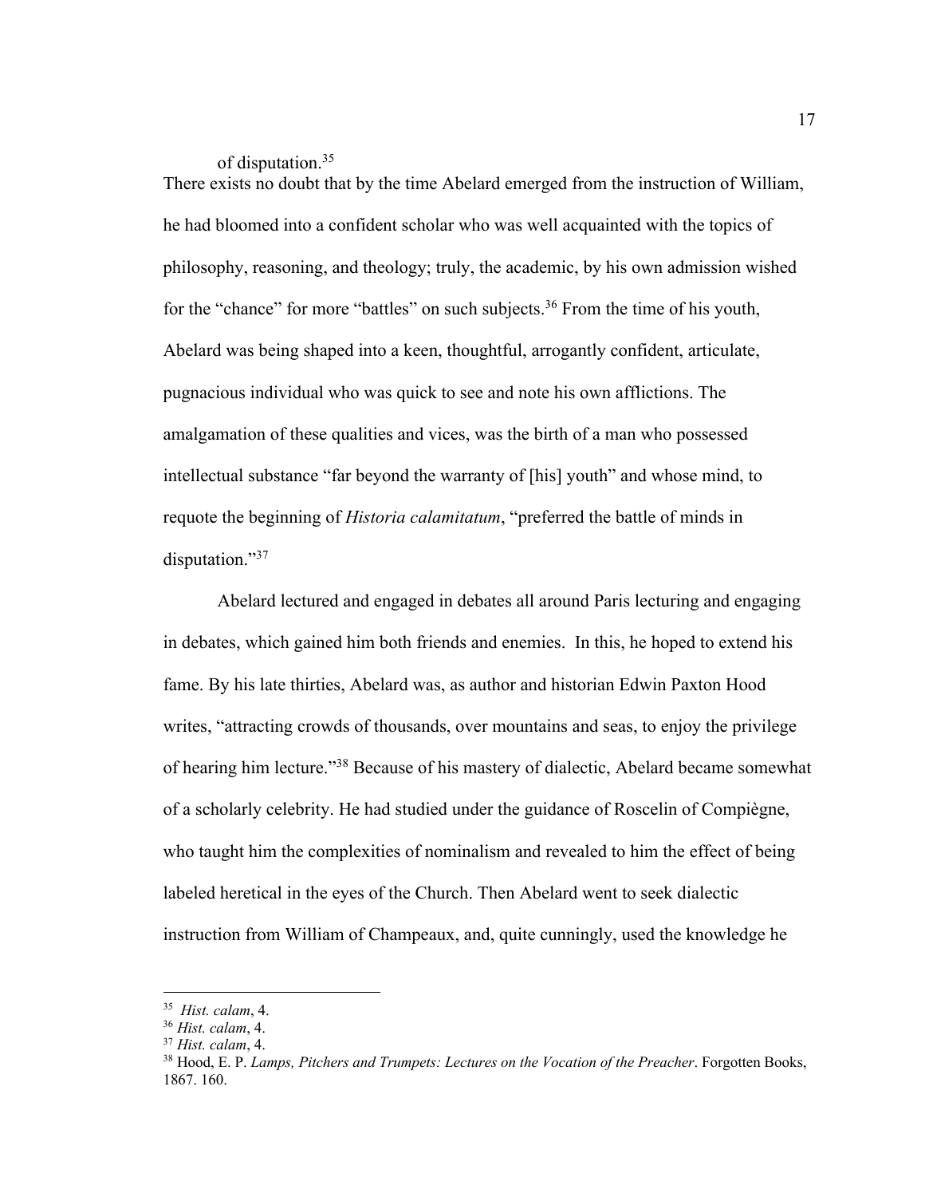of disputation.[35]

There exists no doubt that by the time Abelard emerged from the instruction of William, he had bloomed into a confident scholar who was well acquainted with the topics of philosophy, reasoning, and theology; truly, the academic, by his own admission wished for the "chance" for more "battles" on such subjects.[36] From the time of his youth, Abelard was being shaped into a keen, thoughtful, arrogantly confident, articulate, pugnacious individual who was quick to see and note his own afflictions. The amalgamation of these qualities and vices, was the birth of a man who possessed intellectual substance "far beyond the warranty of [his] youth" and whose mind, to requote the beginning of *Historia calamitatum*, "preferred the battle of minds in disputation."[37]

Abelard lectured and engaged in debates all around Paris lecturing and engaging in debates, which gained him both friends and enemies. In this, he hoped to extend his fame. By his late thirties, Abelard was, as author and historian Edwin Paxton Hood writes, "attracting crowds of thousands, over mountains and seas, to enjoy the privilege of hearing him lecture."[38] Because of his mastery of dialectic, Abelard became somewhat of a scholarly celebrity. He had studied under the guidance of Roscelin of Compiègne, who taught him the complexities of nominalism and revealed to him the effect of being labeled heretical in the eyes of the Church. Then Abelard went to seek dialectic instruction from William of Champeaux, and, quite cunningly, used the knowledge he

---

[35] *Hist. calam*, 4.

[36] *Hist. calam*, 4.

[37] *Hist. calam*, 4.

[38] Hood, E. P. *Lamps, Pitchers and Trumpets: Lectures on the Vocation of the Preacher*. Forgotten Books, 1867. 160.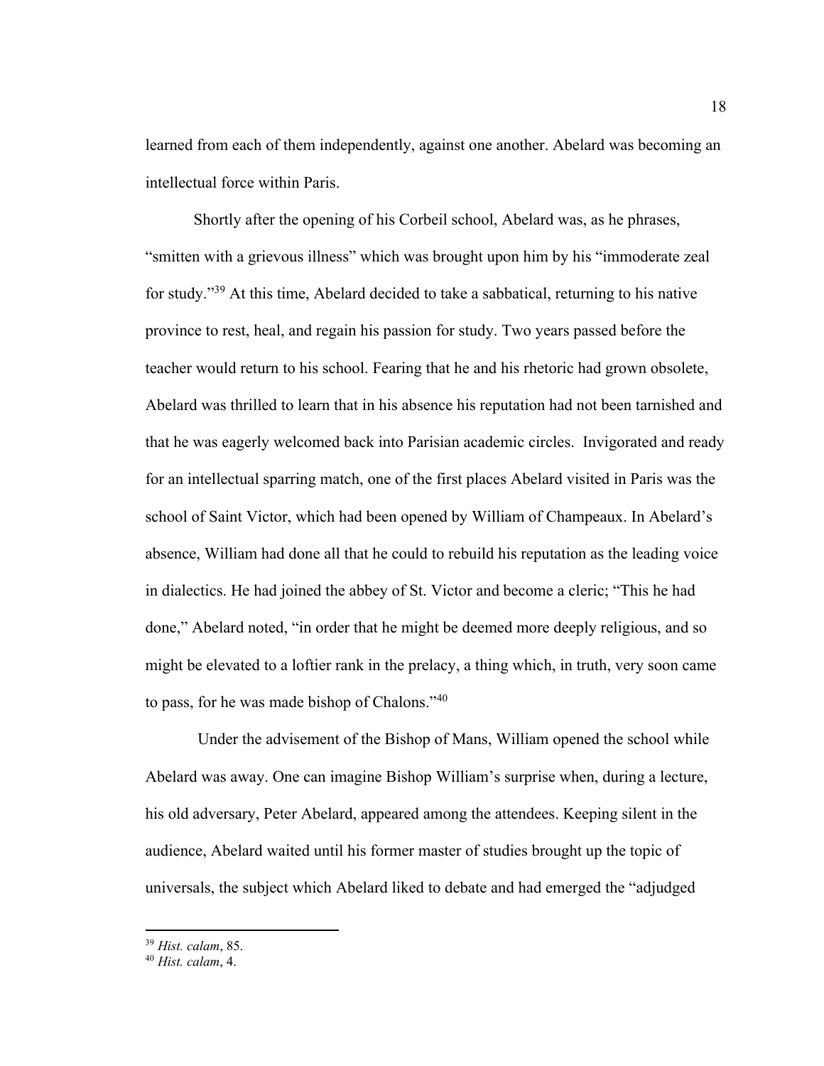learned from each of them independently, against one another. Abelard was becoming an intellectual force within Paris.

Shortly after the opening of his Corbeil school, Abelard was, as he phrases, "smitten with a grievous illness" which was brought upon him by his "immoderate zeal for study."[39] At this time, Abelard decided to take a sabbatical, returning to his native province to rest, heal, and regain his passion for study. Two years passed before the teacher would return to his school. Fearing that he and his rhetoric had grown obsolete, Abelard was thrilled to learn that in his absence his reputation had not been tarnished and that he was eagerly welcomed back into Parisian academic circles. Invigorated and ready for an intellectual sparring match, one of the first places Abelard visited in Paris was the school of Saint Victor, which had been opened by William of Champeaux. In Abelard's absence, William had done all that he could to rebuild his reputation as the leading voice in dialectics. He had joined the abbey of St. Victor and become a cleric; "This he had done," Abelard noted, "in order that he might be deemed more deeply religious, and so might be elevated to a loftier rank in the prelacy, a thing which, in truth, very soon came to pass, for he was made bishop of Chalons."[40]

Under the advisement of the Bishop of Mans, William opened the school while Abelard was away. One can imagine Bishop William's surprise when, during a lecture, his old adversary, Peter Abelard, appeared among the attendees. Keeping silent in the audience, Abelard waited until his former master of studies brought up the topic of universals, the subject which Abelard liked to debate and had emerged the "adjudged

---

[39] *Hist. calam*, 85.

[40] *Hist. calam*, 4.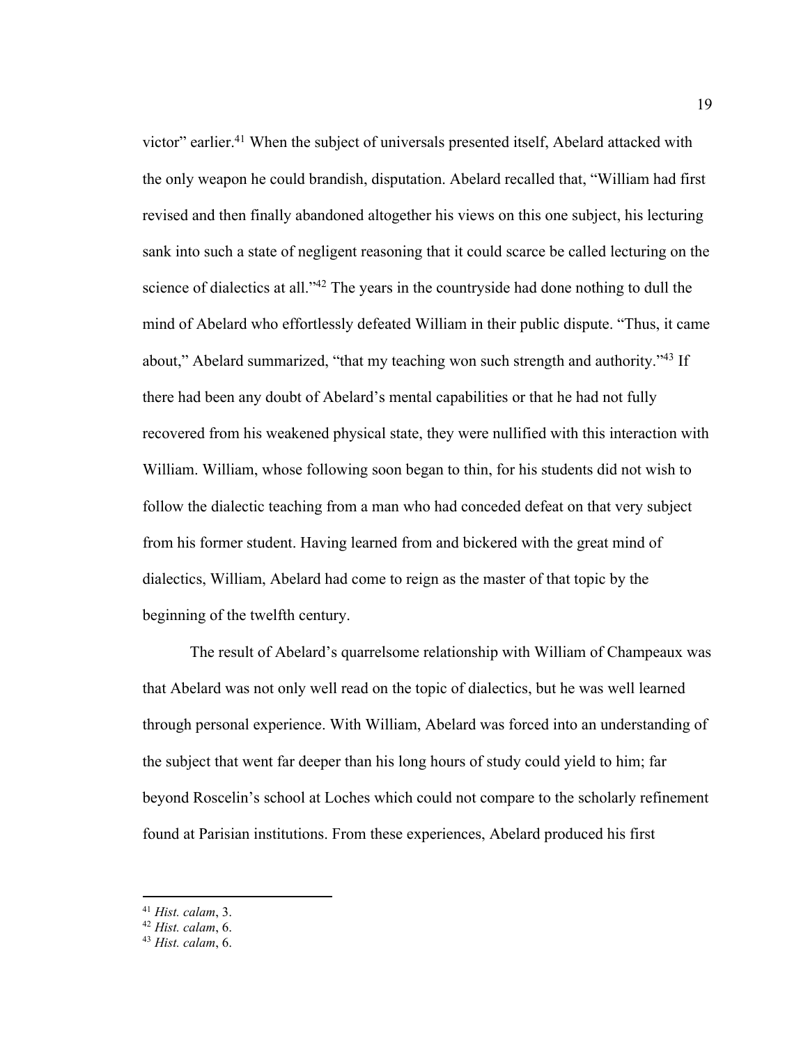victor" earlier.[41] When the subject of universals presented itself, Abelard attacked with the only weapon he could brandish, disputation. Abelard recalled that, "William had first revised and then finally abandoned altogether his views on this one subject, his lecturing sank into such a state of negligent reasoning that it could scarce be called lecturing on the science of dialectics at all."[42] The years in the countryside had done nothing to dull the mind of Abelard who effortlessly defeated William in their public dispute. "Thus, it came about," Abelard summarized, "that my teaching won such strength and authority."[43] If there had been any doubt of Abelard's mental capabilities or that he had not fully recovered from his weakened physical state, they were nullified with this interaction with William. William, whose following soon began to thin, for his students did not wish to follow the dialectic teaching from a man who had conceded defeat on that very subject from his former student. Having learned from and bickered with the great mind of dialectics, William, Abelard had come to reign as the master of that topic by the beginning of the twelfth century.

The result of Abelard's quarrelsome relationship with William of Champeaux was that Abelard was not only well read on the topic of dialectics, but he was well learned through personal experience. With William, Abelard was forced into an understanding of the subject that went far deeper than his long hours of study could yield to him; far beyond Roscelin's school at Loches which could not compare to the scholarly refinement found at Parisian institutions. From these experiences, Abelard produced his first

---

[41] *Hist. calam*, 3.

[42] *Hist. calam*, 6.

[43] *Hist. calam*, 6.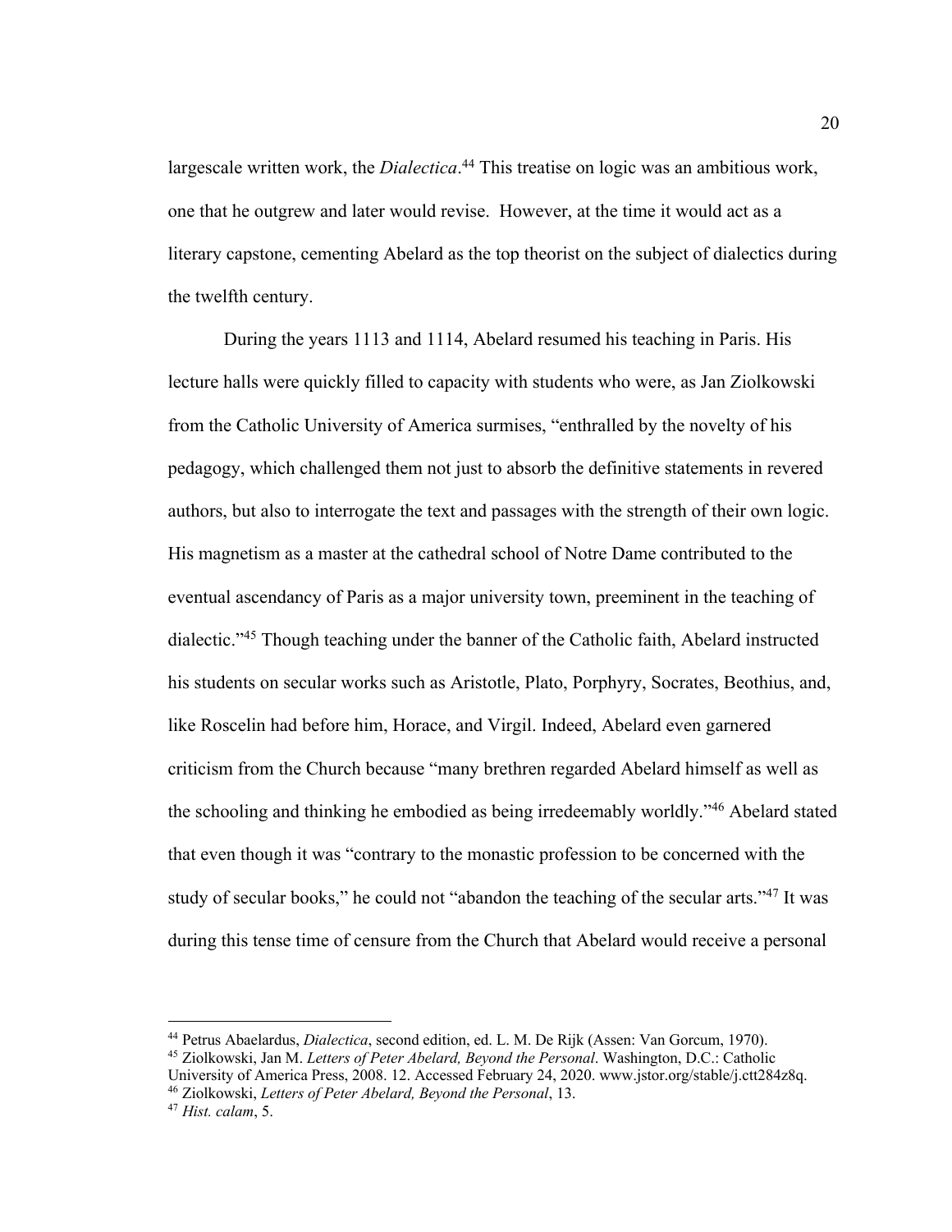largescale written work, the *Dialectica*.[44] This treatise on logic was an ambitious work, one that he outgrew and later would revise. However, at the time it would act as a literary capstone, cementing Abelard as the top theorist on the subject of dialectics during the twelfth century.

During the years 1113 and 1114, Abelard resumed his teaching in Paris. His lecture halls were quickly filled to capacity with students who were, as Jan Ziolkowski from the Catholic University of America surmises, "enthralled by the novelty of his pedagogy, which challenged them not just to absorb the definitive statements in revered authors, but also to interrogate the text and passages with the strength of their own logic. His magnetism as a master at the cathedral school of Notre Dame contributed to the eventual ascendancy of Paris as a major university town, preeminent in the teaching of dialectic."[45] Though teaching under the banner of the Catholic faith, Abelard instructed his students on secular works such as Aristotle, Plato, Porphyry, Socrates, Beothius, and, like Roscelin had before him, Horace, and Virgil. Indeed, Abelard even garnered criticism from the Church because "many brethren regarded Abelard himself as well as the schooling and thinking he embodied as being irredeemably worldly."[46] Abelard stated that even though it was "contrary to the monastic profession to be concerned with the study of secular books," he could not "abandon the teaching of the secular arts."[47] It was during this tense time of censure from the Church that Abelard would receive a personal

---

[44] Petrus Abaelardus, *Dialectica*, second edition, ed. L. M. De Rijk (Assen: Van Gorcum, 1970).

[45] Ziolkowski, Jan M. *Letters of Peter Abelard, Beyond the Personal*. Washington, D.C.: Catholic University of America Press, 2008. 12. Accessed February 24, 2020. www.jstor.org/stable/j.ctt284z8q.

[46] Ziolkowski, *Letters of Peter Abelard, Beyond the Personal*, 13.

[47] *Hist. calam*, 5.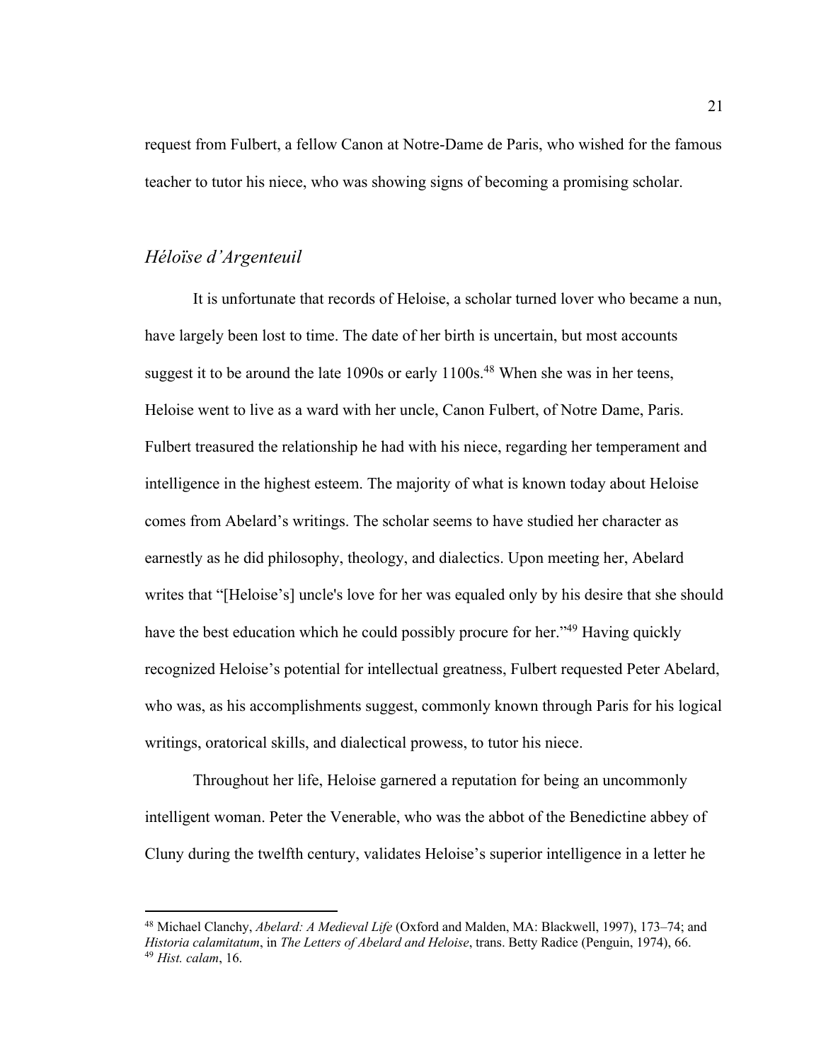request from Fulbert, a fellow Canon at Notre-Dame de Paris, who wished for the famous teacher to tutor his niece, who was showing signs of becoming a promising scholar.

### *Héloïse d'Argenteuil*

It is unfortunate that records of Heloise, a scholar turned lover who became a nun, have largely been lost to time. The date of her birth is uncertain, but most accounts suggest it to be around the late 1090s or early 1100s.[48] When she was in her teens, Heloise went to live as a ward with her uncle, Canon Fulbert, of Notre Dame, Paris. Fulbert treasured the relationship he had with his niece, regarding her temperament and intelligence in the highest esteem. The majority of what is known today about Heloise comes from Abelard's writings. The scholar seems to have studied her character as earnestly as he did philosophy, theology, and dialectics. Upon meeting her, Abelard writes that "[Heloise's] uncle's love for her was equaled only by his desire that she should have the best education which he could possibly procure for her."[49] Having quickly recognized Heloise's potential for intellectual greatness, Fulbert requested Peter Abelard, who was, as his accomplishments suggest, commonly known through Paris for his logical writings, oratorical skills, and dialectical prowess, to tutor his niece.

Throughout her life, Heloise garnered a reputation for being an uncommonly intelligent woman. Peter the Venerable, who was the abbot of the Benedictine abbey of Cluny during the twelfth century, validates Heloise's superior intelligence in a letter he

---

[48] Michael Clanchy, *Abelard: A Medieval Life* (Oxford and Malden, MA: Blackwell, 1997), 173–74; and *Historia calamitatum*, in *The Letters of Abelard and Heloise*, trans. Betty Radice (Penguin, 1974), 66.

[49] *Hist. calam*, 16.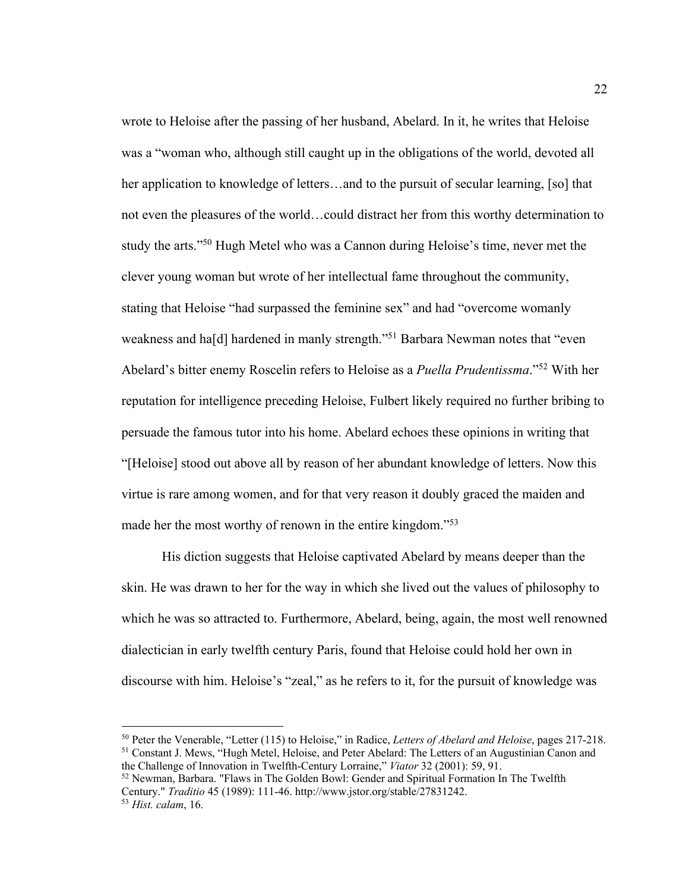wrote to Heloise after the passing of her husband, Abelard. In it, he writes that Heloise was a "woman who, although still caught up in the obligations of the world, devoted all her application to knowledge of letters…and to the pursuit of secular learning, [so] that not even the pleasures of the world…could distract her from this worthy determination to study the arts."[50] Hugh Metel who was a Cannon during Heloise's time, never met the clever young woman but wrote of her intellectual fame throughout the community, stating that Heloise "had surpassed the feminine sex" and had "overcome womanly weakness and ha[d] hardened in manly strength."[51] Barbara Newman notes that "even Abelard's bitter enemy Roscelin refers to Heloise as a *Puella Prudentissma*."[52] With her reputation for intelligence preceding Heloise, Fulbert likely required no further bribing to persuade the famous tutor into his home. Abelard echoes these opinions in writing that "[Heloise] stood out above all by reason of her abundant knowledge of letters. Now this virtue is rare among women, and for that very reason it doubly graced the maiden and made her the most worthy of renown in the entire kingdom."[53]

His diction suggests that Heloise captivated Abelard by means deeper than the skin. He was drawn to her for the way in which she lived out the values of philosophy to which he was so attracted to. Furthermore, Abelard, being, again, the most well renowned dialectician in early twelfth century Paris, found that Heloise could hold her own in discourse with him. Heloise's "zeal," as he refers to it, for the pursuit of knowledge was

---

[50] Peter the Venerable, "Letter (115) to Heloise," in Radice, *Letters of Abelard and Heloise*, pages 217-218.

[51] Constant J. Mews, "Hugh Metel, Heloise, and Peter Abelard: The Letters of an Augustinian Canon and the Challenge of Innovation in Twelfth-Century Lorraine," *Viator* 32 (2001): 59, 91.

[52] Newman, Barbara. "Flaws in The Golden Bowl: Gender and Spiritual Formation In The Twelfth Century." *Traditio* 45 (1989): 111-46. http://www.jstor.org/stable/27831242.

[53] *Hist. calam*, 16.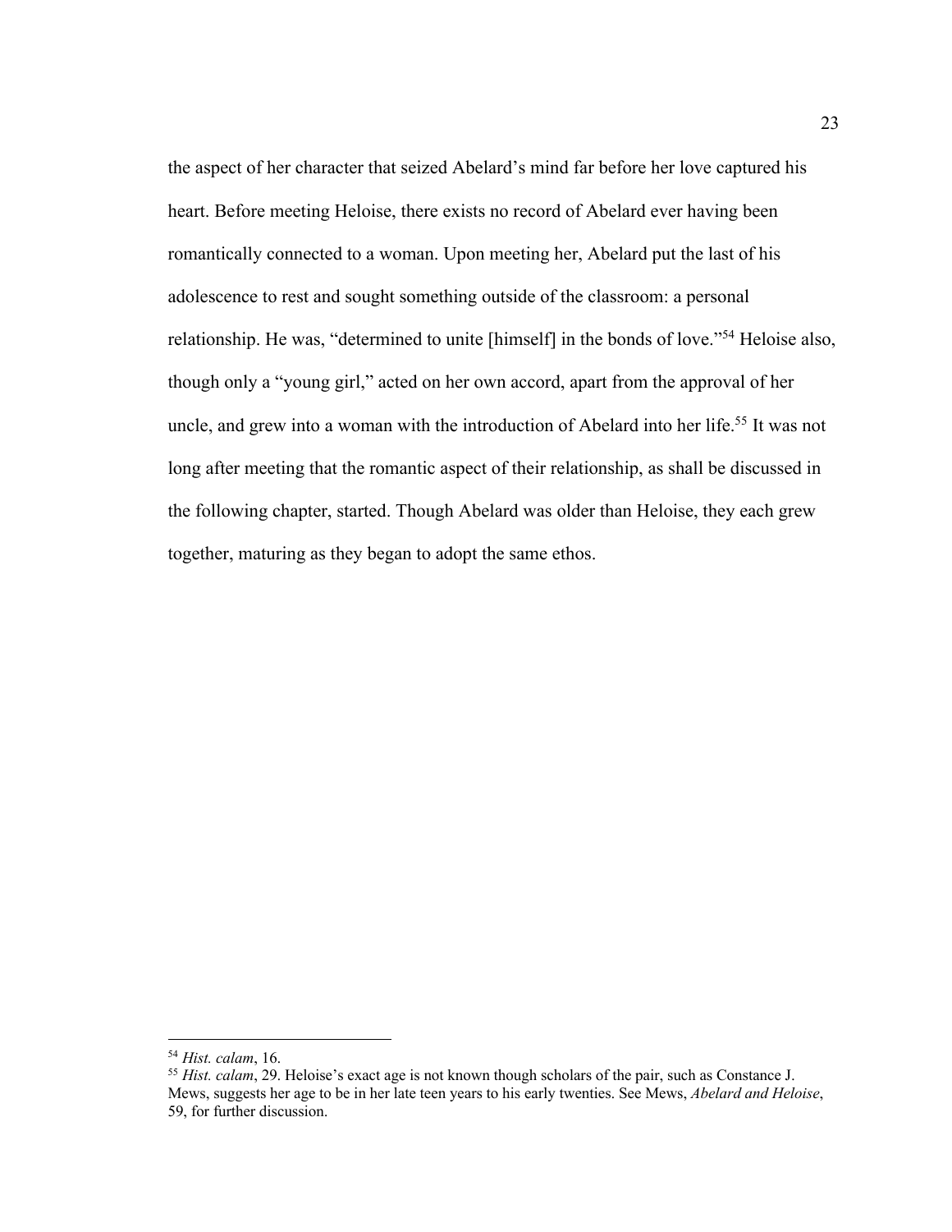the aspect of her character that seized Abelard's mind far before her love captured his heart. Before meeting Heloise, there exists no record of Abelard ever having been romantically connected to a woman. Upon meeting her, Abelard put the last of his adolescence to rest and sought something outside of the classroom: a personal relationship. He was, "determined to unite [himself] in the bonds of love."[54] Heloise also, though only a "young girl," acted on her own accord, apart from the approval of her uncle, and grew into a woman with the introduction of Abelard into her life.[55] It was not long after meeting that the romantic aspect of their relationship, as shall be discussed in the following chapter, started. Though Abelard was older than Heloise, they each grew together, maturing as they began to adopt the same ethos.

---

[54] *Hist. calam*, 16.

[55] *Hist. calam*, 29. Heloise's exact age is not known though scholars of the pair, such as Constance J. Mews, suggests her age to be in her late teen years to his early twenties. See Mews, *Abelard and Heloise*, 59, for further discussion.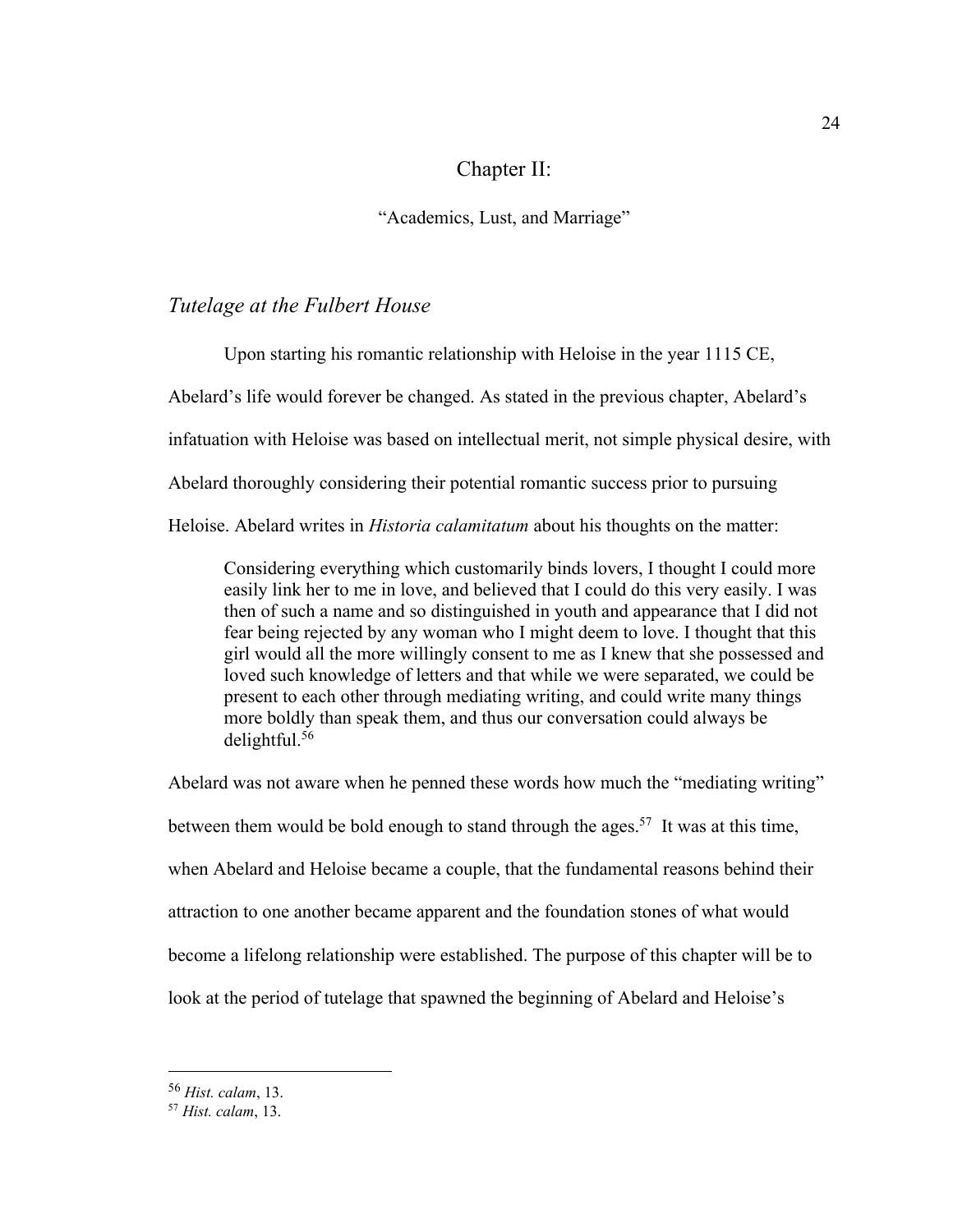# Chapter II:

## "Academics, Lust, and Marriage"

### *Tutelage at the Fulbert House*

Upon starting his romantic relationship with Heloise in the year 1115 CE, Abelard's life would forever be changed. As stated in the previous chapter, Abelard's infatuation with Heloise was based on intellectual merit, not simple physical desire, with Abelard thoroughly considering their potential romantic success prior to pursuing Heloise. Abelard writes in *Historia calamitatum* about his thoughts on the matter:

> Considering everything which customarily binds lovers, I thought I could more easily link her to me in love, and believed that I could do this very easily. I was then of such a name and so distinguished in youth and appearance that I did not fear being rejected by any woman who I might deem to love. I thought that this girl would all the more willingly consent to me as I knew that she possessed and loved such knowledge of letters and that while we were separated, we could be present to each other through mediating writing, and could write many things more boldly than speak them, and thus our conversation could always be delightful.[56]

Abelard was not aware when he penned these words how much the "mediating writing" between them would be bold enough to stand through the ages.[57] It was at this time, when Abelard and Heloise became a couple, that the fundamental reasons behind their attraction to one another became apparent and the foundation stones of what would become a lifelong relationship were established. The purpose of this chapter will be to look at the period of tutelage that spawned the beginning of Abelard and Heloise's

---

[56] *Hist. calam*, 13.

[57] *Hist. calam*, 13.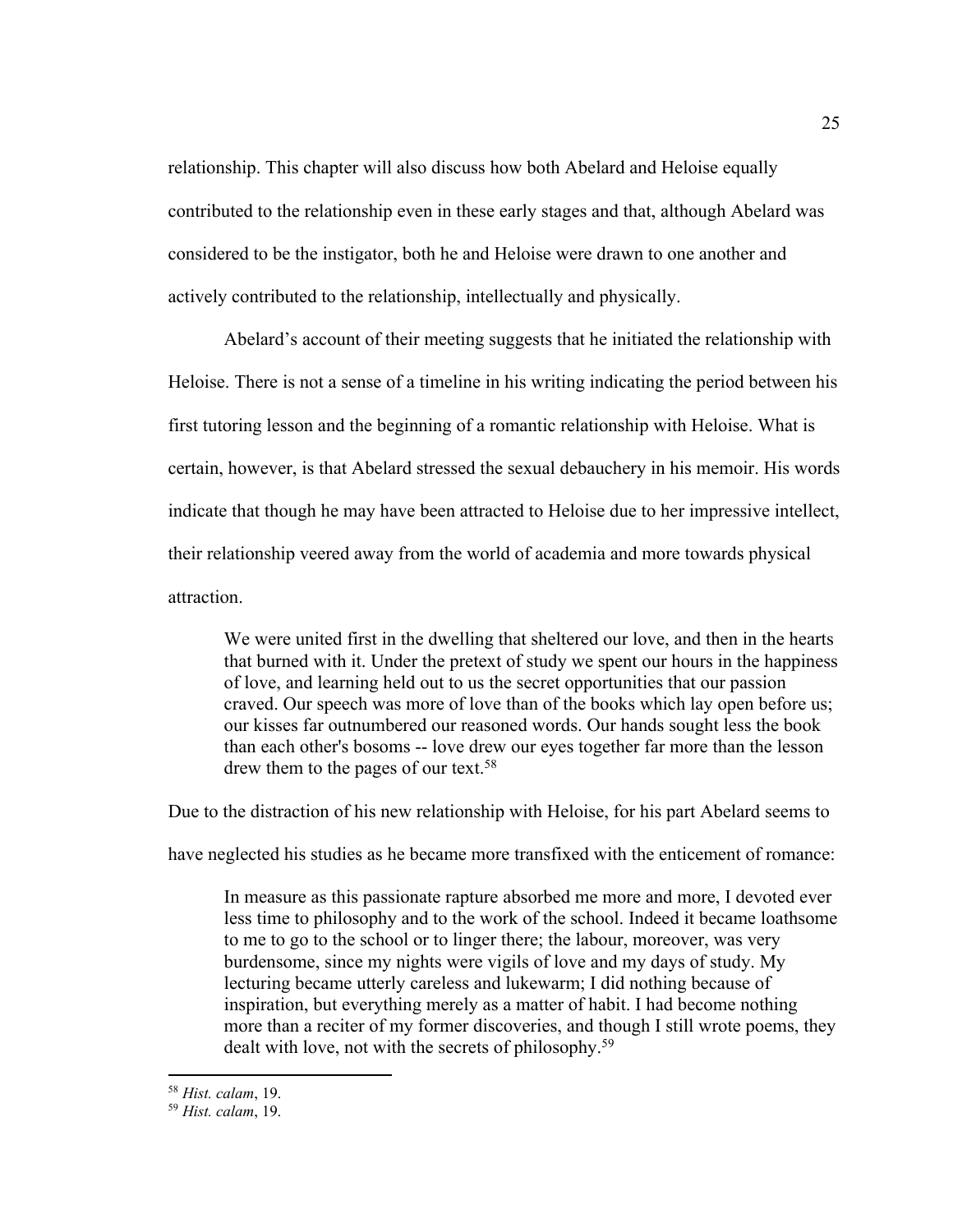relationship. This chapter will also discuss how both Abelard and Heloise equally contributed to the relationship even in these early stages and that, although Abelard was considered to be the instigator, both he and Heloise were drawn to one another and actively contributed to the relationship, intellectually and physically.

Abelard's account of their meeting suggests that he initiated the relationship with Heloise. There is not a sense of a timeline in his writing indicating the period between his first tutoring lesson and the beginning of a romantic relationship with Heloise. What is certain, however, is that Abelard stressed the sexual debauchery in his memoir. His words indicate that though he may have been attracted to Heloise due to her impressive intellect, their relationship veered away from the world of academia and more towards physical attraction.

> We were united first in the dwelling that sheltered our love, and then in the hearts that burned with it. Under the pretext of study we spent our hours in the happiness of love, and learning held out to us the secret opportunities that our passion craved. Our speech was more of love than of the books which lay open before us; our kisses far outnumbered our reasoned words. Our hands sought less the book than each other's bosoms -- love drew our eyes together far more than the lesson drew them to the pages of our text.[58]

Due to the distraction of his new relationship with Heloise, for his part Abelard seems to have neglected his studies as he became more transfixed with the enticement of romance:

> In measure as this passionate rapture absorbed me more and more, I devoted ever less time to philosophy and to the work of the school. Indeed it became loathsome to me to go to the school or to linger there; the labour, moreover, was very burdensome, since my nights were vigils of love and my days of study. My lecturing became utterly careless and lukewarm; I did nothing because of inspiration, but everything merely as a matter of habit. I had become nothing more than a reciter of my former discoveries, and though I still wrote poems, they dealt with love, not with the secrets of philosophy.[59]

---

[58] *Hist. calam*, 19.

[59] *Hist. calam*, 19.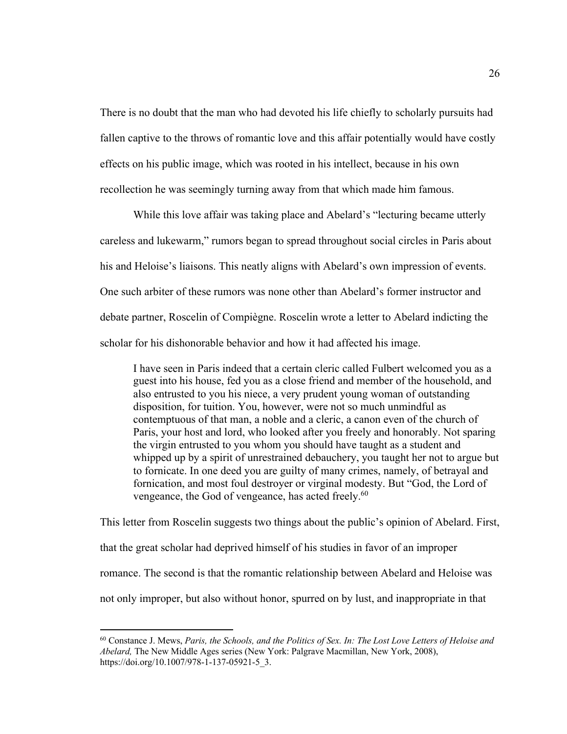There is no doubt that the man who had devoted his life chiefly to scholarly pursuits had fallen captive to the throws of romantic love and this affair potentially would have costly effects on his public image, which was rooted in his intellect, because in his own recollection he was seemingly turning away from that which made him famous.

While this love affair was taking place and Abelard's "lecturing became utterly careless and lukewarm," rumors began to spread throughout social circles in Paris about his and Heloise's liaisons. This neatly aligns with Abelard's own impression of events. One such arbiter of these rumors was none other than Abelard's former instructor and debate partner, Roscelin of Compiègne. Roscelin wrote a letter to Abelard indicting the scholar for his dishonorable behavior and how it had affected his image.

> I have seen in Paris indeed that a certain cleric called Fulbert welcomed you as a guest into his house, fed you as a close friend and member of the household, and also entrusted to you his niece, a very prudent young woman of outstanding disposition, for tuition. You, however, were not so much unmindful as contemptuous of that man, a noble and a cleric, a canon even of the church of Paris, your host and lord, who looked after you freely and honorably. Not sparing the virgin entrusted to you whom you should have taught as a student and whipped up by a spirit of unrestrained debauchery, you taught her not to argue but to fornicate. In one deed you are guilty of many crimes, namely, of betrayal and fornication, and most foul destroyer or virginal modesty. But "God, the Lord of vengeance, the God of vengeance, has acted freely.[60]

This letter from Roscelin suggests two things about the public's opinion of Abelard. First, that the great scholar had deprived himself of his studies in favor of an improper romance. The second is that the romantic relationship between Abelard and Heloise was not only improper, but also without honor, spurred on by lust, and inappropriate in that

[60] Constance J. Mews, *Paris, the Schools, and the Politics of Sex. In: The Lost Love Letters of Heloise and Abelard,* The New Middle Ages series (New York: Palgrave Macmillan, New York, 2008), https://doi.org/10.1007/978-1-137-05921-5_3.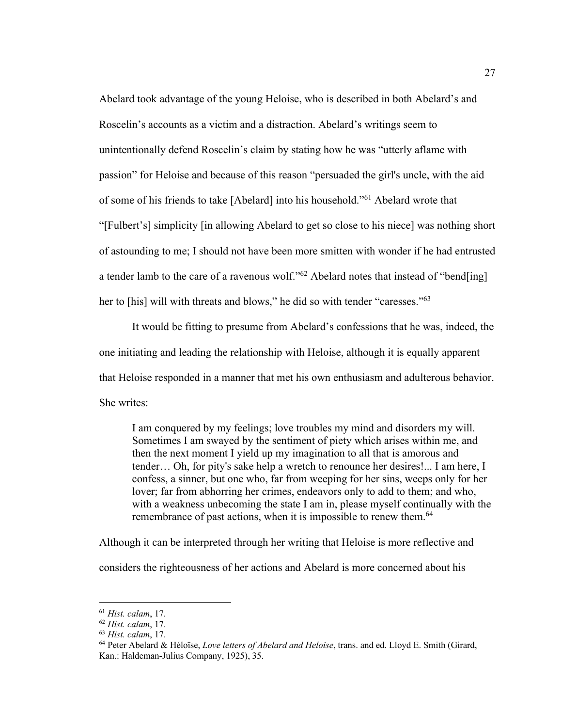Abelard took advantage of the young Heloise, who is described in both Abelard's and Roscelin's accounts as a victim and a distraction. Abelard's writings seem to unintentionally defend Roscelin's claim by stating how he was "utterly aflame with passion" for Heloise and because of this reason "persuaded the girl's uncle, with the aid of some of his friends to take [Abelard] into his household."[61] Abelard wrote that "[Fulbert's] simplicity [in allowing Abelard to get so close to his niece] was nothing short of astounding to me; I should not have been more smitten with wonder if he had entrusted a tender lamb to the care of a ravenous wolf."[62] Abelard notes that instead of "bend[ing] her to [his] will with threats and blows," he did so with tender "caresses."[63]

It would be fitting to presume from Abelard's confessions that he was, indeed, the one initiating and leading the relationship with Heloise, although it is equally apparent that Heloise responded in a manner that met his own enthusiasm and adulterous behavior. She writes:

> I am conquered by my feelings; love troubles my mind and disorders my will. Sometimes I am swayed by the sentiment of piety which arises within me, and then the next moment I yield up my imagination to all that is amorous and tender… Oh, for pity's sake help a wretch to renounce her desires!... I am here, I confess, a sinner, but one who, far from weeping for her sins, weeps only for her lover; far from abhorring her crimes, endeavors only to add to them; and who, with a weakness unbecoming the state I am in, please myself continually with the remembrance of past actions, when it is impossible to renew them.[64]

Although it can be interpreted through her writing that Heloise is more reflective and considers the righteousness of her actions and Abelard is more concerned about his

---

[61] *Hist. calam*, 17.

[62] *Hist. calam*, 17.

[63] *Hist. calam*, 17.

[64] Peter Abelard & Héloïse, *Love letters of Abelard and Heloise*, trans. and ed. Lloyd E. Smith (Girard, Kan.: Haldeman-Julius Company, 1925), 35.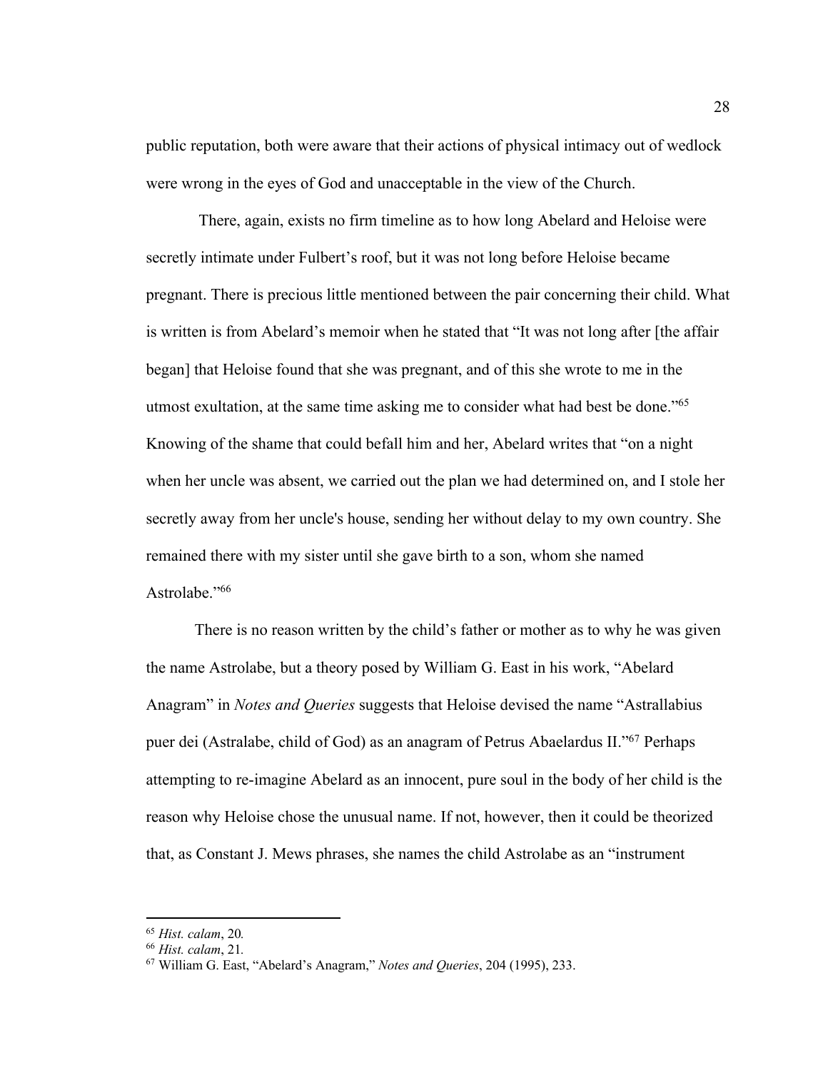public reputation, both were aware that their actions of physical intimacy out of wedlock were wrong in the eyes of God and unacceptable in the view of the Church.

There, again, exists no firm timeline as to how long Abelard and Heloise were secretly intimate under Fulbert's roof, but it was not long before Heloise became pregnant. There is precious little mentioned between the pair concerning their child. What is written is from Abelard's memoir when he stated that "It was not long after [the affair began] that Heloise found that she was pregnant, and of this she wrote to me in the utmost exultation, at the same time asking me to consider what had best be done."[65] Knowing of the shame that could befall him and her, Abelard writes that "on a night when her uncle was absent, we carried out the plan we had determined on, and I stole her secretly away from her uncle's house, sending her without delay to my own country. She remained there with my sister until she gave birth to a son, whom she named Astrolabe."[66]

There is no reason written by the child's father or mother as to why he was given the name Astrolabe, but a theory posed by William G. East in his work, "Abelard Anagram" in *Notes and Queries* suggests that Heloise devised the name "Astrallabius puer dei (Astralabe, child of God) as an anagram of Petrus Abaelardus II."[67] Perhaps attempting to re-imagine Abelard as an innocent, pure soul in the body of her child is the reason why Heloise chose the unusual name. If not, however, then it could be theorized that, as Constant J. Mews phrases, she names the child Astrolabe as an "instrument

---

[65] *Hist. calam*, 20.

[66] *Hist. calam*, 21.

[67] William G. East, "Abelard's Anagram," *Notes and Queries*, 204 (1995), 233.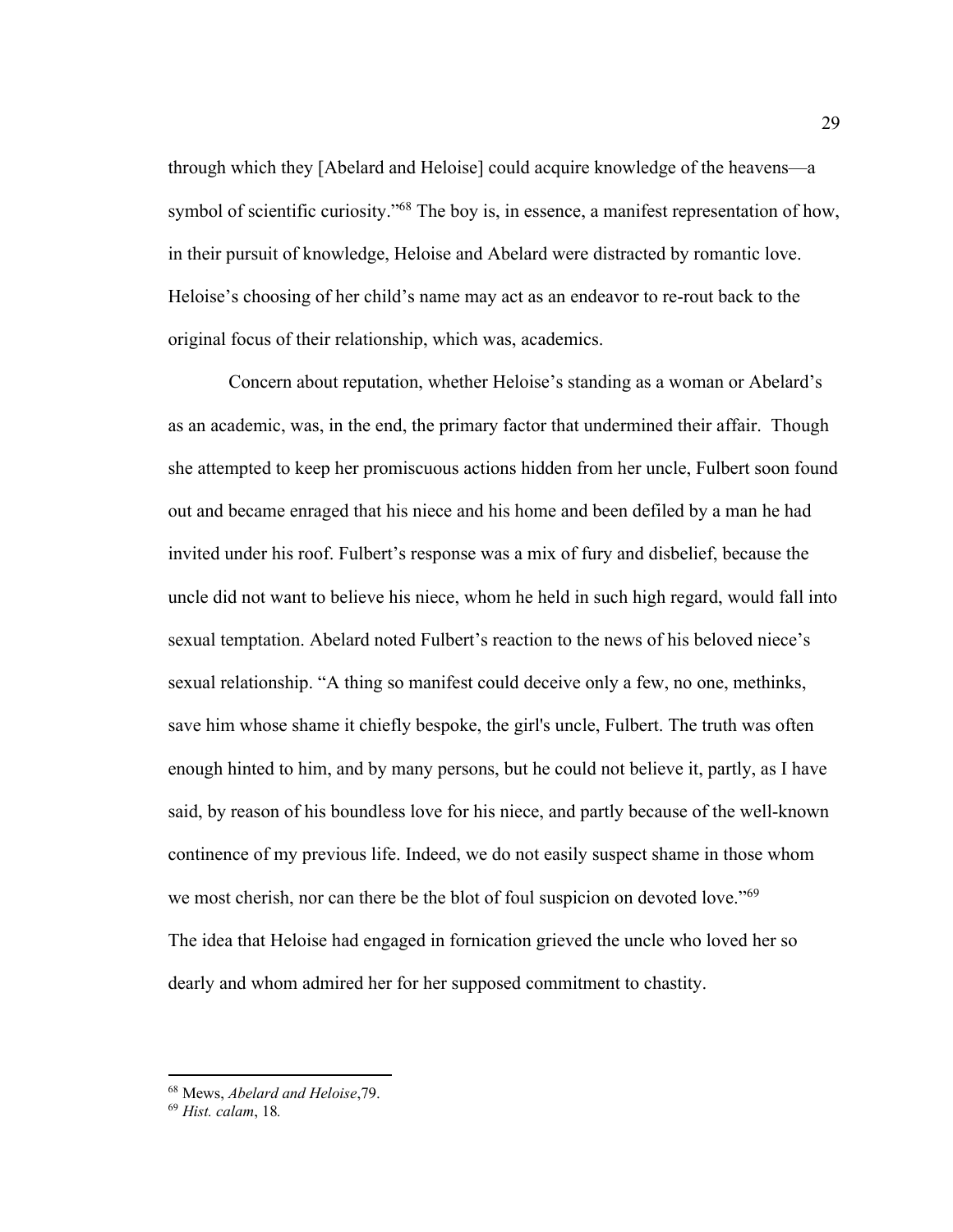through which they [Abelard and Heloise] could acquire knowledge of the heavens—a symbol of scientific curiosity."[68] The boy is, in essence, a manifest representation of how, in their pursuit of knowledge, Heloise and Abelard were distracted by romantic love. Heloise's choosing of her child's name may act as an endeavor to re-rout back to the original focus of their relationship, which was, academics.

Concern about reputation, whether Heloise's standing as a woman or Abelard's as an academic, was, in the end, the primary factor that undermined their affair. Though she attempted to keep her promiscuous actions hidden from her uncle, Fulbert soon found out and became enraged that his niece and his home and been defiled by a man he had invited under his roof. Fulbert's response was a mix of fury and disbelief, because the uncle did not want to believe his niece, whom he held in such high regard, would fall into sexual temptation. Abelard noted Fulbert's reaction to the news of his beloved niece's sexual relationship. "A thing so manifest could deceive only a few, no one, methinks, save him whose shame it chiefly bespoke, the girl's uncle, Fulbert. The truth was often enough hinted to him, and by many persons, but he could not believe it, partly, as I have said, by reason of his boundless love for his niece, and partly because of the well-known continence of my previous life. Indeed, we do not easily suspect shame in those whom we most cherish, nor can there be the blot of foul suspicion on devoted love."[69]

The idea that Heloise had engaged in fornication grieved the uncle who loved her so dearly and whom admired her for her supposed commitment to chastity.

---

[68] Mews, *Abelard and Heloise*,79.

[69] *Hist. calam*, 18.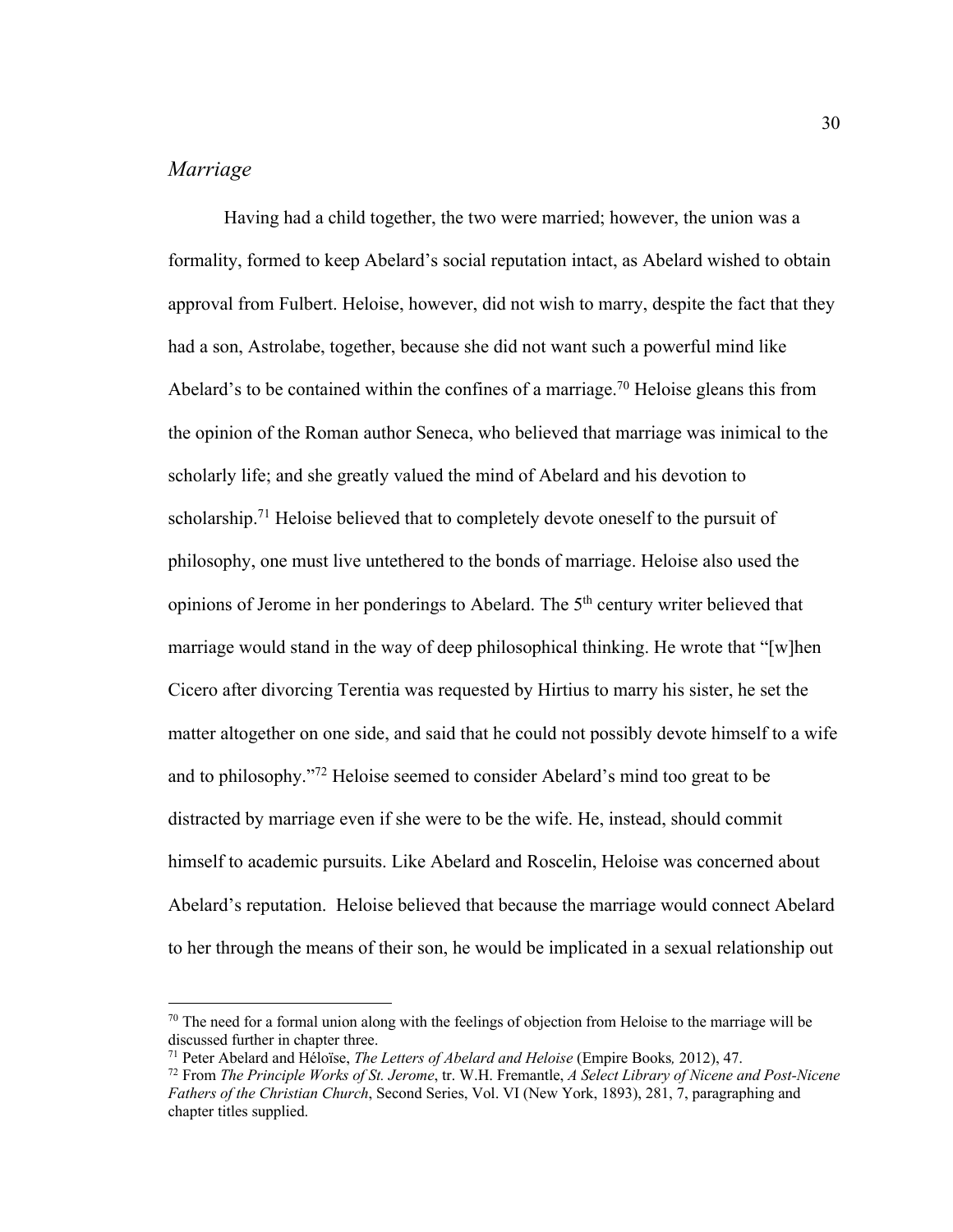## *Marriage*

Having had a child together, the two were married; however, the union was a formality, formed to keep Abelard's social reputation intact, as Abelard wished to obtain approval from Fulbert. Heloise, however, did not wish to marry, despite the fact that they had a son, Astrolabe, together, because she did not want such a powerful mind like Abelard's to be contained within the confines of a marriage.[70] Heloise gleans this from the opinion of the Roman author Seneca, who believed that marriage was inimical to the scholarly life; and she greatly valued the mind of Abelard and his devotion to scholarship.[71] Heloise believed that to completely devote oneself to the pursuit of philosophy, one must live untethered to the bonds of marriage. Heloise also used the opinions of Jerome in her ponderings to Abelard. The 5th century writer believed that marriage would stand in the way of deep philosophical thinking. He wrote that "[w]hen Cicero after divorcing Terentia was requested by Hirtius to marry his sister, he set the matter altogether on one side, and said that he could not possibly devote himself to a wife and to philosophy."[72] Heloise seemed to consider Abelard's mind too great to be distracted by marriage even if she were to be the wife. He, instead, should commit himself to academic pursuits. Like Abelard and Roscelin, Heloise was concerned about Abelard's reputation. Heloise believed that because the marriage would connect Abelard to her through the means of their son, he would be implicated in a sexual relationship out

---

[70] The need for a formal union along with the feelings of objection from Heloise to the marriage will be discussed further in chapter three.

[71] Peter Abelard and Héloïse, *The Letters of Abelard and Heloise* (Empire Books*,* 2012), 47.

[72] From *The Principle Works of St. Jerome*, tr. W.H. Fremantle, *A Select Library of Nicene and Post-Nicene Fathers of the Christian Church*, Second Series, Vol. VI (New York, 1893), 281, 7, paragraphing and chapter titles supplied.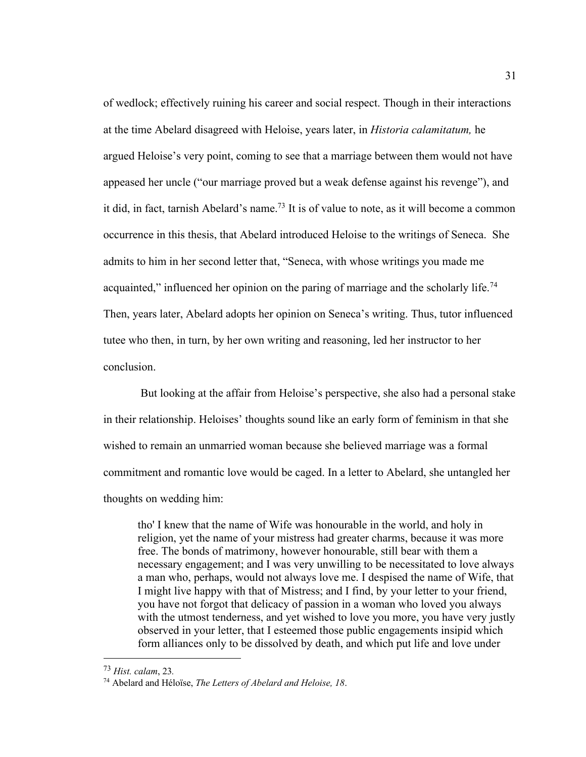of wedlock; effectively ruining his career and social respect. Though in their interactions at the time Abelard disagreed with Heloise, years later, in *Historia calamitatum,* he argued Heloise's very point, coming to see that a marriage between them would not have appeased her uncle ("our marriage proved but a weak defense against his revenge"), and it did, in fact, tarnish Abelard's name.[73] It is of value to note, as it will become a common occurrence in this thesis, that Abelard introduced Heloise to the writings of Seneca. She admits to him in her second letter that, "Seneca, with whose writings you made me acquainted," influenced her opinion on the paring of marriage and the scholarly life.[74] Then, years later, Abelard adopts her opinion on Seneca's writing. Thus, tutor influenced tutee who then, in turn, by her own writing and reasoning, led her instructor to her conclusion.

But looking at the affair from Heloise's perspective, she also had a personal stake in their relationship. Heloises' thoughts sound like an early form of feminism in that she wished to remain an unmarried woman because she believed marriage was a formal commitment and romantic love would be caged. In a letter to Abelard, she untangled her thoughts on wedding him:

> tho' I knew that the name of Wife was honourable in the world, and holy in religion, yet the name of your mistress had greater charms, because it was more free. The bonds of matrimony, however honourable, still bear with them a necessary engagement; and I was very unwilling to be necessitated to love always a man who, perhaps, would not always love me. I despised the name of Wife, that I might live happy with that of Mistress; and I find, by your letter to your friend, you have not forgot that delicacy of passion in a woman who loved you always with the utmost tenderness, and yet wished to love you more, you have very justly observed in your letter, that I esteemed those public engagements insipid which form alliances only to be dissolved by death, and which put life and love under

---

[73] *Hist. calam*, 23.

[74] Abelard and Héloïse, *The Letters of Abelard and Heloise, 18*.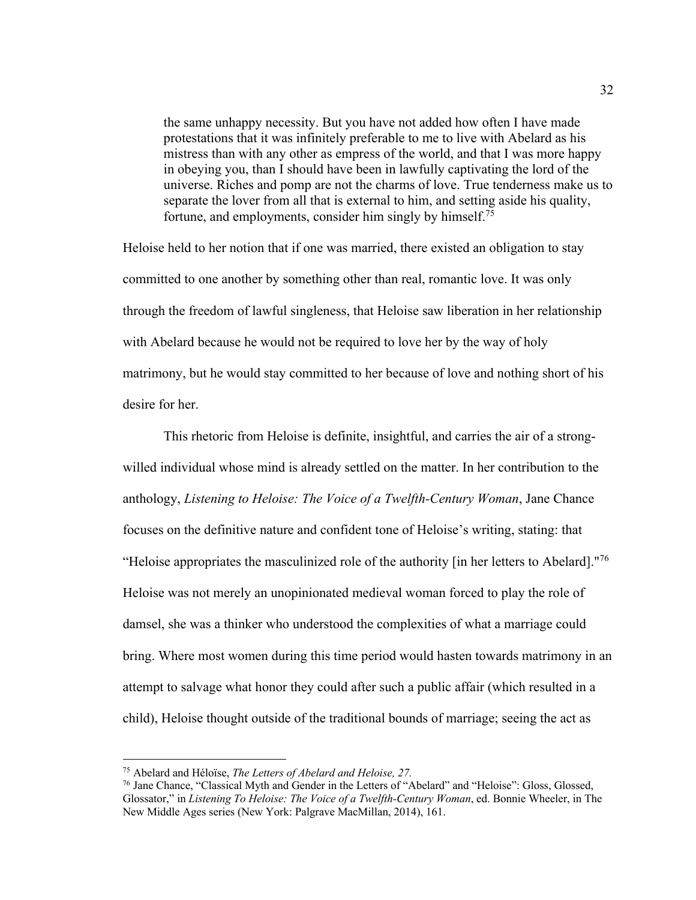> the same unhappy necessity. But you have not added how often I have made protestations that it was infinitely preferable to me to live with Abelard as his mistress than with any other as empress of the world, and that I was more happy in obeying you, than I should have been in lawfully captivating the lord of the universe. Riches and pomp are not the charms of love. True tenderness make us to separate the lover from all that is external to him, and setting aside his quality, fortune, and employments, consider him singly by himself.[75]

Heloise held to her notion that if one was married, there existed an obligation to stay committed to one another by something other than real, romantic love. It was only through the freedom of lawful singleness, that Heloise saw liberation in her relationship with Abelard because he would not be required to love her by the way of holy matrimony, but he would stay committed to her because of love and nothing short of his desire for her.

This rhetoric from Heloise is definite, insightful, and carries the air of a strong-willed individual whose mind is already settled on the matter. In her contribution to the anthology, *Listening to Heloise: The Voice of a Twelfth-Century Woman*, Jane Chance focuses on the definitive nature and confident tone of Heloise's writing, stating: that "Heloise appropriates the masculinized role of the authority [in her letters to Abelard]."[76] Heloise was not merely an unopinionated medieval woman forced to play the role of damsel, she was a thinker who understood the complexities of what a marriage could bring. Where most women during this time period would hasten towards matrimony in an attempt to salvage what honor they could after such a public affair (which resulted in a child), Heloise thought outside of the traditional bounds of marriage; seeing the act as

---

[75] Abelard and Héloïse, *The Letters of Abelard and Heloise, 27.*

[76] Jane Chance, "Classical Myth and Gender in the Letters of "Abelard" and "Heloise": Gloss, Glossed, Glossator," in *Listening To Heloise: The Voice of a Twelfth-Century Woman*, ed. Bonnie Wheeler, in The New Middle Ages series (New York: Palgrave MacMillan, 2014), 161.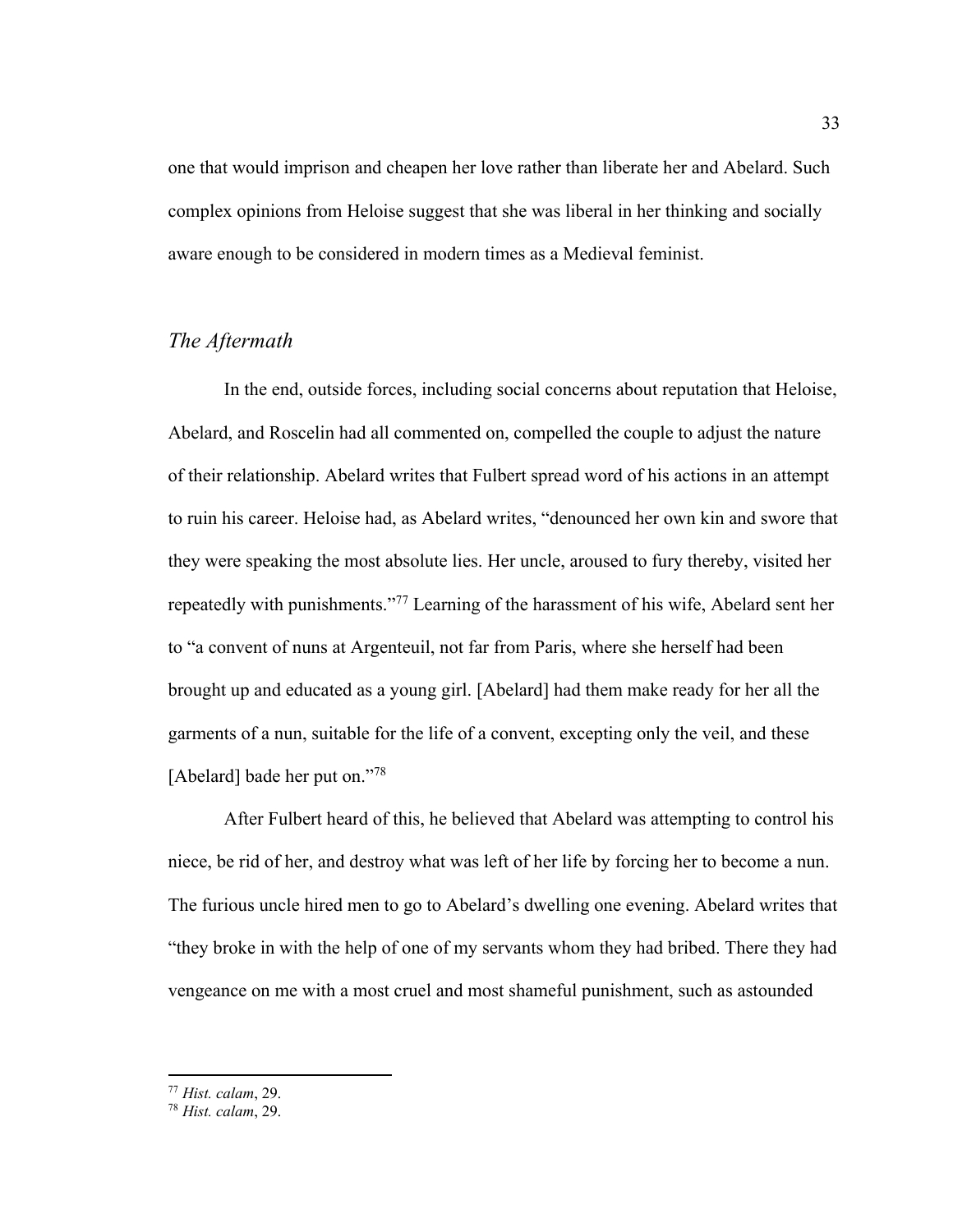one that would imprison and cheapen her love rather than liberate her and Abelard. Such complex opinions from Heloise suggest that she was liberal in her thinking and socially aware enough to be considered in modern times as a Medieval feminist.

### *The Aftermath*

In the end, outside forces, including social concerns about reputation that Heloise, Abelard, and Roscelin had all commented on, compelled the couple to adjust the nature of their relationship. Abelard writes that Fulbert spread word of his actions in an attempt to ruin his career. Heloise had, as Abelard writes, "denounced her own kin and swore that they were speaking the most absolute lies. Her uncle, aroused to fury thereby, visited her repeatedly with punishments."[77] Learning of the harassment of his wife, Abelard sent her to "a convent of nuns at Argenteuil, not far from Paris, where she herself had been brought up and educated as a young girl. [Abelard] had them make ready for her all the garments of a nun, suitable for the life of a convent, excepting only the veil, and these [Abelard] bade her put on."[78]

After Fulbert heard of this, he believed that Abelard was attempting to control his niece, be rid of her, and destroy what was left of her life by forcing her to become a nun. The furious uncle hired men to go to Abelard's dwelling one evening. Abelard writes that "they broke in with the help of one of my servants whom they had bribed. There they had vengeance on me with a most cruel and most shameful punishment, such as astounded

[77] *Hist. calam*, 29.

[78] *Hist. calam*, 29.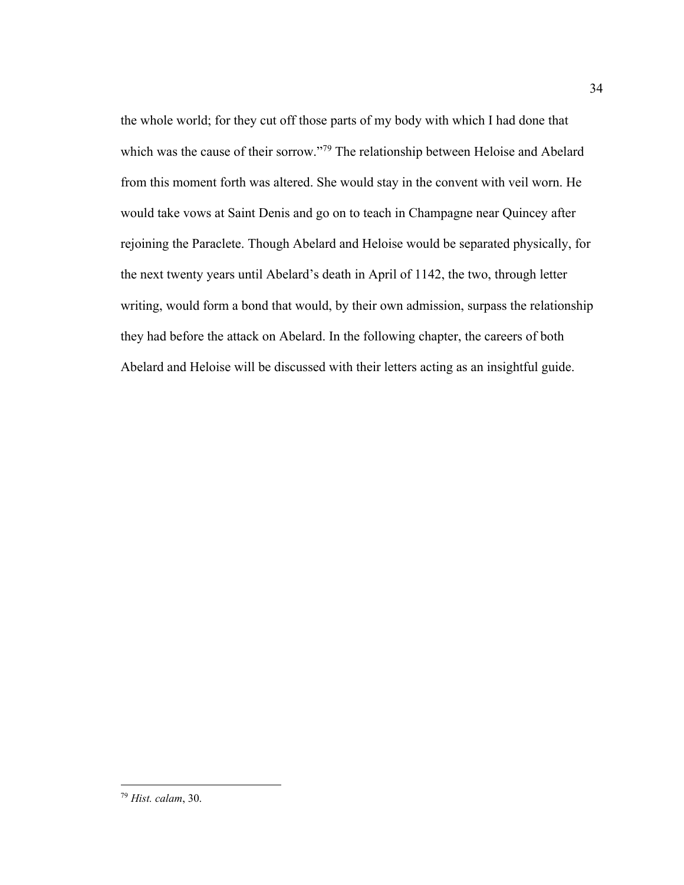the whole world; for they cut off those parts of my body with which I had done that which was the cause of their sorrow."[79] The relationship between Heloise and Abelard from this moment forth was altered. She would stay in the convent with veil worn. He would take vows at Saint Denis and go on to teach in Champagne near Quincey after rejoining the Paraclete. Though Abelard and Heloise would be separated physically, for the next twenty years until Abelard's death in April of 1142, the two, through letter writing, would form a bond that would, by their own admission, surpass the relationship they had before the attack on Abelard. In the following chapter, the careers of both Abelard and Heloise will be discussed with their letters acting as an insightful guide.

---

[79] *Hist. calam*, 30.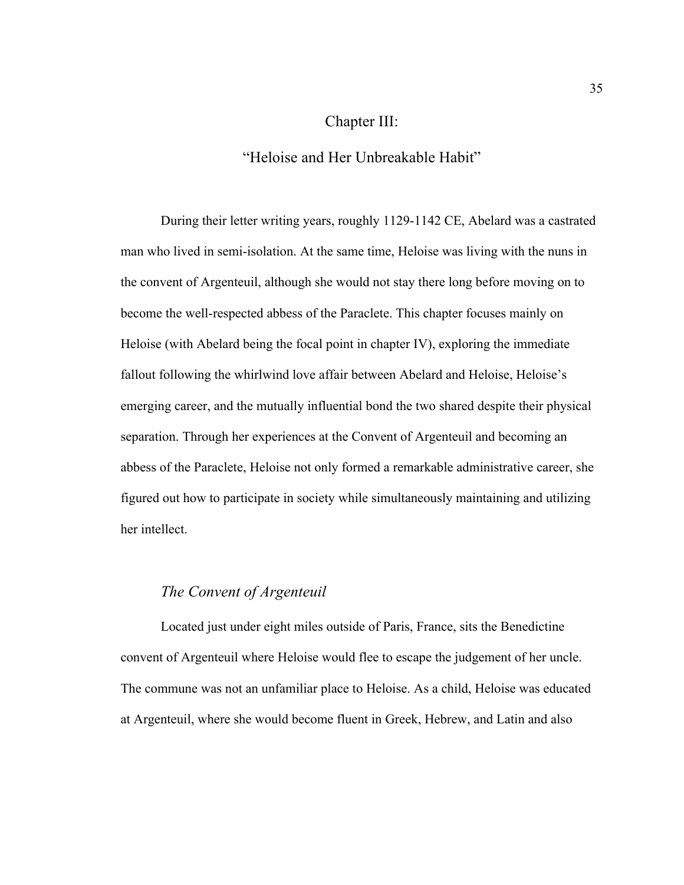# Chapter III:

# "Heloise and Her Unbreakable Habit"

During their letter writing years, roughly 1129-1142 CE, Abelard was a castrated man who lived in semi-isolation. At the same time, Heloise was living with the nuns in the convent of Argenteuil, although she would not stay there long before moving on to become the well-respected abbess of the Paraclete. This chapter focuses mainly on Heloise (with Abelard being the focal point in chapter IV), exploring the immediate fallout following the whirlwind love affair between Abelard and Heloise, Heloise's emerging career, and the mutually influential bond the two shared despite their physical separation. Through her experiences at the Convent of Argenteuil and becoming an abbess of the Paraclete, Heloise not only formed a remarkable administrative career, she figured out how to participate in society while simultaneously maintaining and utilizing her intellect.

## *The Convent of Argenteuil*

Located just under eight miles outside of Paris, France, sits the Benedictine convent of Argenteuil where Heloise would flee to escape the judgement of her uncle. The commune was not an unfamiliar place to Heloise. As a child, Heloise was educated at Argenteuil, where she would become fluent in Greek, Hebrew, and Latin and also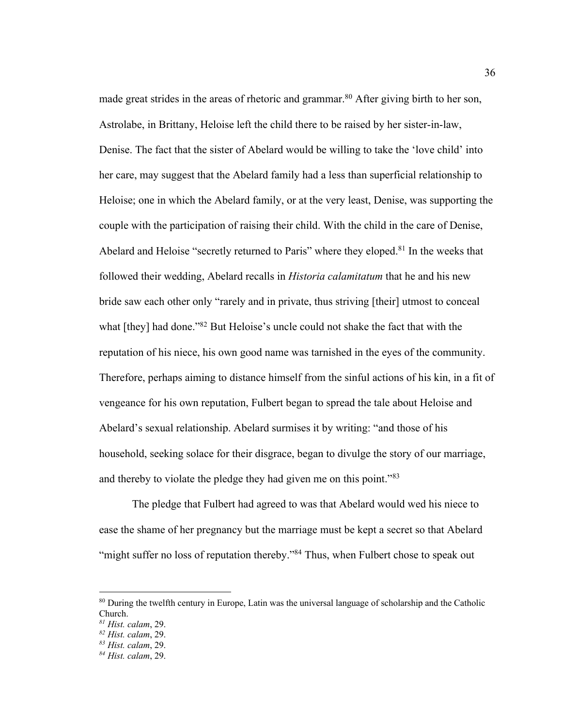made great strides in the areas of rhetoric and grammar.[80] After giving birth to her son, Astrolabe, in Brittany, Heloise left the child there to be raised by her sister-in-law, Denise. The fact that the sister of Abelard would be willing to take the 'love child' into her care, may suggest that the Abelard family had a less than superficial relationship to Heloise; one in which the Abelard family, or at the very least, Denise, was supporting the couple with the participation of raising their child. With the child in the care of Denise, Abelard and Heloise "secretly returned to Paris" where they eloped.[81] In the weeks that followed their wedding, Abelard recalls in *Historia calamitatum* that he and his new bride saw each other only "rarely and in private, thus striving [their] utmost to conceal what [they] had done."[82] But Heloise's uncle could not shake the fact that with the reputation of his niece, his own good name was tarnished in the eyes of the community. Therefore, perhaps aiming to distance himself from the sinful actions of his kin, in a fit of vengeance for his own reputation, Fulbert began to spread the tale about Heloise and Abelard's sexual relationship. Abelard surmises it by writing: "and those of his household, seeking solace for their disgrace, began to divulge the story of our marriage, and thereby to violate the pledge they had given me on this point."[83]

The pledge that Fulbert had agreed to was that Abelard would wed his niece to ease the shame of her pregnancy but the marriage must be kept a secret so that Abelard "might suffer no loss of reputation thereby."[84] Thus, when Fulbert chose to speak out

---

[80] During the twelfth century in Europe, Latin was the universal language of scholarship and the Catholic Church.

[81] *Hist. calam*, 29.

[82] *Hist. calam*, 29.

[83] *Hist. calam*, 29.

[84] *Hist. calam*, 29.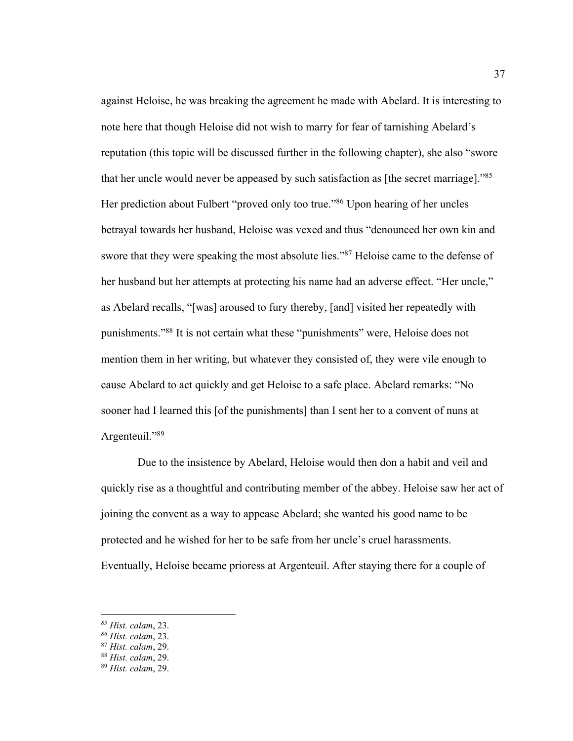against Heloise, he was breaking the agreement he made with Abelard. It is interesting to note here that though Heloise did not wish to marry for fear of tarnishing Abelard's reputation (this topic will be discussed further in the following chapter), she also "swore that her uncle would never be appeased by such satisfaction as [the secret marriage]."[85] Her prediction about Fulbert "proved only too true."[86] Upon hearing of her uncles betrayal towards her husband, Heloise was vexed and thus "denounced her own kin and swore that they were speaking the most absolute lies."[87] Heloise came to the defense of her husband but her attempts at protecting his name had an adverse effect. "Her uncle," as Abelard recalls, "[was] aroused to fury thereby, [and] visited her repeatedly with punishments."[88] It is not certain what these "punishments" were, Heloise does not mention them in her writing, but whatever they consisted of, they were vile enough to cause Abelard to act quickly and get Heloise to a safe place. Abelard remarks: "No sooner had I learned this [of the punishments] than I sent her to a convent of nuns at Argenteuil."[89]

Due to the insistence by Abelard, Heloise would then don a habit and veil and quickly rise as a thoughtful and contributing member of the abbey. Heloise saw her act of joining the convent as a way to appease Abelard; she wanted his good name to be protected and he wished for her to be safe from her uncle's cruel harassments. Eventually, Heloise became prioress at Argenteuil. After staying there for a couple of

---

[85] *Hist. calam*, 23.
[86] *Hist. calam*, 23.
[87] *Hist. calam*, 29.
[88] *Hist. calam*, 29.
[89] *Hist. calam*, 29.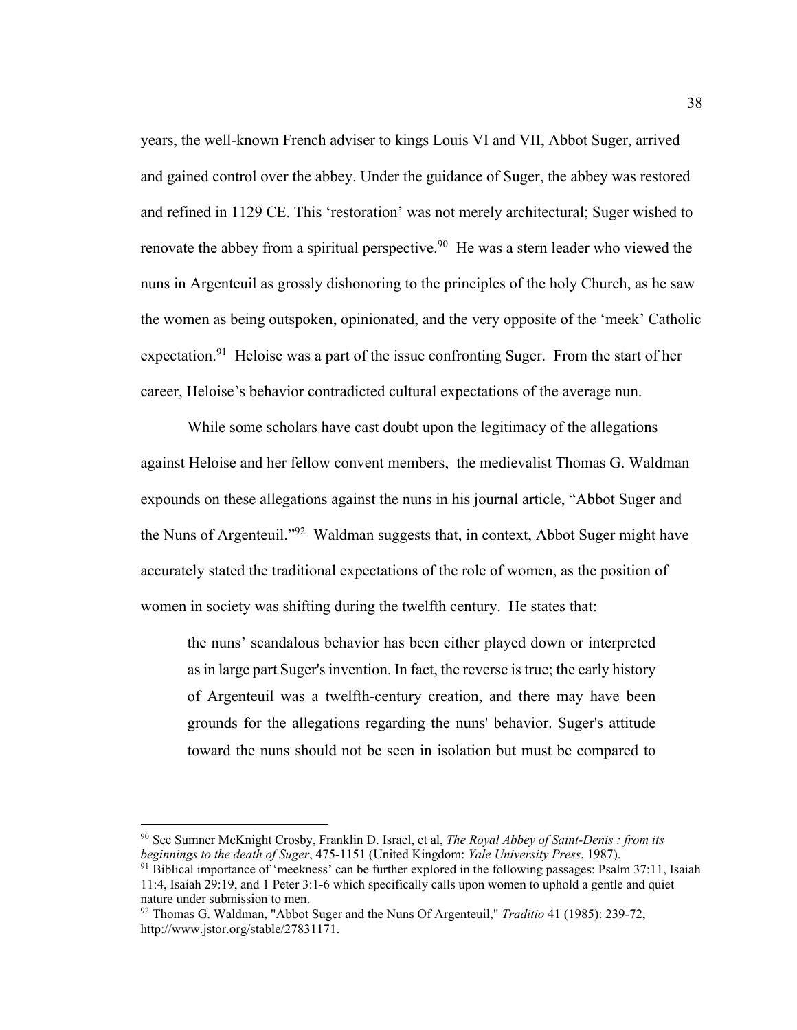years, the well-known French adviser to kings Louis VI and VII, Abbot Suger, arrived and gained control over the abbey. Under the guidance of Suger, the abbey was restored and refined in 1129 CE. This 'restoration' was not merely architectural; Suger wished to renovate the abbey from a spiritual perspective.[90] He was a stern leader who viewed the nuns in Argenteuil as grossly dishonoring to the principles of the holy Church, as he saw the women as being outspoken, opinionated, and the very opposite of the 'meek' Catholic expectation.[91] Heloise was a part of the issue confronting Suger. From the start of her career, Heloise's behavior contradicted cultural expectations of the average nun.

While some scholars have cast doubt upon the legitimacy of the allegations against Heloise and her fellow convent members, the medievalist Thomas G. Waldman expounds on these allegations against the nuns in his journal article, "Abbot Suger and the Nuns of Argenteuil."[92] Waldman suggests that, in context, Abbot Suger might have accurately stated the traditional expectations of the role of women, as the position of women in society was shifting during the twelfth century. He states that:

> the nuns' scandalous behavior has been either played down or interpreted as in large part Suger's invention. In fact, the reverse is true; the early history of Argenteuil was a twelfth-century creation, and there may have been grounds for the allegations regarding the nuns' behavior. Suger's attitude toward the nuns should not be seen in isolation but must be compared to

---

[90] See Sumner McKnight Crosby, Franklin D. Israel, et al, *The Royal Abbey of Saint-Denis : from its beginnings to the death of Suger*, 475-1151 (United Kingdom: *Yale University Press*, 1987).

[91] Biblical importance of 'meekness' can be further explored in the following passages: Psalm 37:11, Isaiah 11:4, Isaiah 29:19, and 1 Peter 3:1-6 which specifically calls upon women to uphold a gentle and quiet nature under submission to men.

[92] Thomas G. Waldman, "Abbot Suger and the Nuns Of Argenteuil," *Traditio* 41 (1985): 239-72, http://www.jstor.org/stable/27831171.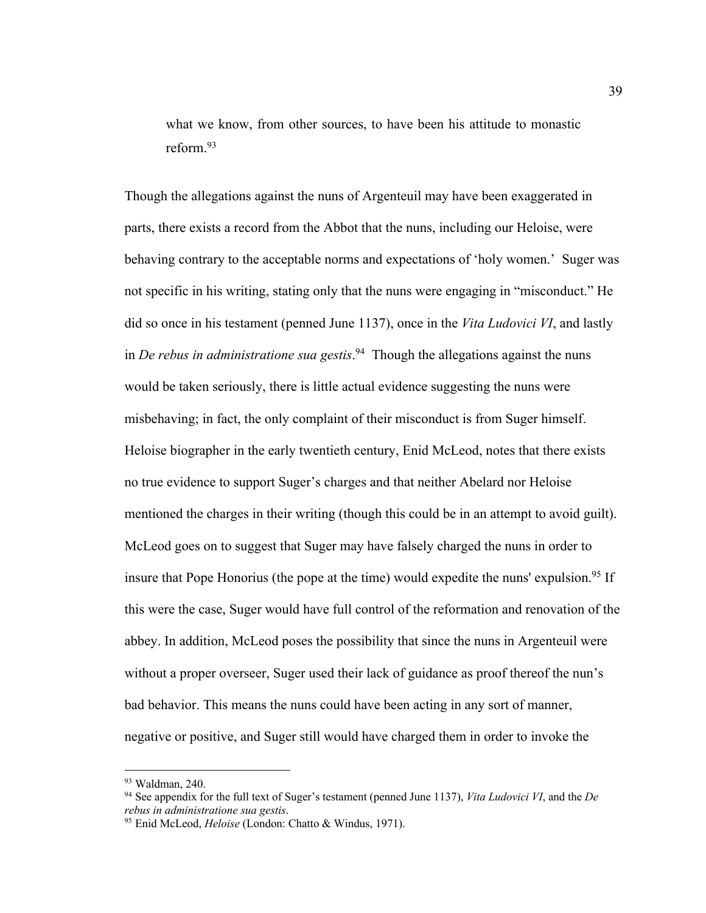> what we know, from other sources, to have been his attitude to monastic reform.[93]

Though the allegations against the nuns of Argenteuil may have been exaggerated in parts, there exists a record from the Abbot that the nuns, including our Heloise, were behaving contrary to the acceptable norms and expectations of 'holy women.' Suger was not specific in his writing, stating only that the nuns were engaging in "misconduct." He did so once in his testament (penned June 1137), once in the *Vita Ludovici VI*, and lastly in *De rebus in administratione sua gestis*.[94] Though the allegations against the nuns would be taken seriously, there is little actual evidence suggesting the nuns were misbehaving; in fact, the only complaint of their misconduct is from Suger himself. Heloise biographer in the early twentieth century, Enid McLeod, notes that there exists no true evidence to support Suger's charges and that neither Abelard nor Heloise mentioned the charges in their writing (though this could be in an attempt to avoid guilt). McLeod goes on to suggest that Suger may have falsely charged the nuns in order to insure that Pope Honorius (the pope at the time) would expedite the nuns' expulsion.[95] If this were the case, Suger would have full control of the reformation and renovation of the abbey. In addition, McLeod poses the possibility that since the nuns in Argenteuil were without a proper overseer, Suger used their lack of guidance as proof thereof the nun's bad behavior. This means the nuns could have been acting in any sort of manner, negative or positive, and Suger still would have charged them in order to invoke the

---

[93] Waldman, 240.

[94] See appendix for the full text of Suger's testament (penned June 1137), *Vita Ludovici VI*, and the *De rebus in administratione sua gestis*.

[95] Enid McLeod, *Heloise* (London: Chatto & Windus, 1971).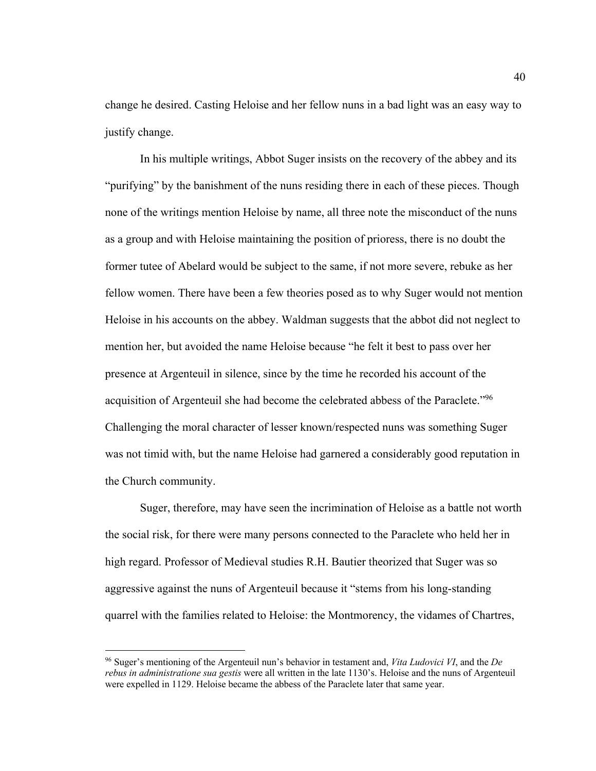change he desired. Casting Heloise and her fellow nuns in a bad light was an easy way to justify change.

In his multiple writings, Abbot Suger insists on the recovery of the abbey and its "purifying" by the banishment of the nuns residing there in each of these pieces. Though none of the writings mention Heloise by name, all three note the misconduct of the nuns as a group and with Heloise maintaining the position of prioress, there is no doubt the former tutee of Abelard would be subject to the same, if not more severe, rebuke as her fellow women. There have been a few theories posed as to why Suger would not mention Heloise in his accounts on the abbey. Waldman suggests that the abbot did not neglect to mention her, but avoided the name Heloise because "he felt it best to pass over her presence at Argenteuil in silence, since by the time he recorded his account of the acquisition of Argenteuil she had become the celebrated abbess of the Paraclete."[96] Challenging the moral character of lesser known/respected nuns was something Suger was not timid with, but the name Heloise had garnered a considerably good reputation in the Church community.

Suger, therefore, may have seen the incrimination of Heloise as a battle not worth the social risk, for there were many persons connected to the Paraclete who held her in high regard. Professor of Medieval studies R.H. Bautier theorized that Suger was so aggressive against the nuns of Argenteuil because it "stems from his long-standing quarrel with the families related to Heloise: the Montmorency, the vidames of Chartres,

---

[96] Suger's mentioning of the Argenteuil nun's behavior in testament and, *Vita Ludovici VI*, and the *De rebus in administratione sua gestis* were all written in the late 1130's. Heloise and the nuns of Argenteuil were expelled in 1129. Heloise became the abbess of the Paraclete later that same year.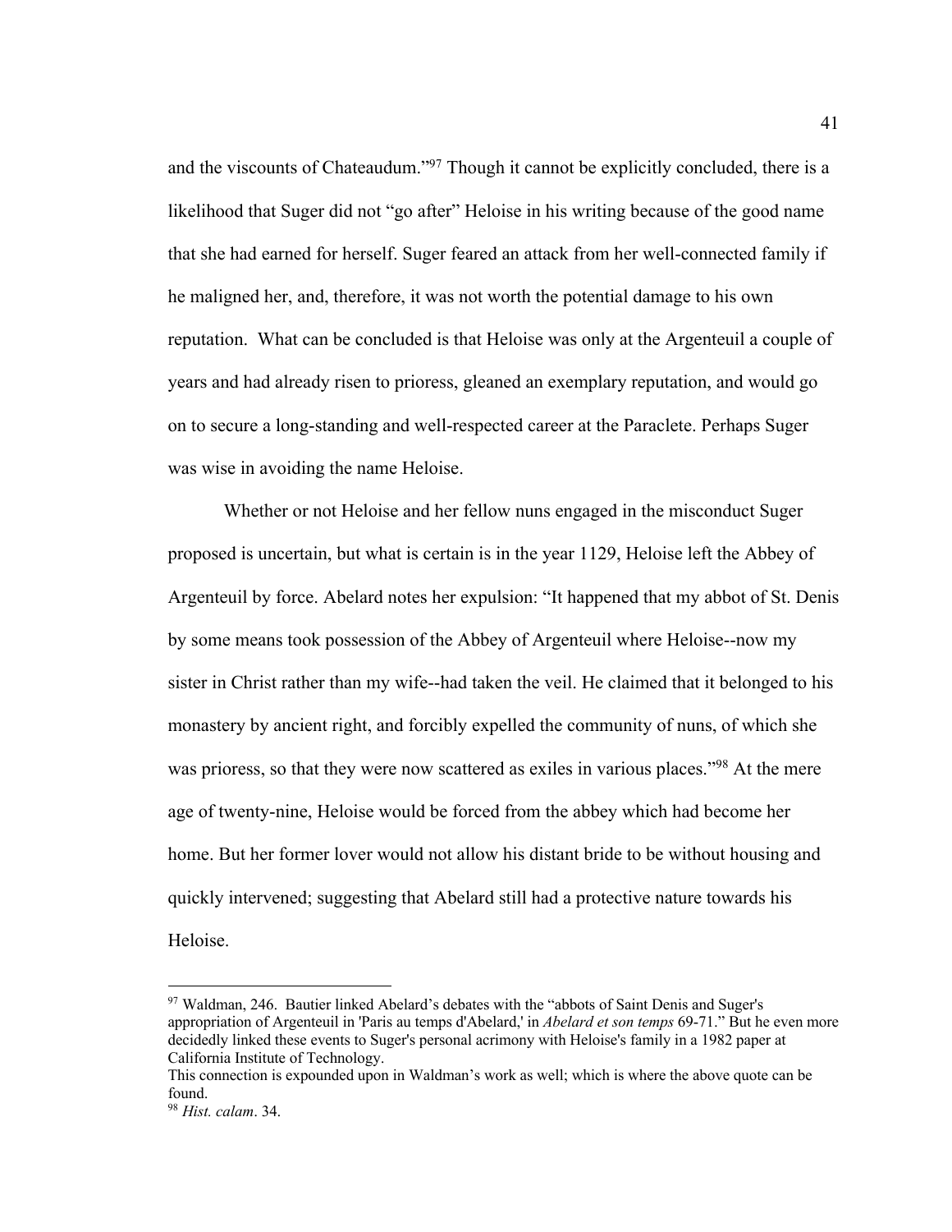and the viscounts of Chateaudum."[97] Though it cannot be explicitly concluded, there is a likelihood that Suger did not "go after" Heloise in his writing because of the good name that she had earned for herself. Suger feared an attack from her well-connected family if he maligned her, and, therefore, it was not worth the potential damage to his own reputation.  What can be concluded is that Heloise was only at the Argenteuil a couple of years and had already risen to prioress, gleaned an exemplary reputation, and would go on to secure a long-standing and well-respected career at the Paraclete. Perhaps Suger was wise in avoiding the name Heloise.

Whether or not Heloise and her fellow nuns engaged in the misconduct Suger proposed is uncertain, but what is certain is in the year 1129, Heloise left the Abbey of Argenteuil by force. Abelard notes her expulsion: "It happened that my abbot of St. Denis by some means took possession of the Abbey of Argenteuil where Heloise--now my sister in Christ rather than my wife--had taken the veil. He claimed that it belonged to his monastery by ancient right, and forcibly expelled the community of nuns, of which she was prioress, so that they were now scattered as exiles in various places."[98] At the mere age of twenty-nine, Heloise would be forced from the abbey which had become her home. But her former lover would not allow his distant bride to be without housing and quickly intervened; suggesting that Abelard still had a protective nature towards his Heloise.

---

[97] Waldman, 246.  Bautier linked Abelard's debates with the "abbots of Saint Denis and Suger's appropriation of Argenteuil in 'Paris au temps d'Abelard,' in *Abelard et son temps* 69-71." But he even more decidedly linked these events to Suger's personal acrimony with Heloise's family in a 1982 paper at California Institute of Technology.
This connection is expounded upon in Waldman's work as well; which is where the above quote can be found.

[98] *Hist. calam*. 34.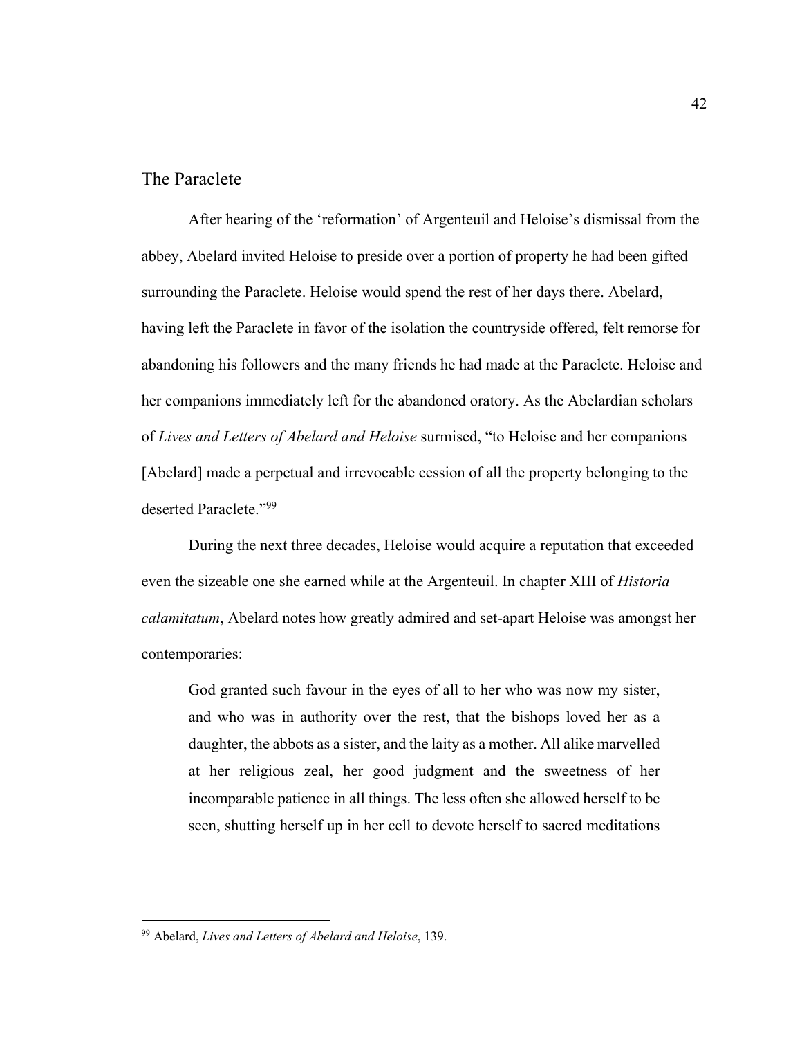## The Paraclete

After hearing of the 'reformation' of Argenteuil and Heloise's dismissal from the abbey, Abelard invited Heloise to preside over a portion of property he had been gifted surrounding the Paraclete. Heloise would spend the rest of her days there. Abelard, having left the Paraclete in favor of the isolation the countryside offered, felt remorse for abandoning his followers and the many friends he had made at the Paraclete. Heloise and her companions immediately left for the abandoned oratory. As the Abelardian scholars of *Lives and Letters of Abelard and Heloise* surmised, "to Heloise and her companions [Abelard] made a perpetual and irrevocable cession of all the property belonging to the deserted Paraclete."[99]

During the next three decades, Heloise would acquire a reputation that exceeded even the sizeable one she earned while at the Argenteuil. In chapter XIII of *Historia calamitatum*, Abelard notes how greatly admired and set-apart Heloise was amongst her contemporaries:

> God granted such favour in the eyes of all to her who was now my sister, and who was in authority over the rest, that the bishops loved her as a daughter, the abbots as a sister, and the laity as a mother. All alike marvelled at her religious zeal, her good judgment and the sweetness of her incomparable patience in all things. The less often she allowed herself to be seen, shutting herself up in her cell to devote herself to sacred meditations

---

[99] Abelard, *Lives and Letters of Abelard and Heloise*, 139.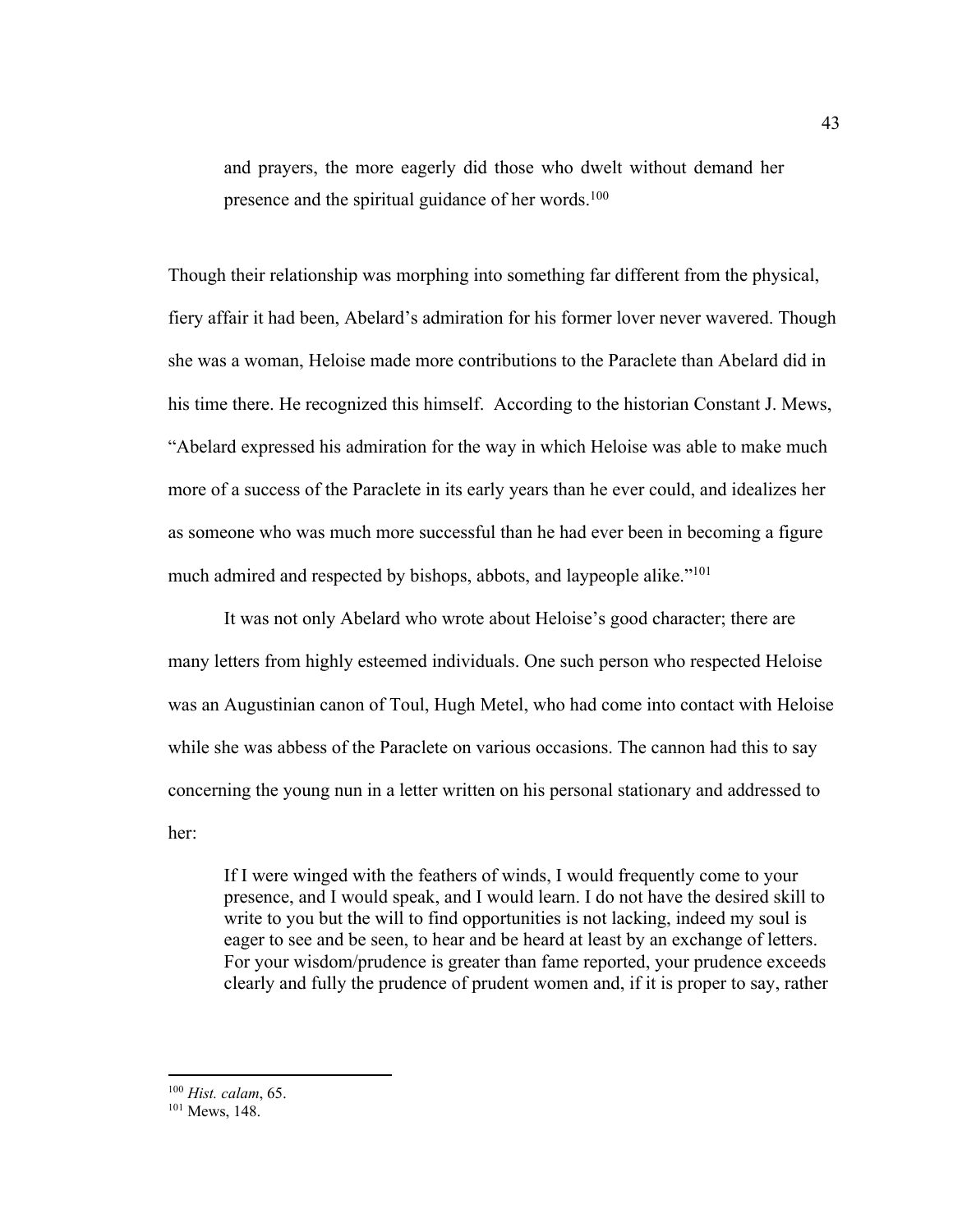> and prayers, the more eagerly did those who dwelt without demand her presence and the spiritual guidance of her words.[100]

Though their relationship was morphing into something far different from the physical, fiery affair it had been, Abelard's admiration for his former lover never wavered. Though she was a woman, Heloise made more contributions to the Paraclete than Abelard did in his time there. He recognized this himself. According to the historian Constant J. Mews, "Abelard expressed his admiration for the way in which Heloise was able to make much more of a success of the Paraclete in its early years than he ever could, and idealizes her as someone who was much more successful than he had ever been in becoming a figure much admired and respected by bishops, abbots, and laypeople alike."[101]

It was not only Abelard who wrote about Heloise's good character; there are many letters from highly esteemed individuals. One such person who respected Heloise was an Augustinian canon of Toul, Hugh Metel, who had come into contact with Heloise while she was abbess of the Paraclete on various occasions. The cannon had this to say concerning the young nun in a letter written on his personal stationary and addressed to her:

> If I were winged with the feathers of winds, I would frequently come to your presence, and I would speak, and I would learn. I do not have the desired skill to write to you but the will to find opportunities is not lacking, indeed my soul is eager to see and be seen, to hear and be heard at least by an exchange of letters. For your wisdom/prudence is greater than fame reported, your prudence exceeds clearly and fully the prudence of prudent women and, if it is proper to say, rather

---

[100] *Hist. calam*, 65.

[101] Mews, 148.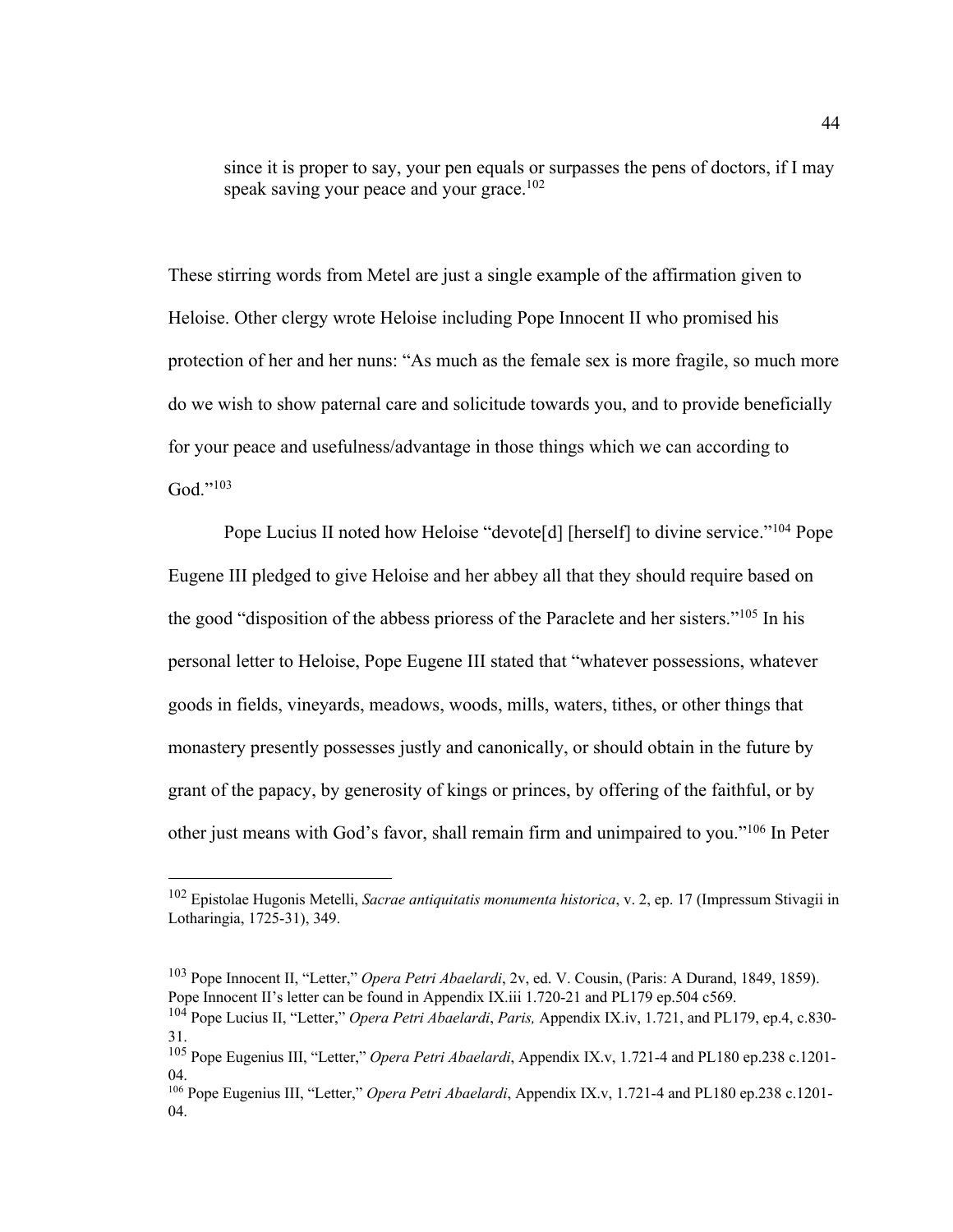> since it is proper to say, your pen equals or surpasses the pens of doctors, if I may speak saving your peace and your grace.[102]

These stirring words from Metel are just a single example of the affirmation given to Heloise. Other clergy wrote Heloise including Pope Innocent II who promised his protection of her and her nuns: "As much as the female sex is more fragile, so much more do we wish to show paternal care and solicitude towards you, and to provide beneficially for your peace and usefulness/advantage in those things which we can according to God."[103]

Pope Lucius II noted how Heloise "devote[d] [herself] to divine service."[104] Pope Eugene III pledged to give Heloise and her abbey all that they should require based on the good "disposition of the abbess prioress of the Paraclete and her sisters."[105] In his personal letter to Heloise, Pope Eugene III stated that "whatever possessions, whatever goods in fields, vineyards, meadows, woods, mills, waters, tithes, or other things that monastery presently possesses justly and canonically, or should obtain in the future by grant of the papacy, by generosity of kings or princes, by offering of the faithful, or by other just means with God's favor, shall remain firm and unimpaired to you."[106] In Peter

---

[102] Epistolae Hugonis Metelli, *Sacrae antiquitatis monumenta historica*, v. 2, ep. 17 (Impressum Stivagii in Lotharingia, 1725-31), 349.

[103] Pope Innocent II, "Letter," *Opera Petri Abaelardi*, 2v, ed. V. Cousin, (Paris: A Durand, 1849, 1859). Pope Innocent II's letter can be found in Appendix IX.iii 1.720-21 and PL179 ep.504 c569.

[104] Pope Lucius II, "Letter," *Opera Petri Abaelardi*, *Paris,* Appendix IX.iv, 1.721, and PL179, ep.4, c.830-31.

[105] Pope Eugenius III, "Letter," *Opera Petri Abaelardi*, Appendix IX.v, 1.721-4 and PL180 ep.238 c.1201-04.

[106] Pope Eugenius III, "Letter," *Opera Petri Abaelardi*, Appendix IX.v, 1.721-4 and PL180 ep.238 c.1201-04.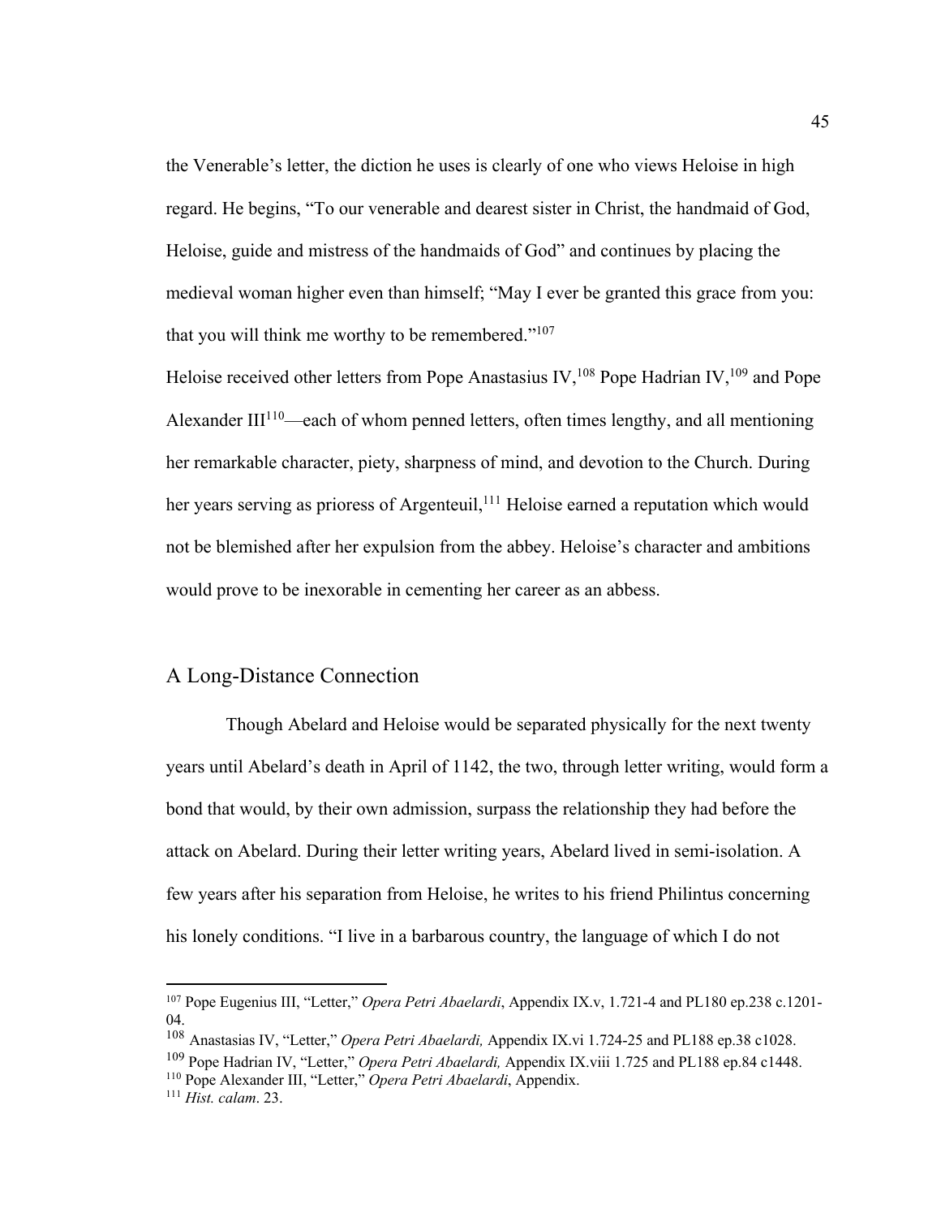the Venerable's letter, the diction he uses is clearly of one who views Heloise in high regard. He begins, "To our venerable and dearest sister in Christ, the handmaid of God, Heloise, guide and mistress of the handmaids of God" and continues by placing the medieval woman higher even than himself; "May I ever be granted this grace from you: that you will think me worthy to be remembered."[107]

Heloise received other letters from Pope Anastasius IV,[108] Pope Hadrian IV,[109] and Pope Alexander III[110]—each of whom penned letters, often times lengthy, and all mentioning her remarkable character, piety, sharpness of mind, and devotion to the Church. During her years serving as prioress of Argenteuil,[111] Heloise earned a reputation which would not be blemished after her expulsion from the abbey. Heloise's character and ambitions would prove to be inexorable in cementing her career as an abbess.

## A Long-Distance Connection

Though Abelard and Heloise would be separated physically for the next twenty years until Abelard's death in April of 1142, the two, through letter writing, would form a bond that would, by their own admission, surpass the relationship they had before the attack on Abelard. During their letter writing years, Abelard lived in semi-isolation. A few years after his separation from Heloise, he writes to his friend Philintus concerning his lonely conditions. "I live in a barbarous country, the language of which I do not

---

[107] Pope Eugenius III, "Letter," *Opera Petri Abaelardi*, Appendix IX.v, 1.721-4 and PL180 ep.238 c.1201-04.

[108] Anastasias IV, "Letter," *Opera Petri Abaelardi,* Appendix IX.vi 1.724-25 and PL188 ep.38 c1028.

[109] Pope Hadrian IV, "Letter," *Opera Petri Abaelardi,* Appendix IX.viii 1.725 and PL188 ep.84 c1448.

[110] Pope Alexander III, "Letter," *Opera Petri Abaelardi*, Appendix.

[111] *Hist. calam*. 23.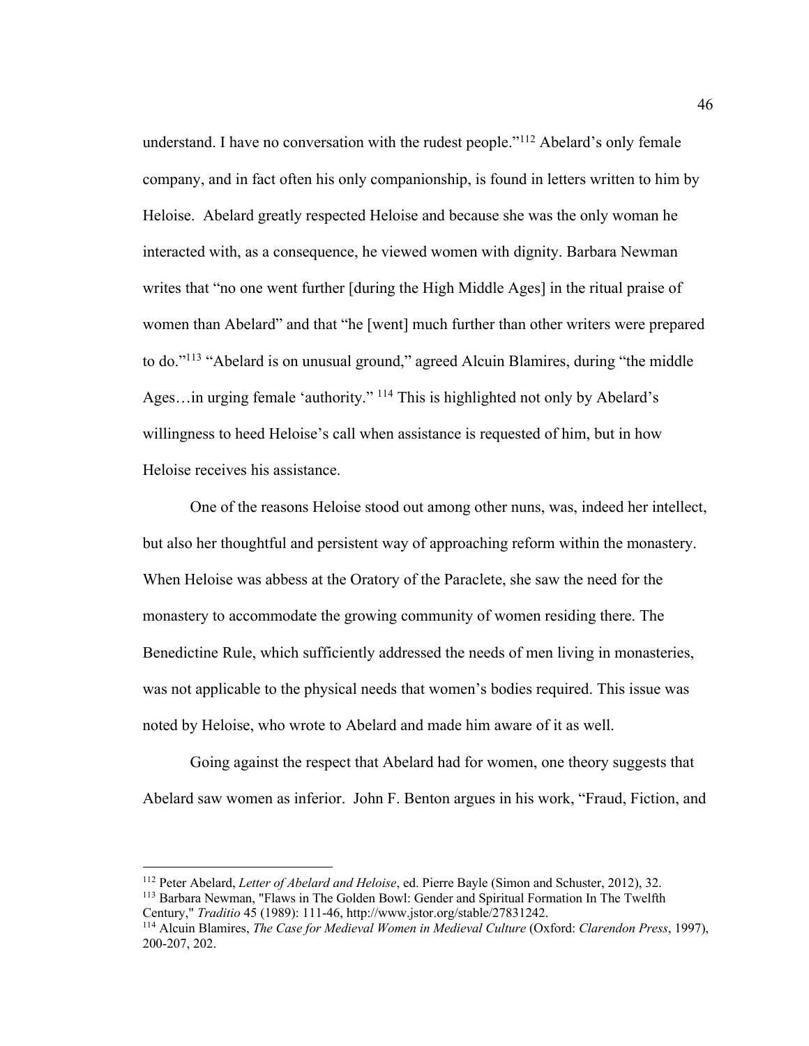understand. I have no conversation with the rudest people."[112] Abelard's only female company, and in fact often his only companionship, is found in letters written to him by Heloise. Abelard greatly respected Heloise and because she was the only woman he interacted with, as a consequence, he viewed women with dignity. Barbara Newman writes that "no one went further [during the High Middle Ages] in the ritual praise of women than Abelard" and that "he [went] much further than other writers were prepared to do."[113] "Abelard is on unusual ground," agreed Alcuin Blamires, during "the middle Ages…in urging female 'authority." [114] This is highlighted not only by Abelard's willingness to heed Heloise's call when assistance is requested of him, but in how Heloise receives his assistance.

One of the reasons Heloise stood out among other nuns, was, indeed her intellect, but also her thoughtful and persistent way of approaching reform within the monastery. When Heloise was abbess at the Oratory of the Paraclete, she saw the need for the monastery to accommodate the growing community of women residing there. The Benedictine Rule, which sufficiently addressed the needs of men living in monasteries, was not applicable to the physical needs that women's bodies required. This issue was noted by Heloise, who wrote to Abelard and made him aware of it as well.

Going against the respect that Abelard had for women, one theory suggests that Abelard saw women as inferior. John F. Benton argues in his work, "Fraud, Fiction, and

---

[112] Peter Abelard, *Letter of Abelard and Heloise*, ed. Pierre Bayle (Simon and Schuster, 2012), 32.

[113] Barbara Newman, "Flaws in The Golden Bowl: Gender and Spiritual Formation In The Twelfth Century," *Traditio* 45 (1989): 111-46, http://www.jstor.org/stable/27831242.

[114] Alcuin Blamires, *The Case for Medieval Women in Medieval Culture* (Oxford: *Clarendon Press*, 1997), 200-207, 202.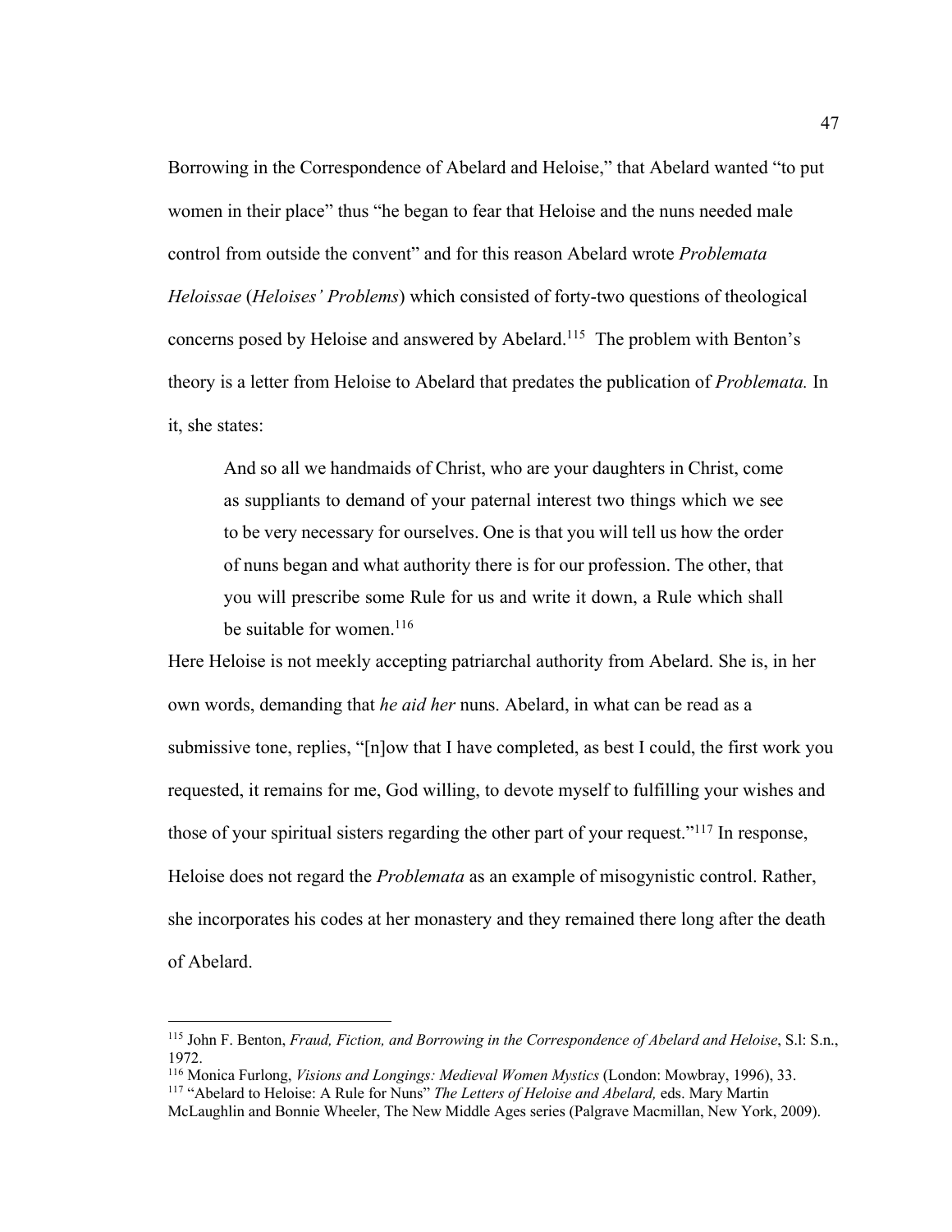Borrowing in the Correspondence of Abelard and Heloise," that Abelard wanted "to put women in their place" thus "he began to fear that Heloise and the nuns needed male control from outside the convent" and for this reason Abelard wrote *Problemata Heloissae* (*Heloises' Problems*) which consisted of forty-two questions of theological concerns posed by Heloise and answered by Abelard.[115] The problem with Benton's theory is a letter from Heloise to Abelard that predates the publication of *Problemata.* In it, she states:

> And so all we handmaids of Christ, who are your daughters in Christ, come as suppliants to demand of your paternal interest two things which we see to be very necessary for ourselves. One is that you will tell us how the order of nuns began and what authority there is for our profession. The other, that you will prescribe some Rule for us and write it down, a Rule which shall be suitable for women.[116]

Here Heloise is not meekly accepting patriarchal authority from Abelard. She is, in her own words, demanding that *he aid her* nuns. Abelard, in what can be read as a submissive tone, replies, "[n]ow that I have completed, as best I could, the first work you requested, it remains for me, God willing, to devote myself to fulfilling your wishes and those of your spiritual sisters regarding the other part of your request."[117] In response, Heloise does not regard the *Problemata* as an example of misogynistic control. Rather, she incorporates his codes at her monastery and they remained there long after the death of Abelard.

---

[115] John F. Benton, *Fraud, Fiction, and Borrowing in the Correspondence of Abelard and Heloise*, S.l: S.n., 1972.

[116] Monica Furlong, *Visions and Longings: Medieval Women Mystics* (London: Mowbray, 1996), 33.

[117] "Abelard to Heloise: A Rule for Nuns" *The Letters of Heloise and Abelard,* eds. Mary Martin McLaughlin and Bonnie Wheeler, The New Middle Ages series (Palgrave Macmillan, New York, 2009).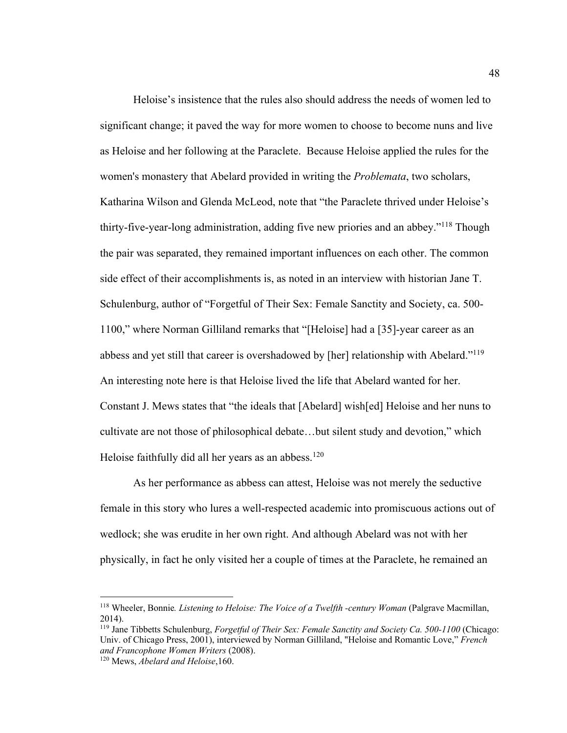Heloise's insistence that the rules also should address the needs of women led to significant change; it paved the way for more women to choose to become nuns and live as Heloise and her following at the Paraclete. Because Heloise applied the rules for the women's monastery that Abelard provided in writing the *Problemata*, two scholars, Katharina Wilson and Glenda McLeod, note that "the Paraclete thrived under Heloise's thirty-five-year-long administration, adding five new priories and an abbey."[118] Though the pair was separated, they remained important influences on each other. The common side effect of their accomplishments is, as noted in an interview with historian Jane T. Schulenburg, author of "Forgetful of Their Sex: Female Sanctity and Society, ca. 500-1100," where Norman Gilliland remarks that "[Heloise] had a [35]-year career as an abbess and yet still that career is overshadowed by [her] relationship with Abelard."[119] An interesting note here is that Heloise lived the life that Abelard wanted for her. Constant J. Mews states that "the ideals that [Abelard] wish[ed] Heloise and her nuns to cultivate are not those of philosophical debate…but silent study and devotion," which Heloise faithfully did all her years as an abbess.[120]

As her performance as abbess can attest, Heloise was not merely the seductive female in this story who lures a well-respected academic into promiscuous actions out of wedlock; she was erudite in her own right. And although Abelard was not with her physically, in fact he only visited her a couple of times at the Paraclete, he remained an

---

[118] Wheeler, Bonnie*. Listening to Heloise: The Voice of a Twelfth -century Woman* (Palgrave Macmillan, 2014).

[119] Jane Tibbetts Schulenburg, *Forgetful of Their Sex: Female Sanctity and Society Ca. 500-1100* (Chicago: Univ. of Chicago Press, 2001), interviewed by Norman Gilliland, "Heloise and Romantic Love," *French and Francophone Women Writers* (2008).

[120] Mews, *Abelard and Heloise*,160.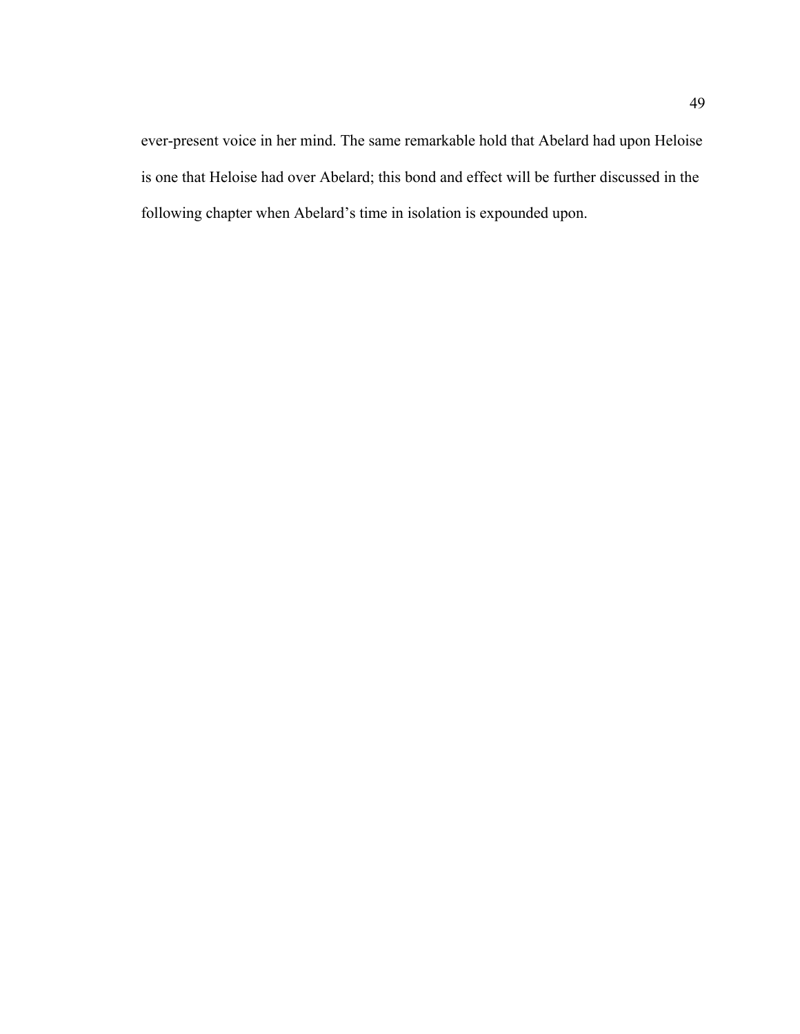ever-present voice in her mind. The same remarkable hold that Abelard had upon Heloise is one that Heloise had over Abelard; this bond and effect will be further discussed in the following chapter when Abelard's time in isolation is expounded upon.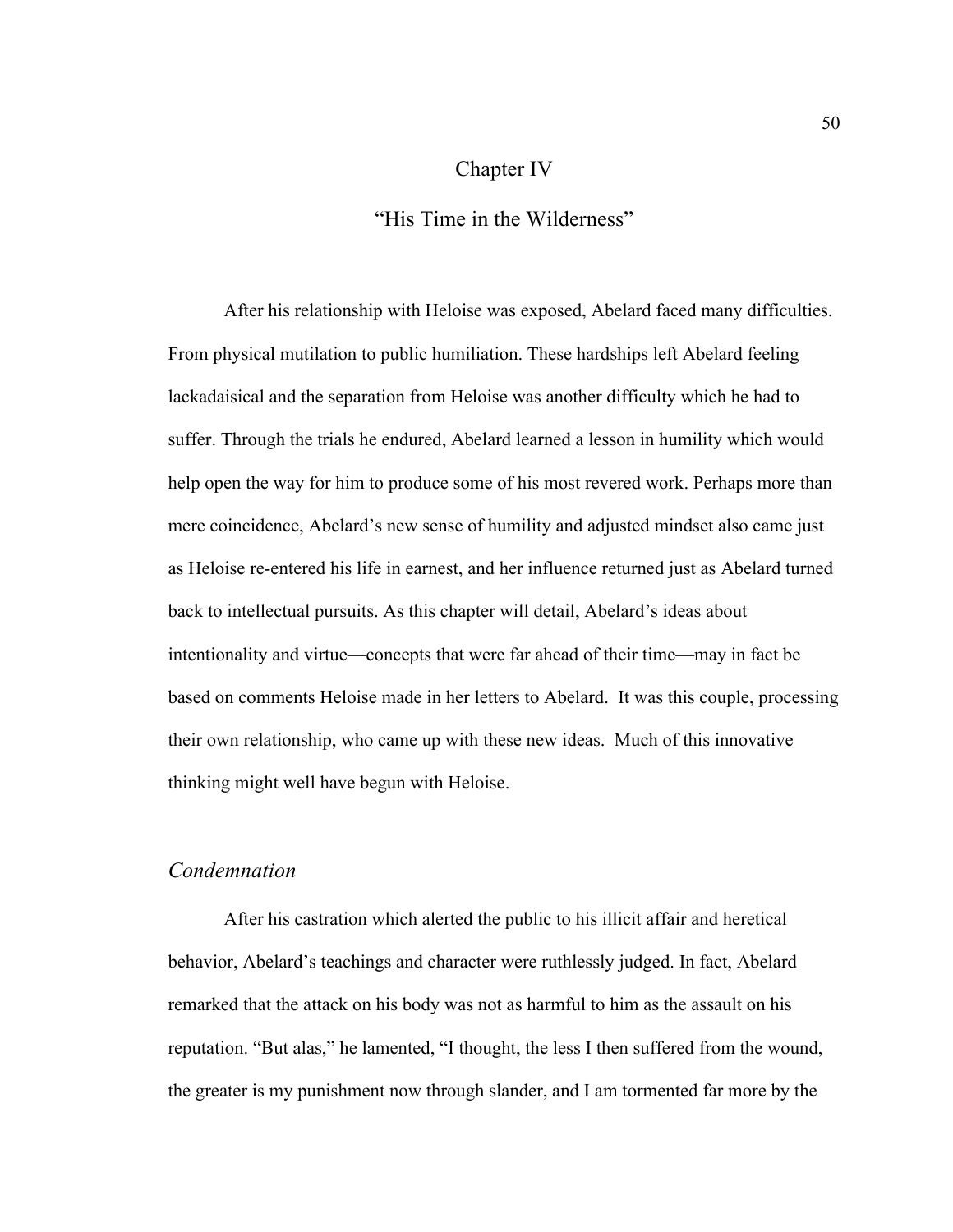# Chapter IV

## "His Time in the Wilderness"

After his relationship with Heloise was exposed, Abelard faced many difficulties. From physical mutilation to public humiliation. These hardships left Abelard feeling lackadaisical and the separation from Heloise was another difficulty which he had to suffer. Through the trials he endured, Abelard learned a lesson in humility which would help open the way for him to produce some of his most revered work. Perhaps more than mere coincidence, Abelard's new sense of humility and adjusted mindset also came just as Heloise re-entered his life in earnest, and her influence returned just as Abelard turned back to intellectual pursuits. As this chapter will detail, Abelard's ideas about intentionality and virtue—concepts that were far ahead of their time—may in fact be based on comments Heloise made in her letters to Abelard. It was this couple, processing their own relationship, who came up with these new ideas. Much of this innovative thinking might well have begun with Heloise.

### *Condemnation*

After his castration which alerted the public to his illicit affair and heretical behavior, Abelard's teachings and character were ruthlessly judged. In fact, Abelard remarked that the attack on his body was not as harmful to him as the assault on his reputation. "But alas," he lamented, "I thought, the less I then suffered from the wound, the greater is my punishment now through slander, and I am tormented far more by the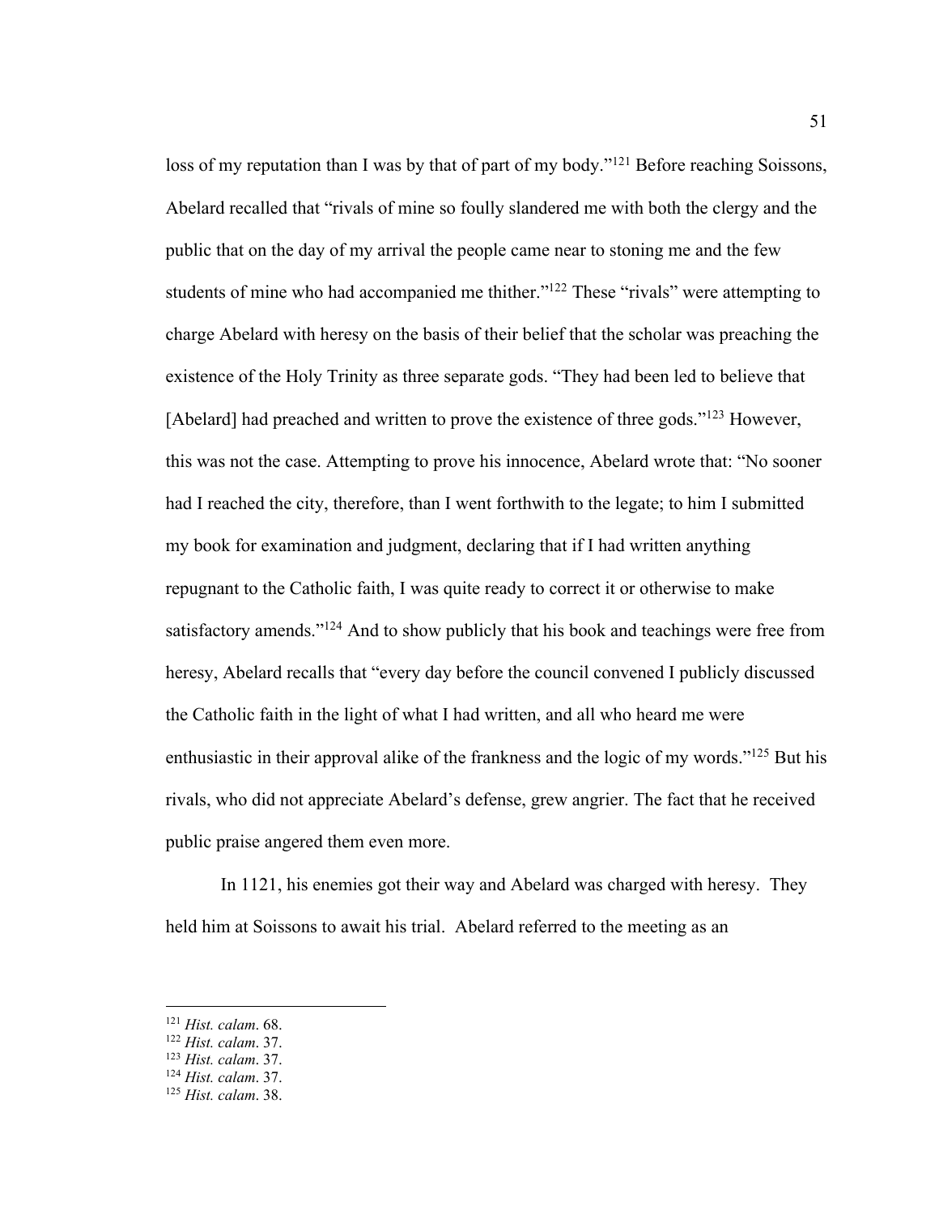loss of my reputation than I was by that of part of my body."[121] Before reaching Soissons, Abelard recalled that "rivals of mine so foully slandered me with both the clergy and the public that on the day of my arrival the people came near to stoning me and the few students of mine who had accompanied me thither."[122] These "rivals" were attempting to charge Abelard with heresy on the basis of their belief that the scholar was preaching the existence of the Holy Trinity as three separate gods. "They had been led to believe that [Abelard] had preached and written to prove the existence of three gods."[123] However, this was not the case. Attempting to prove his innocence, Abelard wrote that: "No sooner had I reached the city, therefore, than I went forthwith to the legate; to him I submitted my book for examination and judgment, declaring that if I had written anything repugnant to the Catholic faith, I was quite ready to correct it or otherwise to make satisfactory amends."[124] And to show publicly that his book and teachings were free from heresy, Abelard recalls that "every day before the council convened I publicly discussed the Catholic faith in the light of what I had written, and all who heard me were enthusiastic in their approval alike of the frankness and the logic of my words."[125] But his rivals, who did not appreciate Abelard's defense, grew angrier. The fact that he received public praise angered them even more.

In 1121, his enemies got their way and Abelard was charged with heresy. They held him at Soissons to await his trial. Abelard referred to the meeting as an

---

[121] *Hist. calam*. 68.

[122] *Hist. calam*. 37.

[123] *Hist. calam*. 37.

[124] *Hist. calam*. 37.

[125] *Hist. calam*. 38.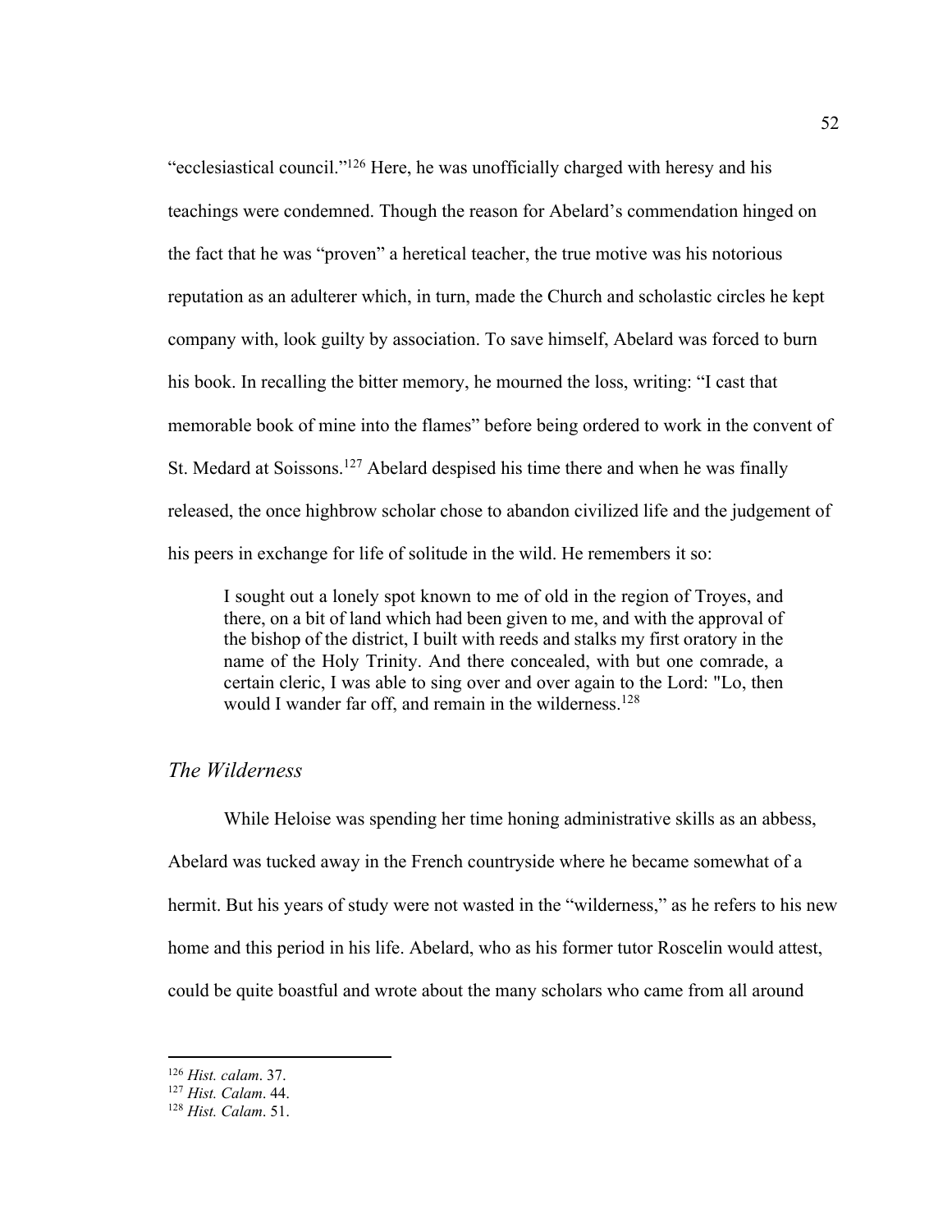"ecclesiastical council."[126] Here, he was unofficially charged with heresy and his teachings were condemned. Though the reason for Abelard's commendation hinged on the fact that he was "proven" a heretical teacher, the true motive was his notorious reputation as an adulterer which, in turn, made the Church and scholastic circles he kept company with, look guilty by association. To save himself, Abelard was forced to burn his book. In recalling the bitter memory, he mourned the loss, writing: "I cast that memorable book of mine into the flames" before being ordered to work in the convent of St. Medard at Soissons.[127] Abelard despised his time there and when he was finally released, the once highbrow scholar chose to abandon civilized life and the judgement of his peers in exchange for life of solitude in the wild. He remembers it so:

> I sought out a lonely spot known to me of old in the region of Troyes, and there, on a bit of land which had been given to me, and with the approval of the bishop of the district, I built with reeds and stalks my first oratory in the name of the Holy Trinity. And there concealed, with but one comrade, a certain cleric, I was able to sing over and over again to the Lord: "Lo, then would I wander far off, and remain in the wilderness.[128]

### *The Wilderness*

While Heloise was spending her time honing administrative skills as an abbess, Abelard was tucked away in the French countryside where he became somewhat of a hermit. But his years of study were not wasted in the "wilderness," as he refers to his new home and this period in his life. Abelard, who as his former tutor Roscelin would attest, could be quite boastful and wrote about the many scholars who came from all around

---

[126] *Hist. calam*. 37.

[127] *Hist. Calam*. 44.

[128] *Hist. Calam*. 51.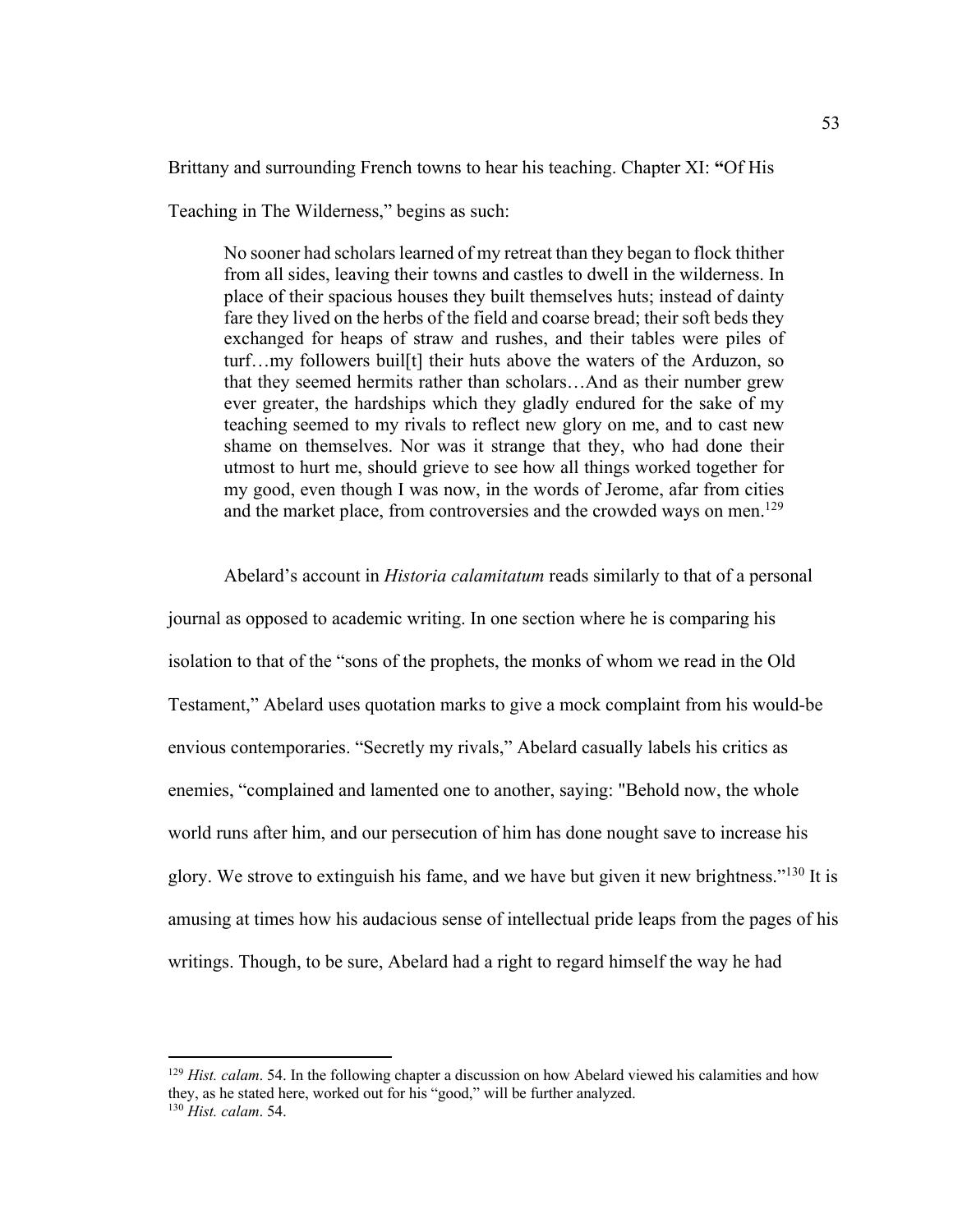Brittany and surrounding French towns to hear his teaching. Chapter XI: **"**Of His Teaching in The Wilderness," begins as such:

> No sooner had scholars learned of my retreat than they began to flock thither from all sides, leaving their towns and castles to dwell in the wilderness. In place of their spacious houses they built themselves huts; instead of dainty fare they lived on the herbs of the field and coarse bread; their soft beds they exchanged for heaps of straw and rushes, and their tables were piles of turf…my followers buil[t] their huts above the waters of the Arduzon, so that they seemed hermits rather than scholars…And as their number grew ever greater, the hardships which they gladly endured for the sake of my teaching seemed to my rivals to reflect new glory on me, and to cast new shame on themselves. Nor was it strange that they, who had done their utmost to hurt me, should grieve to see how all things worked together for my good, even though I was now, in the words of Jerome, afar from cities and the market place, from controversies and the crowded ways on men.[129]

Abelard's account in *Historia calamitatum* reads similarly to that of a personal journal as opposed to academic writing. In one section where he is comparing his isolation to that of the "sons of the prophets, the monks of whom we read in the Old Testament," Abelard uses quotation marks to give a mock complaint from his would-be envious contemporaries. "Secretly my rivals," Abelard casually labels his critics as enemies, "complained and lamented one to another, saying: "Behold now, the whole world runs after him, and our persecution of him has done nought save to increase his glory. We strove to extinguish his fame, and we have but given it new brightness."[130] It is amusing at times how his audacious sense of intellectual pride leaps from the pages of his writings. Though, to be sure, Abelard had a right to regard himself the way he had

---

[129] *Hist. calam*. 54. In the following chapter a discussion on how Abelard viewed his calamities and how they, as he stated here, worked out for his "good," will be further analyzed.

[130] *Hist. calam*. 54.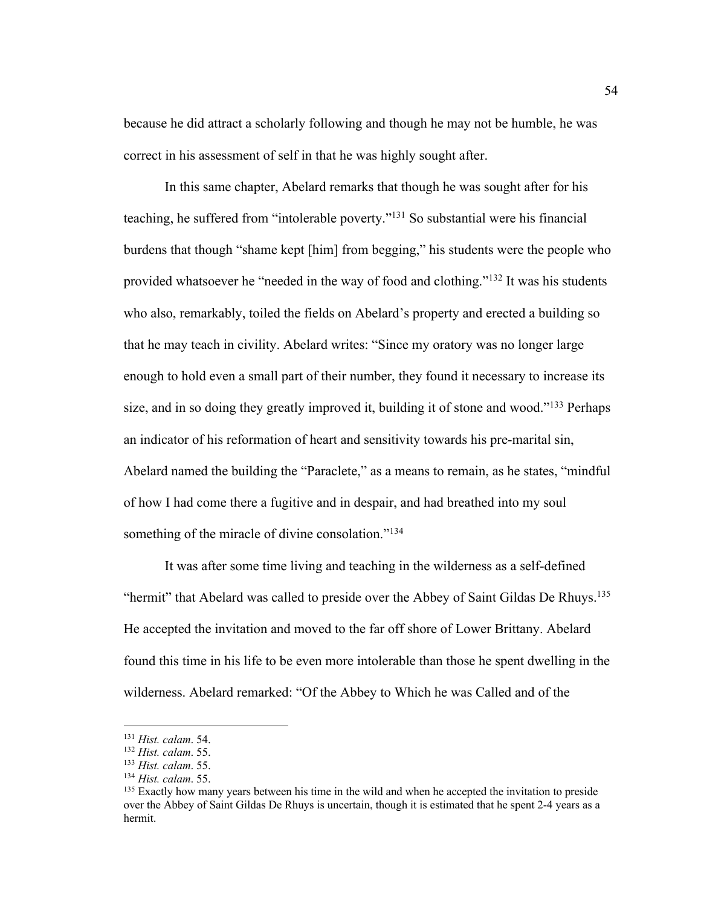because he did attract a scholarly following and though he may not be humble, he was correct in his assessment of self in that he was highly sought after.

In this same chapter, Abelard remarks that though he was sought after for his teaching, he suffered from "intolerable poverty."[131] So substantial were his financial burdens that though "shame kept [him] from begging," his students were the people who provided whatsoever he "needed in the way of food and clothing."[132] It was his students who also, remarkably, toiled the fields on Abelard's property and erected a building so that he may teach in civility. Abelard writes: "Since my oratory was no longer large enough to hold even a small part of their number, they found it necessary to increase its size, and in so doing they greatly improved it, building it of stone and wood."[133] Perhaps an indicator of his reformation of heart and sensitivity towards his pre-marital sin, Abelard named the building the "Paraclete," as a means to remain, as he states, "mindful of how I had come there a fugitive and in despair, and had breathed into my soul something of the miracle of divine consolation."[134]

It was after some time living and teaching in the wilderness as a self-defined "hermit" that Abelard was called to preside over the Abbey of Saint Gildas De Rhuys.[135] He accepted the invitation and moved to the far off shore of Lower Brittany. Abelard found this time in his life to be even more intolerable than those he spent dwelling in the wilderness. Abelard remarked: "Of the Abbey to Which he was Called and of the

---

[131] *Hist. calam*. 54.

[132] *Hist. calam*. 55.

[133] *Hist. calam*. 55.

[134] *Hist. calam*. 55.

[135] Exactly how many years between his time in the wild and when he accepted the invitation to preside over the Abbey of Saint Gildas De Rhuys is uncertain, though it is estimated that he spent 2-4 years as a hermit.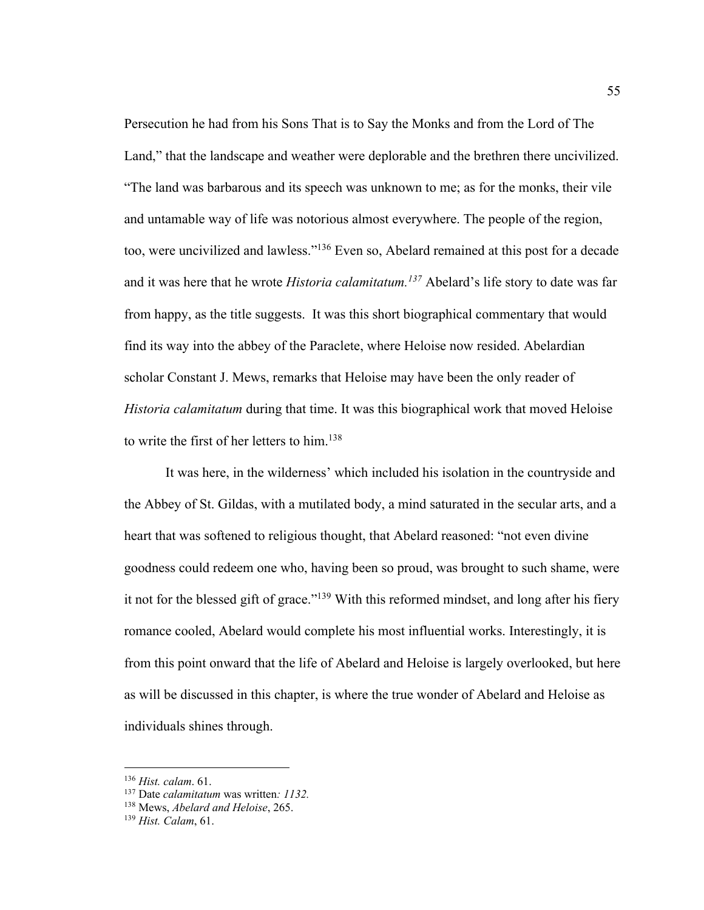Persecution he had from his Sons That is to Say the Monks and from the Lord of The Land," that the landscape and weather were deplorable and the brethren there uncivilized. "The land was barbarous and its speech was unknown to me; as for the monks, their vile and untamable way of life was notorious almost everywhere. The people of the region, too, were uncivilized and lawless."[136] Even so, Abelard remained at this post for a decade and it was here that he wrote *Historia calamitatum.*[137] Abelard's life story to date was far from happy, as the title suggests. It was this short biographical commentary that would find its way into the abbey of the Paraclete, where Heloise now resided. Abelardian scholar Constant J. Mews, remarks that Heloise may have been the only reader of *Historia calamitatum* during that time. It was this biographical work that moved Heloise to write the first of her letters to him.[138]

It was here, in the wilderness' which included his isolation in the countryside and the Abbey of St. Gildas, with a mutilated body, a mind saturated in the secular arts, and a heart that was softened to religious thought, that Abelard reasoned: "not even divine goodness could redeem one who, having been so proud, was brought to such shame, were it not for the blessed gift of grace."[139] With this reformed mindset, and long after his fiery romance cooled, Abelard would complete his most influential works. Interestingly, it is from this point onward that the life of Abelard and Heloise is largely overlooked, but here as will be discussed in this chapter, is where the true wonder of Abelard and Heloise as individuals shines through.

---

[136] *Hist. calam*. 61.

[137] Date *calamitatum* was written*: 1132.*

[138] Mews, *Abelard and Heloise*, 265.

[139] *Hist. Calam*, 61.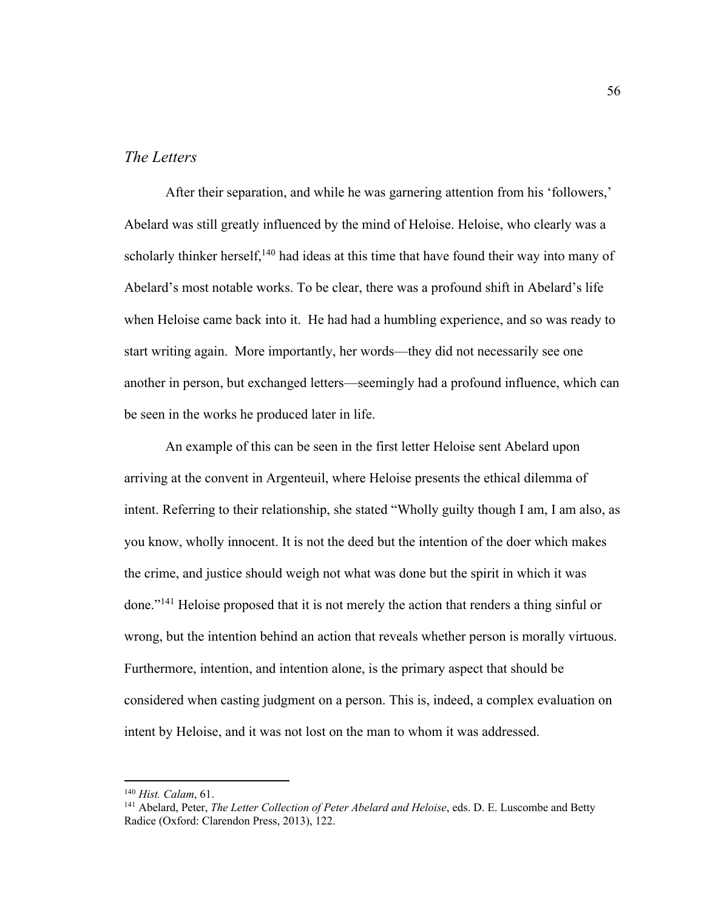## *The Letters*

After their separation, and while he was garnering attention from his 'followers,' Abelard was still greatly influenced by the mind of Heloise. Heloise, who clearly was a scholarly thinker herself,[140] had ideas at this time that have found their way into many of Abelard's most notable works. To be clear, there was a profound shift in Abelard's life when Heloise came back into it. He had had a humbling experience, and so was ready to start writing again. More importantly, her words—they did not necessarily see one another in person, but exchanged letters—seemingly had a profound influence, which can be seen in the works he produced later in life.

An example of this can be seen in the first letter Heloise sent Abelard upon arriving at the convent in Argenteuil, where Heloise presents the ethical dilemma of intent. Referring to their relationship, she stated "Wholly guilty though I am, I am also, as you know, wholly innocent. It is not the deed but the intention of the doer which makes the crime, and justice should weigh not what was done but the spirit in which it was done."[141] Heloise proposed that it is not merely the action that renders a thing sinful or wrong, but the intention behind an action that reveals whether person is morally virtuous. Furthermore, intention, and intention alone, is the primary aspect that should be considered when casting judgment on a person. This is, indeed, a complex evaluation on intent by Heloise, and it was not lost on the man to whom it was addressed.

---

[140] *Hist. Calam*, 61.

[141] Abelard, Peter, *The Letter Collection of Peter Abelard and Heloise*, eds. D. E. Luscombe and Betty Radice (Oxford: Clarendon Press, 2013), 122.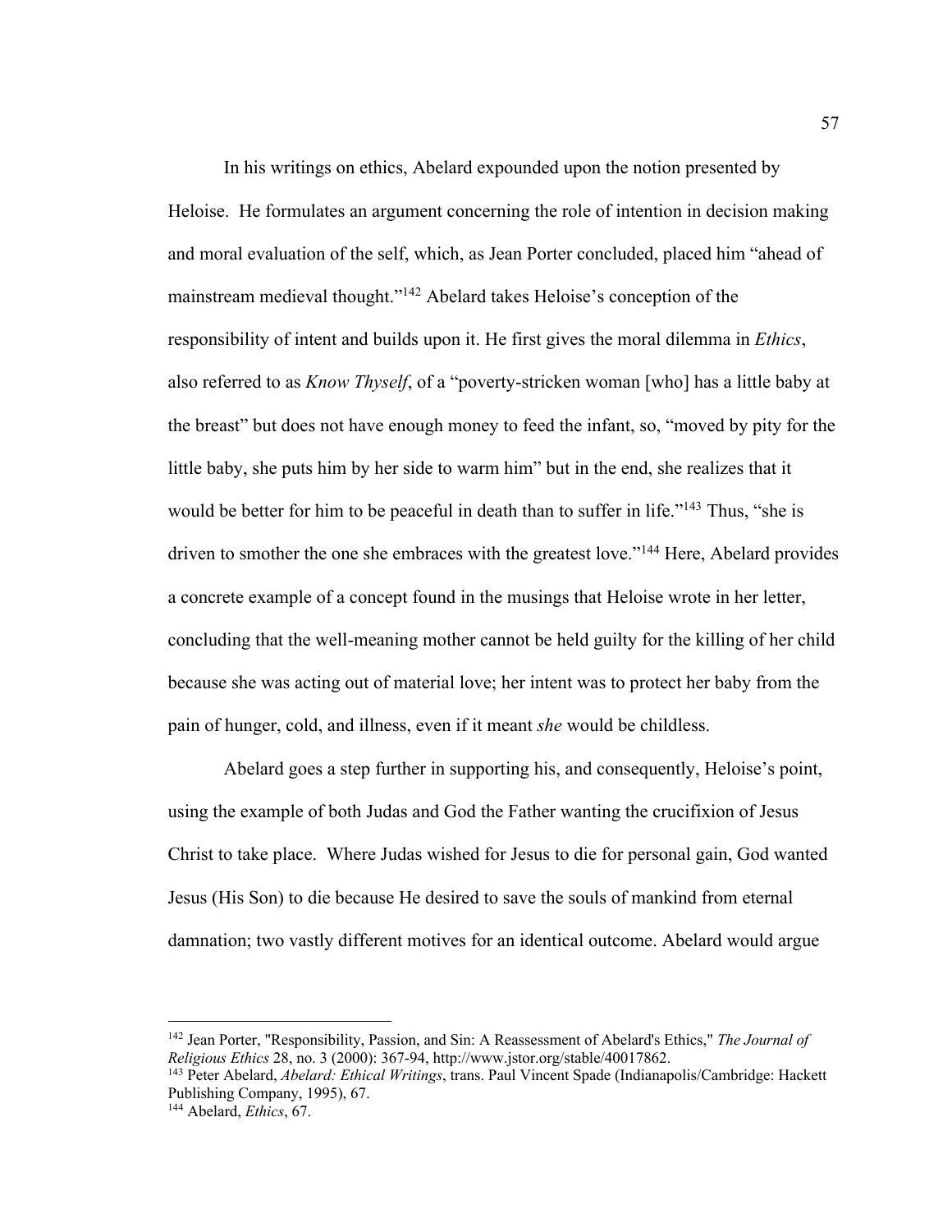In his writings on ethics, Abelard expounded upon the notion presented by Heloise. He formulates an argument concerning the role of intention in decision making and moral evaluation of the self, which, as Jean Porter concluded, placed him "ahead of mainstream medieval thought."[142] Abelard takes Heloise's conception of the responsibility of intent and builds upon it. He first gives the moral dilemma in *Ethics*, also referred to as *Know Thyself*, of a "poverty-stricken woman [who] has a little baby at the breast" but does not have enough money to feed the infant, so, "moved by pity for the little baby, she puts him by her side to warm him" but in the end, she realizes that it would be better for him to be peaceful in death than to suffer in life."[143] Thus, "she is driven to smother the one she embraces with the greatest love."[144] Here, Abelard provides a concrete example of a concept found in the musings that Heloise wrote in her letter, concluding that the well-meaning mother cannot be held guilty for the killing of her child because she was acting out of material love; her intent was to protect her baby from the pain of hunger, cold, and illness, even if it meant *she* would be childless.

Abelard goes a step further in supporting his, and consequently, Heloise's point, using the example of both Judas and God the Father wanting the crucifixion of Jesus Christ to take place. Where Judas wished for Jesus to die for personal gain, God wanted Jesus (His Son) to die because He desired to save the souls of mankind from eternal damnation; two vastly different motives for an identical outcome. Abelard would argue

---

[142] Jean Porter, "Responsibility, Passion, and Sin: A Reassessment of Abelard's Ethics," *The Journal of Religious Ethics* 28, no. 3 (2000): 367-94, http://www.jstor.org/stable/40017862.

[143] Peter Abelard, *Abelard: Ethical Writings*, trans. Paul Vincent Spade (Indianapolis/Cambridge: Hackett Publishing Company, 1995), 67.

[144] Abelard, *Ethics*, 67.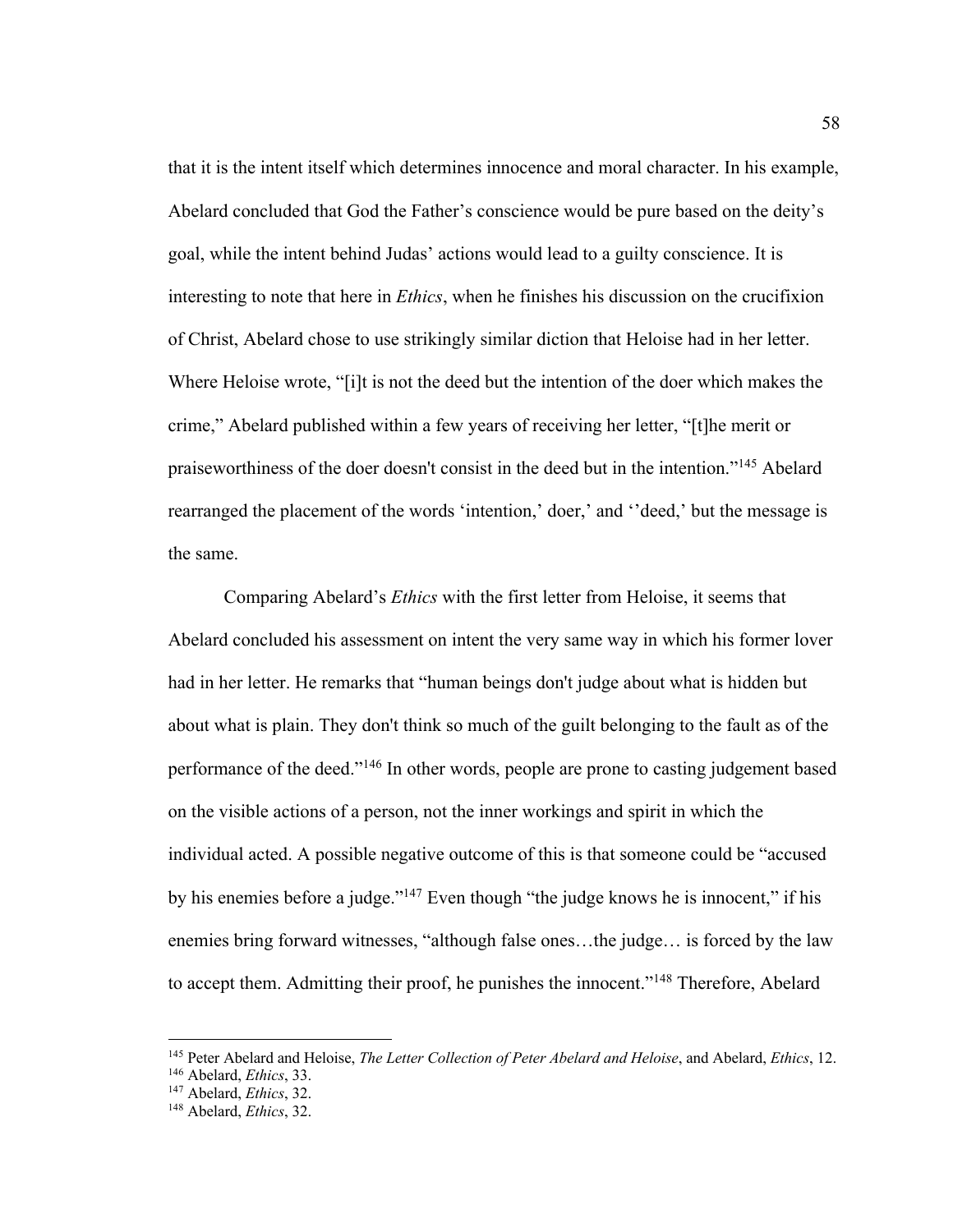that it is the intent itself which determines innocence and moral character. In his example, Abelard concluded that God the Father's conscience would be pure based on the deity's goal, while the intent behind Judas' actions would lead to a guilty conscience. It is interesting to note that here in *Ethics*, when he finishes his discussion on the crucifixion of Christ, Abelard chose to use strikingly similar diction that Heloise had in her letter. Where Heloise wrote, "[i]t is not the deed but the intention of the doer which makes the crime," Abelard published within a few years of receiving her letter, "[t]he merit or praiseworthiness of the doer doesn't consist in the deed but in the intention."[145] Abelard rearranged the placement of the words 'intention,' doer,' and ''deed,' but the message is the same.

Comparing Abelard's *Ethics* with the first letter from Heloise, it seems that Abelard concluded his assessment on intent the very same way in which his former lover had in her letter. He remarks that "human beings don't judge about what is hidden but about what is plain. They don't think so much of the guilt belonging to the fault as of the performance of the deed."[146] In other words, people are prone to casting judgement based on the visible actions of a person, not the inner workings and spirit in which the individual acted. A possible negative outcome of this is that someone could be "accused by his enemies before a judge."[147] Even though "the judge knows he is innocent," if his enemies bring forward witnesses, "although false ones…the judge… is forced by the law to accept them. Admitting their proof, he punishes the innocent."[148] Therefore, Abelard

---

[145] Peter Abelard and Heloise, *The Letter Collection of Peter Abelard and Heloise*, and Abelard, *Ethics*, 12.
[146] Abelard, *Ethics*, 33.
[147] Abelard, *Ethics*, 32.
[148] Abelard, *Ethics*, 32.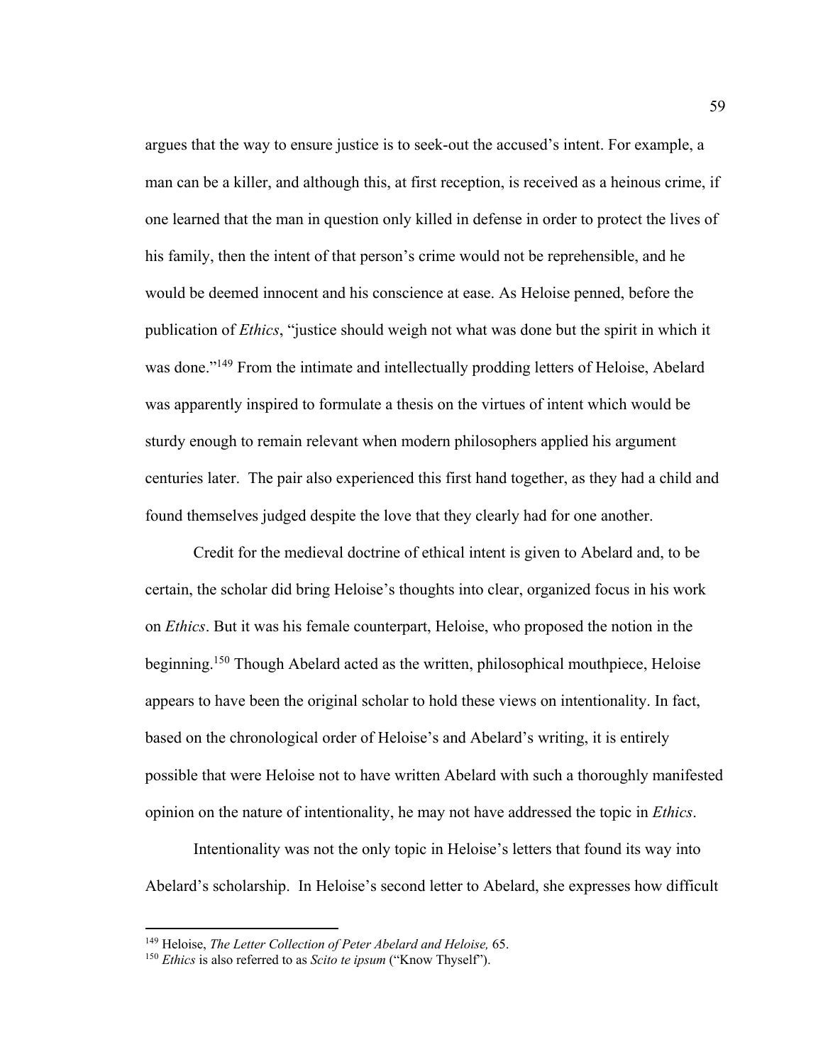argues that the way to ensure justice is to seek-out the accused's intent. For example, a man can be a killer, and although this, at first reception, is received as a heinous crime, if one learned that the man in question only killed in defense in order to protect the lives of his family, then the intent of that person's crime would not be reprehensible, and he would be deemed innocent and his conscience at ease. As Heloise penned, before the publication of *Ethics*, "justice should weigh not what was done but the spirit in which it was done."[149] From the intimate and intellectually prodding letters of Heloise, Abelard was apparently inspired to formulate a thesis on the virtues of intent which would be sturdy enough to remain relevant when modern philosophers applied his argument centuries later. The pair also experienced this first hand together, as they had a child and found themselves judged despite the love that they clearly had for one another.

Credit for the medieval doctrine of ethical intent is given to Abelard and, to be certain, the scholar did bring Heloise's thoughts into clear, organized focus in his work on *Ethics*. But it was his female counterpart, Heloise, who proposed the notion in the beginning.[150] Though Abelard acted as the written, philosophical mouthpiece, Heloise appears to have been the original scholar to hold these views on intentionality. In fact, based on the chronological order of Heloise's and Abelard's writing, it is entirely possible that were Heloise not to have written Abelard with such a thoroughly manifested opinion on the nature of intentionality, he may not have addressed the topic in *Ethics*.

Intentionality was not the only topic in Heloise's letters that found its way into Abelard's scholarship. In Heloise's second letter to Abelard, she expresses how difficult

---

[149] Heloise, *The Letter Collection of Peter Abelard and Heloise,* 65.

[150] *Ethics* is also referred to as *Scito te ipsum* ("Know Thyself").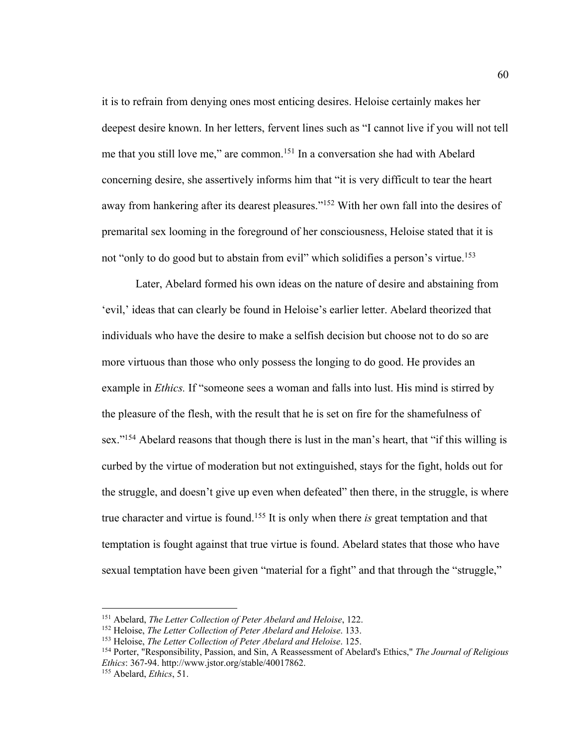it is to refrain from denying ones most enticing desires. Heloise certainly makes her deepest desire known. In her letters, fervent lines such as "I cannot live if you will not tell me that you still love me," are common.[151] In a conversation she had with Abelard concerning desire, she assertively informs him that "it is very difficult to tear the heart away from hankering after its dearest pleasures."[152] With her own fall into the desires of premarital sex looming in the foreground of her consciousness, Heloise stated that it is not "only to do good but to abstain from evil" which solidifies a person's virtue.[153]

Later, Abelard formed his own ideas on the nature of desire and abstaining from 'evil,' ideas that can clearly be found in Heloise's earlier letter. Abelard theorized that individuals who have the desire to make a selfish decision but choose not to do so are more virtuous than those who only possess the longing to do good. He provides an example in *Ethics.* If "someone sees a woman and falls into lust. His mind is stirred by the pleasure of the flesh, with the result that he is set on fire for the shamefulness of sex."[154] Abelard reasons that though there is lust in the man's heart, that "if this willing is curbed by the virtue of moderation but not extinguished, stays for the fight, holds out for the struggle, and doesn't give up even when defeated" then there, in the struggle, is where true character and virtue is found.[155] It is only when there *is* great temptation and that temptation is fought against that true virtue is found. Abelard states that those who have sexual temptation have been given "material for a fight" and that through the "struggle,"

---

[151] Abelard, *The Letter Collection of Peter Abelard and Heloise*, 122.
[152] Heloise, *The Letter Collection of Peter Abelard and Heloise*. 133.
[153] Heloise, *The Letter Collection of Peter Abelard and Heloise*. 125.
[154] Porter, "Responsibility, Passion, and Sin, A Reassessment of Abelard's Ethics," *The Journal of Religious Ethics*: 367-94. http://www.jstor.org/stable/40017862.
[155] Abelard, *Ethics*, 51.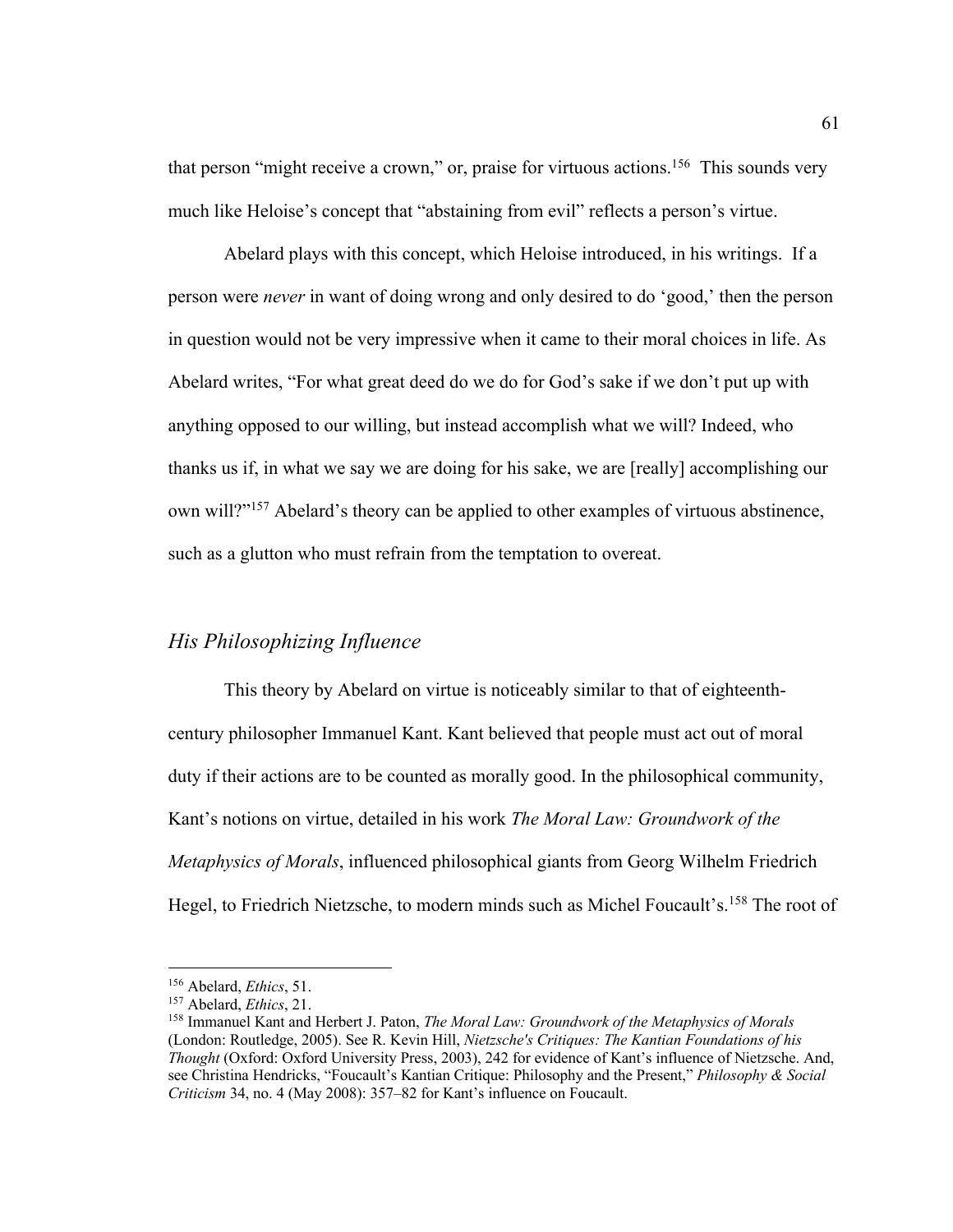that person "might receive a crown," or, praise for virtuous actions.[156] This sounds very much like Heloise's concept that "abstaining from evil" reflects a person's virtue.

Abelard plays with this concept, which Heloise introduced, in his writings. If a person were *never* in want of doing wrong and only desired to do 'good,' then the person in question would not be very impressive when it came to their moral choices in life. As Abelard writes, "For what great deed do we do for God's sake if we don't put up with anything opposed to our willing, but instead accomplish what we will? Indeed, who thanks us if, in what we say we are doing for his sake, we are [really] accomplishing our own will?"[157] Abelard's theory can be applied to other examples of virtuous abstinence, such as a glutton who must refrain from the temptation to overeat.

## *His Philosophizing Influence*

This theory by Abelard on virtue is noticeably similar to that of eighteenth-century philosopher Immanuel Kant. Kant believed that people must act out of moral duty if their actions are to be counted as morally good. In the philosophical community, Kant's notions on virtue, detailed in his work *The Moral Law: Groundwork of the Metaphysics of Morals*, influenced philosophical giants from Georg Wilhelm Friedrich Hegel, to Friedrich Nietzsche, to modern minds such as Michel Foucault's.[158] The root of

---

[156] Abelard, *Ethics*, 51.

[157] Abelard, *Ethics*, 21.

[158] Immanuel Kant and Herbert J. Paton, *The Moral Law: Groundwork of the Metaphysics of Morals* (London: Routledge, 2005). See R. Kevin Hill, *Nietzsche's Critiques: The Kantian Foundations of his Thought* (Oxford: Oxford University Press, 2003), 242 for evidence of Kant's influence of Nietzsche. And, see Christina Hendricks, "Foucault's Kantian Critique: Philosophy and the Present," *Philosophy & Social Criticism* 34, no. 4 (May 2008): 357–82 for Kant's influence on Foucault.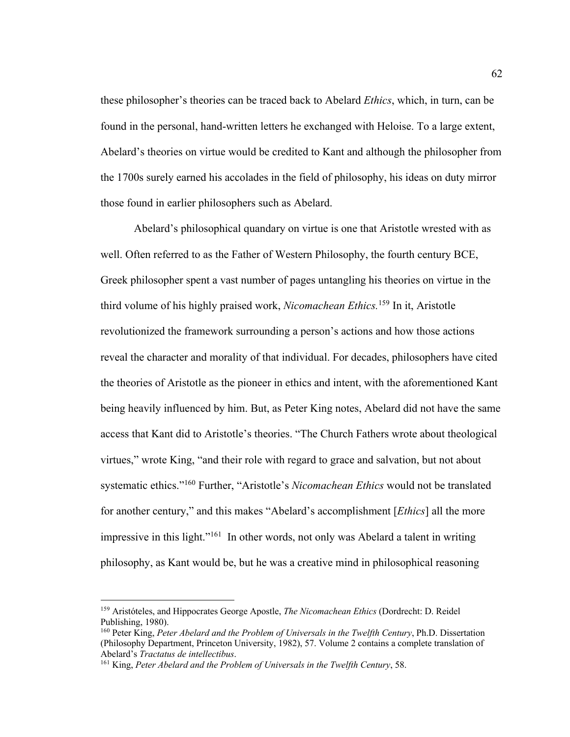these philosopher's theories can be traced back to Abelard *Ethics*, which, in turn, can be found in the personal, hand-written letters he exchanged with Heloise. To a large extent, Abelard's theories on virtue would be credited to Kant and although the philosopher from the 1700s surely earned his accolades in the field of philosophy, his ideas on duty mirror those found in earlier philosophers such as Abelard.

Abelard's philosophical quandary on virtue is one that Aristotle wrested with as well. Often referred to as the Father of Western Philosophy, the fourth century BCE, Greek philosopher spent a vast number of pages untangling his theories on virtue in the third volume of his highly praised work, *Nicomachean Ethics.*[159] In it, Aristotle revolutionized the framework surrounding a person's actions and how those actions reveal the character and morality of that individual. For decades, philosophers have cited the theories of Aristotle as the pioneer in ethics and intent, with the aforementioned Kant being heavily influenced by him. But, as Peter King notes, Abelard did not have the same access that Kant did to Aristotle's theories. "The Church Fathers wrote about theological virtues," wrote King, "and their role with regard to grace and salvation, but not about systematic ethics."[160] Further, "Aristotle's *Nicomachean Ethics* would not be translated for another century," and this makes "Abelard's accomplishment [*Ethics*] all the more impressive in this light."[161] In other words, not only was Abelard a talent in writing philosophy, as Kant would be, but he was a creative mind in philosophical reasoning

---

[159] Aristóteles, and Hippocrates George Apostle, *The Nicomachean Ethics* (Dordrecht: D. Reidel Publishing, 1980).

[160] Peter King, *Peter Abelard and the Problem of Universals in the Twelfth Century*, Ph.D. Dissertation (Philosophy Department, Princeton University, 1982), 57. Volume 2 contains a complete translation of Abelard's *Tractatus de intellectibus*.

[161] King, *Peter Abelard and the Problem of Universals in the Twelfth Century*, 58.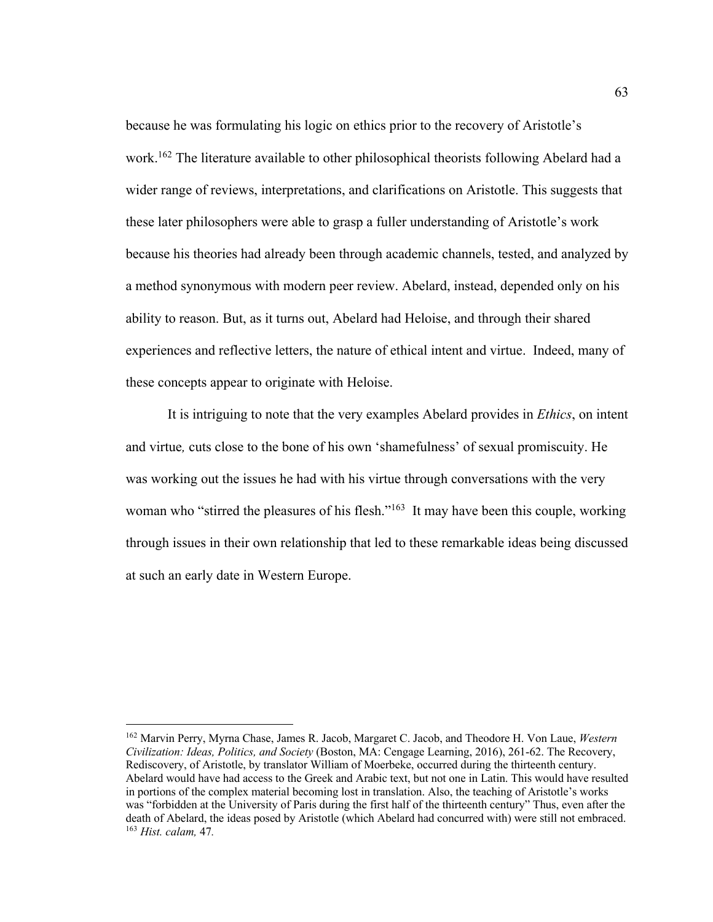because he was formulating his logic on ethics prior to the recovery of Aristotle's work.[162] The literature available to other philosophical theorists following Abelard had a wider range of reviews, interpretations, and clarifications on Aristotle. This suggests that these later philosophers were able to grasp a fuller understanding of Aristotle's work because his theories had already been through academic channels, tested, and analyzed by a method synonymous with modern peer review. Abelard, instead, depended only on his ability to reason. But, as it turns out, Abelard had Heloise, and through their shared experiences and reflective letters, the nature of ethical intent and virtue. Indeed, many of these concepts appear to originate with Heloise.

It is intriguing to note that the very examples Abelard provides in *Ethics*, on intent and virtue*,* cuts close to the bone of his own 'shamefulness' of sexual promiscuity. He was working out the issues he had with his virtue through conversations with the very woman who "stirred the pleasures of his flesh."[163] It may have been this couple, working through issues in their own relationship that led to these remarkable ideas being discussed at such an early date in Western Europe.

---

[162] Marvin Perry, Myrna Chase, James R. Jacob, Margaret C. Jacob, and Theodore H. Von Laue, *Western Civilization: Ideas, Politics, and Society* (Boston, MA: Cengage Learning, 2016), 261-62. The Recovery, Rediscovery, of Aristotle, by translator William of Moerbeke, occurred during the thirteenth century. Abelard would have had access to the Greek and Arabic text, but not one in Latin. This would have resulted in portions of the complex material becoming lost in translation. Also, the teaching of Aristotle's works was "forbidden at the University of Paris during the first half of the thirteenth century" Thus, even after the death of Abelard, the ideas posed by Aristotle (which Abelard had concurred with) were still not embraced.

[163] *Hist. calam,* 47.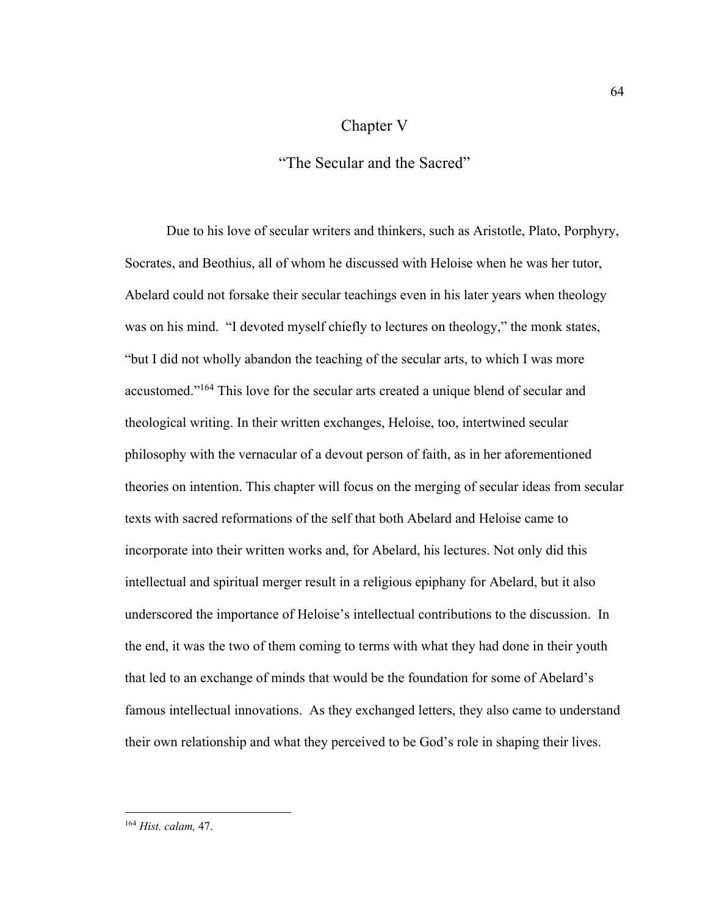# Chapter V

## "The Secular and the Sacred"

Due to his love of secular writers and thinkers, such as Aristotle, Plato, Porphyry, Socrates, and Beothius, all of whom he discussed with Heloise when he was her tutor, Abelard could not forsake their secular teachings even in his later years when theology was on his mind. "I devoted myself chiefly to lectures on theology," the monk states, "but I did not wholly abandon the teaching of the secular arts, to which I was more accustomed."[164] This love for the secular arts created a unique blend of secular and theological writing. In their written exchanges, Heloise, too, intertwined secular philosophy with the vernacular of a devout person of faith, as in her aforementioned theories on intention. This chapter will focus on the merging of secular ideas from secular texts with sacred reformations of the self that both Abelard and Heloise came to incorporate into their written works and, for Abelard, his lectures. Not only did this intellectual and spiritual merger result in a religious epiphany for Abelard, but it also underscored the importance of Heloise's intellectual contributions to the discussion. In the end, it was the two of them coming to terms with what they had done in their youth that led to an exchange of minds that would be the foundation for some of Abelard's famous intellectual innovations. As they exchanged letters, they also came to understand their own relationship and what they perceived to be God's role in shaping their lives.

---

[164] *Hist. calam,* 47.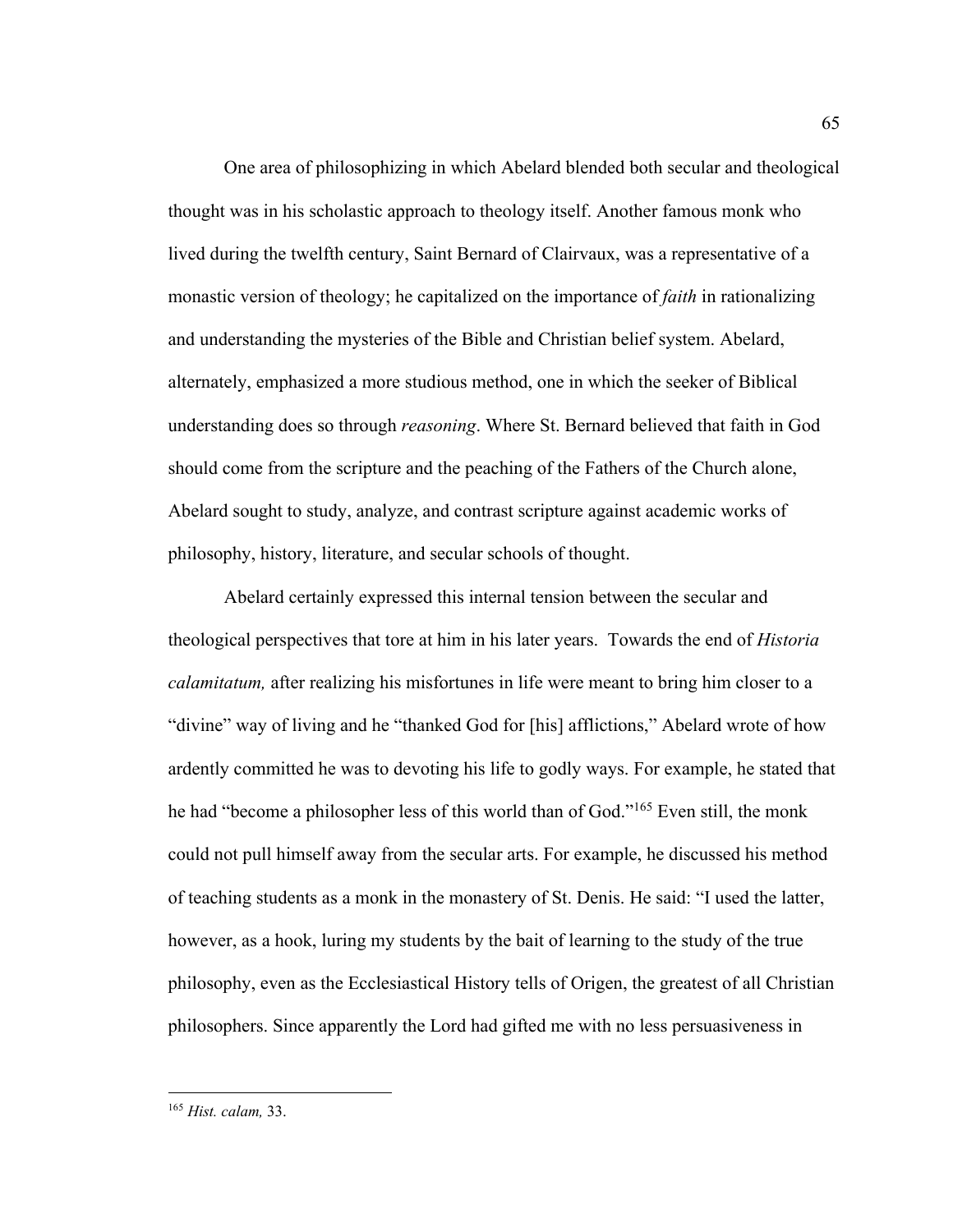One area of philosophizing in which Abelard blended both secular and theological thought was in his scholastic approach to theology itself. Another famous monk who lived during the twelfth century, Saint Bernard of Clairvaux, was a representative of a monastic version of theology; he capitalized on the importance of *faith* in rationalizing and understanding the mysteries of the Bible and Christian belief system. Abelard, alternately, emphasized a more studious method, one in which the seeker of Biblical understanding does so through *reasoning*. Where St. Bernard believed that faith in God should come from the scripture and the peaching of the Fathers of the Church alone, Abelard sought to study, analyze, and contrast scripture against academic works of philosophy, history, literature, and secular schools of thought.

Abelard certainly expressed this internal tension between the secular and theological perspectives that tore at him in his later years. Towards the end of *Historia calamitatum,* after realizing his misfortunes in life were meant to bring him closer to a "divine" way of living and he "thanked God for [his] afflictions," Abelard wrote of how ardently committed he was to devoting his life to godly ways. For example, he stated that he had "become a philosopher less of this world than of God."[165] Even still, the monk could not pull himself away from the secular arts. For example, he discussed his method of teaching students as a monk in the monastery of St. Denis. He said: "I used the latter, however, as a hook, luring my students by the bait of learning to the study of the true philosophy, even as the Ecclesiastical History tells of Origen, the greatest of all Christian philosophers. Since apparently the Lord had gifted me with no less persuasiveness in

---

[165] *Hist. calam,* 33.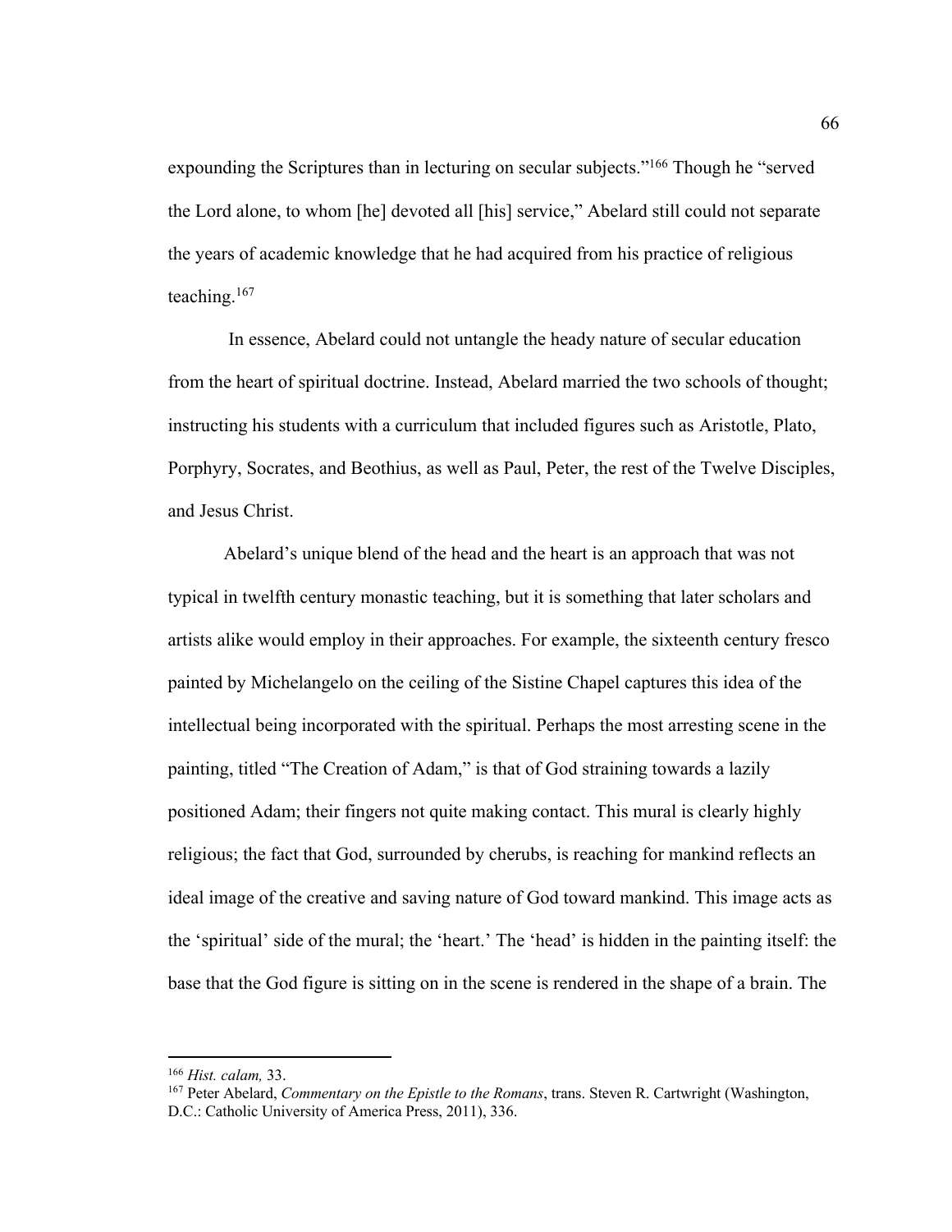expounding the Scriptures than in lecturing on secular subjects."[166] Though he "served the Lord alone, to whom [he] devoted all [his] service," Abelard still could not separate the years of academic knowledge that he had acquired from his practice of religious teaching.[167]

In essence, Abelard could not untangle the heady nature of secular education from the heart of spiritual doctrine. Instead, Abelard married the two schools of thought; instructing his students with a curriculum that included figures such as Aristotle, Plato, Porphyry, Socrates, and Beothius, as well as Paul, Peter, the rest of the Twelve Disciples, and Jesus Christ.

Abelard's unique blend of the head and the heart is an approach that was not typical in twelfth century monastic teaching, but it is something that later scholars and artists alike would employ in their approaches. For example, the sixteenth century fresco painted by Michelangelo on the ceiling of the Sistine Chapel captures this idea of the intellectual being incorporated with the spiritual. Perhaps the most arresting scene in the painting, titled "The Creation of Adam," is that of God straining towards a lazily positioned Adam; their fingers not quite making contact. This mural is clearly highly religious; the fact that God, surrounded by cherubs, is reaching for mankind reflects an ideal image of the creative and saving nature of God toward mankind. This image acts as the 'spiritual' side of the mural; the 'heart.' The 'head' is hidden in the painting itself: the base that the God figure is sitting on in the scene is rendered in the shape of a brain. The

---

[166] *Hist. calam,* 33.

[167] Peter Abelard, *Commentary on the Epistle to the Romans*, trans. Steven R. Cartwright (Washington, D.C.: Catholic University of America Press, 2011), 336.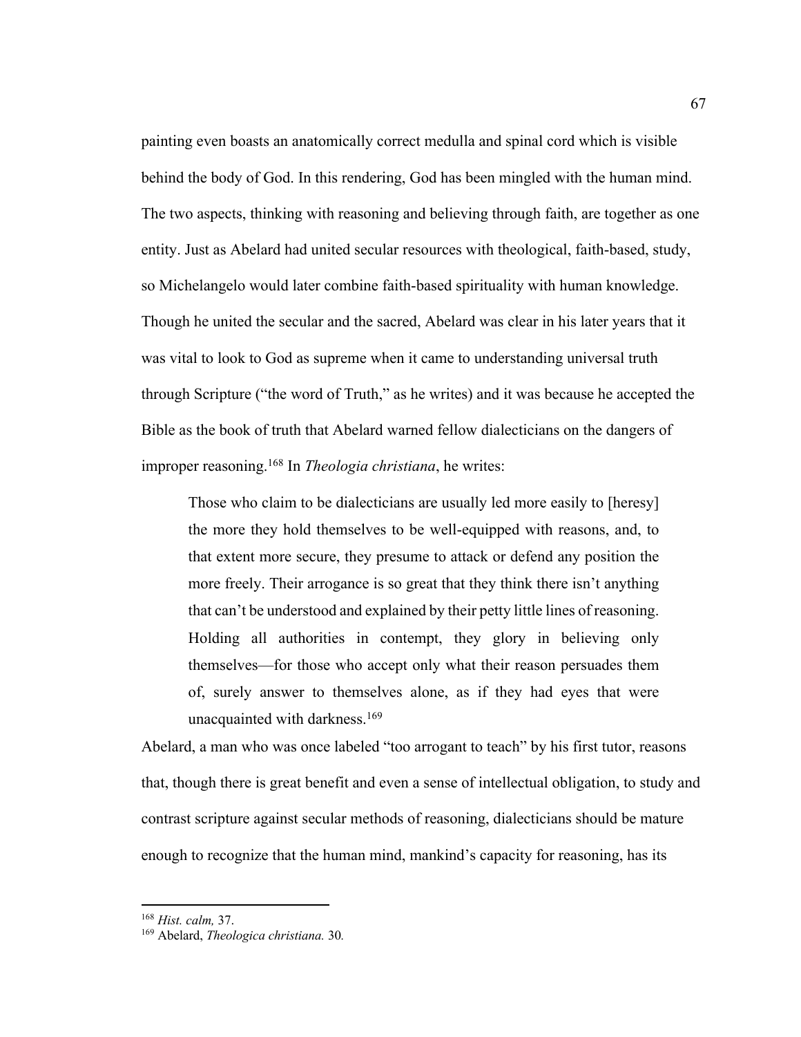painting even boasts an anatomically correct medulla and spinal cord which is visible behind the body of God. In this rendering, God has been mingled with the human mind. The two aspects, thinking with reasoning and believing through faith, are together as one entity. Just as Abelard had united secular resources with theological, faith-based, study, so Michelangelo would later combine faith-based spirituality with human knowledge. Though he united the secular and the sacred, Abelard was clear in his later years that it was vital to look to God as supreme when it came to understanding universal truth through Scripture ("the word of Truth," as he writes) and it was because he accepted the Bible as the book of truth that Abelard warned fellow dialecticians on the dangers of improper reasoning.[168] In *Theologia christiana*, he writes:

> Those who claim to be dialecticians are usually led more easily to [heresy] the more they hold themselves to be well-equipped with reasons, and, to that extent more secure, they presume to attack or defend any position the more freely. Their arrogance is so great that they think there isn't anything that can't be understood and explained by their petty little lines of reasoning. Holding all authorities in contempt, they glory in believing only themselves—for those who accept only what their reason persuades them of, surely answer to themselves alone, as if they had eyes that were unacquainted with darkness.[169]

Abelard, a man who was once labeled "too arrogant to teach" by his first tutor, reasons that, though there is great benefit and even a sense of intellectual obligation, to study and contrast scripture against secular methods of reasoning, dialecticians should be mature enough to recognize that the human mind, mankind's capacity for reasoning, has its

---

[168] *Hist. calm,* 37.

[169] Abelard, *Theologica christiana.* 30*.*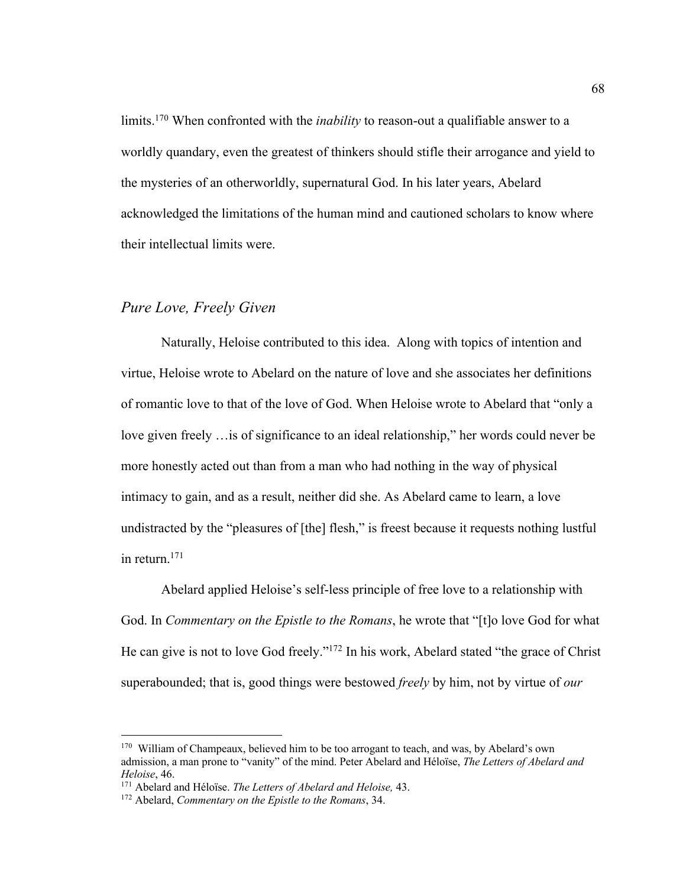limits.[170] When confronted with the *inability* to reason-out a qualifiable answer to a worldly quandary, even the greatest of thinkers should stifle their arrogance and yield to the mysteries of an otherworldly, supernatural God. In his later years, Abelard acknowledged the limitations of the human mind and cautioned scholars to know where their intellectual limits were.

## *Pure Love, Freely Given*

Naturally, Heloise contributed to this idea. Along with topics of intention and virtue, Heloise wrote to Abelard on the nature of love and she associates her definitions of romantic love to that of the love of God. When Heloise wrote to Abelard that "only a love given freely …is of significance to an ideal relationship," her words could never be more honestly acted out than from a man who had nothing in the way of physical intimacy to gain, and as a result, neither did she. As Abelard came to learn, a love undistracted by the "pleasures of [the] flesh," is freest because it requests nothing lustful in return.[171]

Abelard applied Heloise's self-less principle of free love to a relationship with God. In *Commentary on the Epistle to the Romans*, he wrote that "[t]o love God for what He can give is not to love God freely."[172] In his work, Abelard stated "the grace of Christ superabounded; that is, good things were bestowed *freely* by him, not by virtue of *our*

---

[170] William of Champeaux, believed him to be too arrogant to teach, and was, by Abelard's own admission, a man prone to "vanity" of the mind. Peter Abelard and Héloïse, *The Letters of Abelard and Heloise*, 46.

[171] Abelard and Héloïse. *The Letters of Abelard and Heloise,* 43.

[172] Abelard, *Commentary on the Epistle to the Romans*, 34.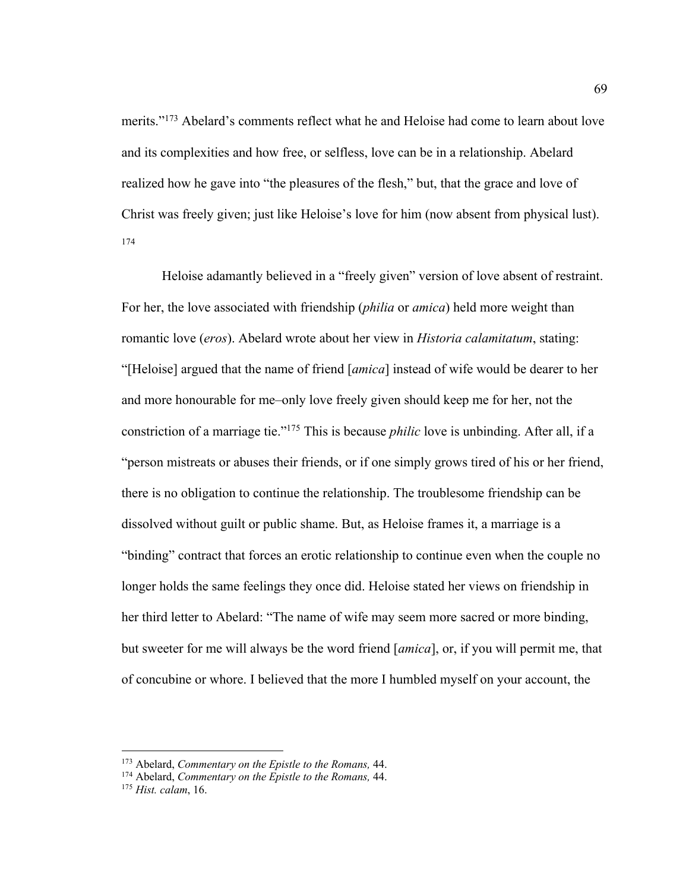merits."[173] Abelard's comments reflect what he and Heloise had come to learn about love and its complexities and how free, or selfless, love can be in a relationship. Abelard realized how he gave into "the pleasures of the flesh," but, that the grace and love of Christ was freely given; just like Heloise's love for him (now absent from physical lust).[174]

Heloise adamantly believed in a "freely given" version of love absent of restraint. For her, the love associated with friendship (*philia* or *amica*) held more weight than romantic love (*eros*). Abelard wrote about her view in *Historia calamitatum*, stating: "[Heloise] argued that the name of friend [*amica*] instead of wife would be dearer to her and more honourable for me–only love freely given should keep me for her, not the constriction of a marriage tie."[175] This is because *philic* love is unbinding. After all, if a "person mistreats or abuses their friends, or if one simply grows tired of his or her friend, there is no obligation to continue the relationship. The troublesome friendship can be dissolved without guilt or public shame. But, as Heloise frames it, a marriage is a "binding" contract that forces an erotic relationship to continue even when the couple no longer holds the same feelings they once did. Heloise stated her views on friendship in her third letter to Abelard: "The name of wife may seem more sacred or more binding, but sweeter for me will always be the word friend [*amica*], or, if you will permit me, that of concubine or whore. I believed that the more I humbled myself on your account, the

---

[173] Abelard, *Commentary on the Epistle to the Romans,* 44.

[174] Abelard, *Commentary on the Epistle to the Romans,* 44.

[175] *Hist. calam*, 16.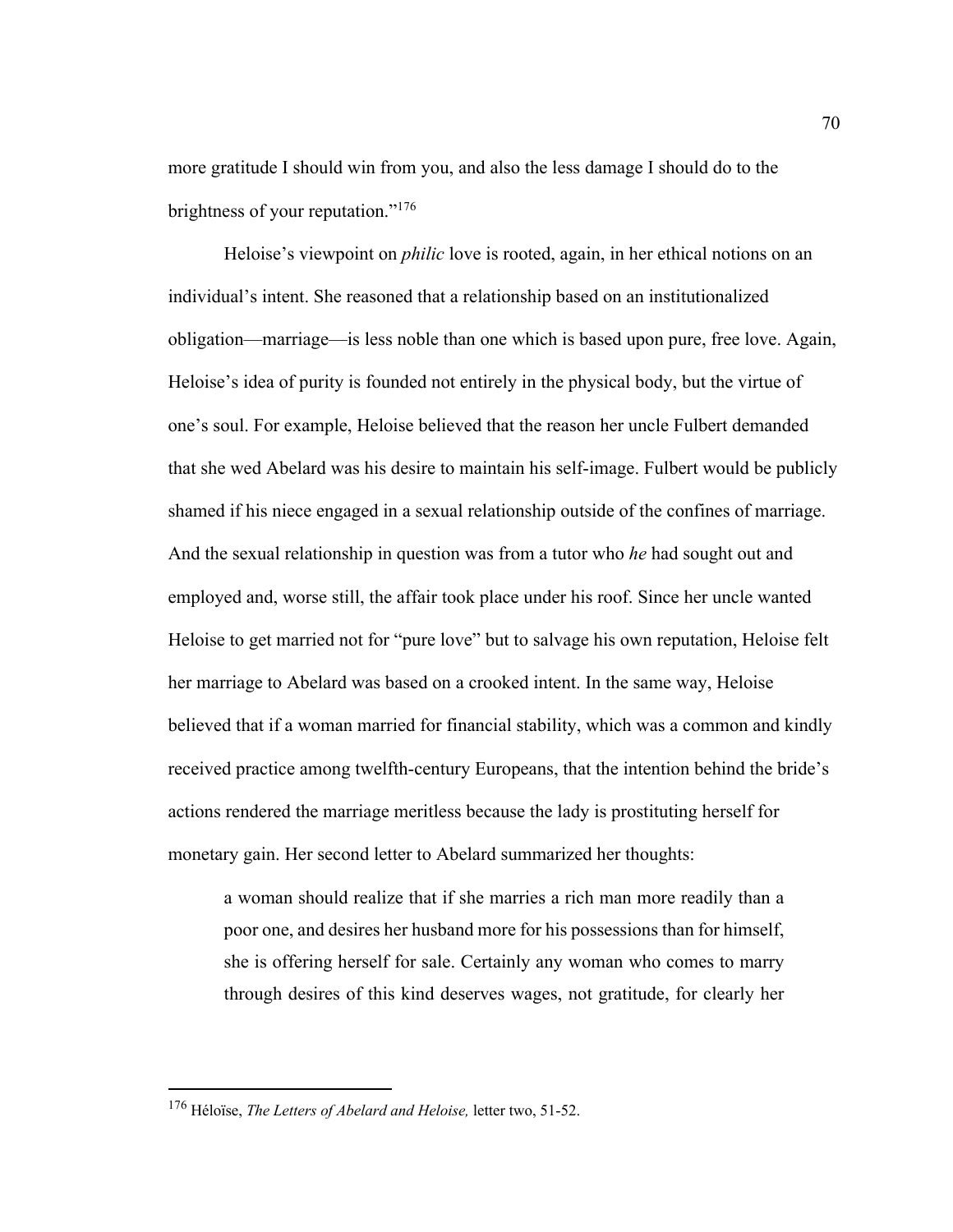more gratitude I should win from you, and also the less damage I should do to the brightness of your reputation."[176]

Heloise's viewpoint on *philic* love is rooted, again, in her ethical notions on an individual's intent. She reasoned that a relationship based on an institutionalized obligation—marriage—is less noble than one which is based upon pure, free love. Again, Heloise's idea of purity is founded not entirely in the physical body, but the virtue of one's soul. For example, Heloise believed that the reason her uncle Fulbert demanded that she wed Abelard was his desire to maintain his self-image. Fulbert would be publicly shamed if his niece engaged in a sexual relationship outside of the confines of marriage. And the sexual relationship in question was from a tutor who *he* had sought out and employed and, worse still, the affair took place under his roof. Since her uncle wanted Heloise to get married not for "pure love" but to salvage his own reputation, Heloise felt her marriage to Abelard was based on a crooked intent. In the same way, Heloise believed that if a woman married for financial stability, which was a common and kindly received practice among twelfth-century Europeans, that the intention behind the bride's actions rendered the marriage meritless because the lady is prostituting herself for monetary gain. Her second letter to Abelard summarized her thoughts:

> a woman should realize that if she marries a rich man more readily than a poor one, and desires her husband more for his possessions than for himself, she is offering herself for sale. Certainly any woman who comes to marry through desires of this kind deserves wages, not gratitude, for clearly her

---

[176] Héloïse, *The Letters of Abelard and Heloise,* letter two, 51-52.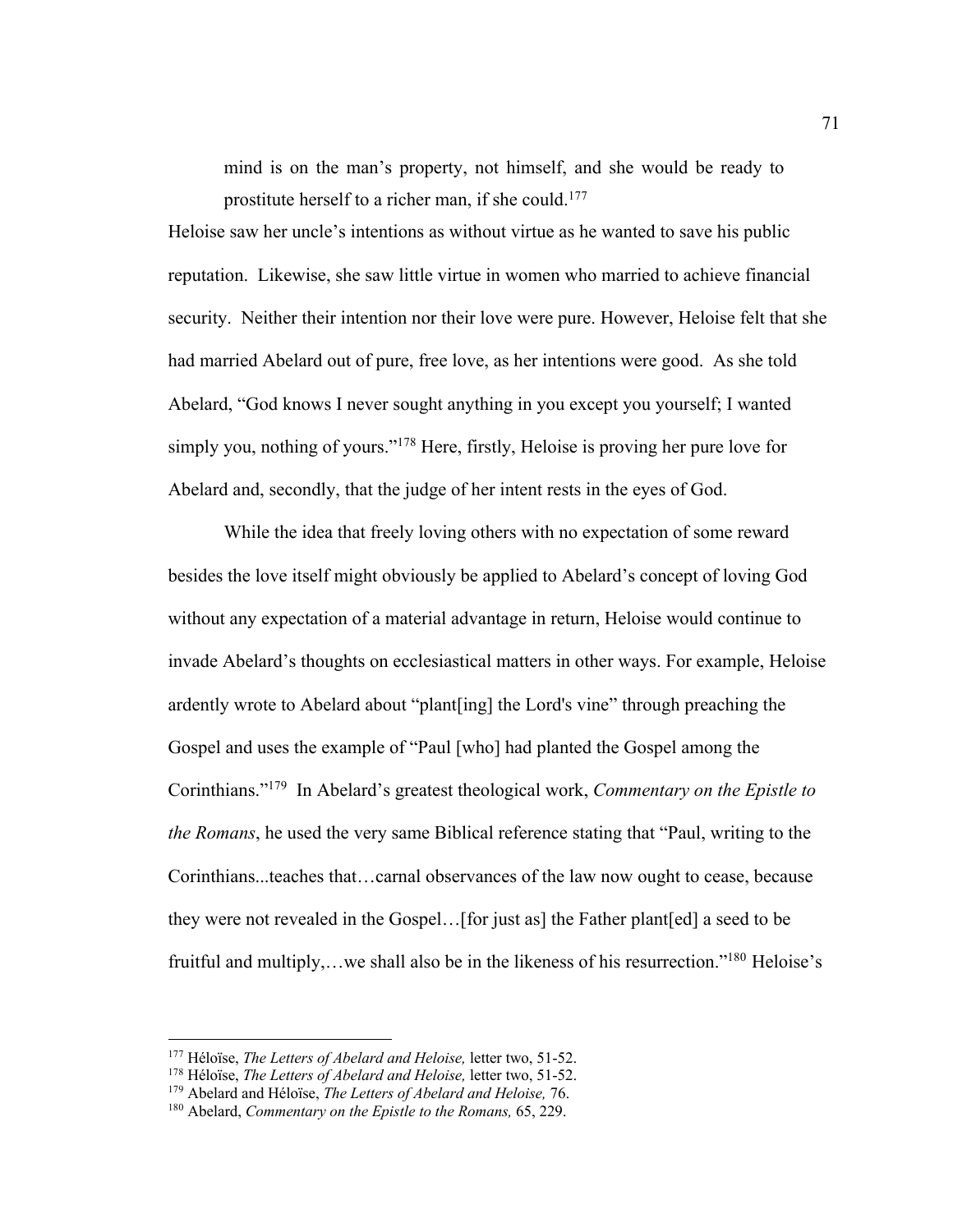> mind is on the man's property, not himself, and she would be ready to prostitute herself to a richer man, if she could.[177]

Heloise saw her uncle's intentions as without virtue as he wanted to save his public reputation. Likewise, she saw little virtue in women who married to achieve financial security. Neither their intention nor their love were pure. However, Heloise felt that she had married Abelard out of pure, free love, as her intentions were good. As she told Abelard, "God knows I never sought anything in you except you yourself; I wanted simply you, nothing of yours."[178] Here, firstly, Heloise is proving her pure love for Abelard and, secondly, that the judge of her intent rests in the eyes of God.

While the idea that freely loving others with no expectation of some reward besides the love itself might obviously be applied to Abelard's concept of loving God without any expectation of a material advantage in return, Heloise would continue to invade Abelard's thoughts on ecclesiastical matters in other ways. For example, Heloise ardently wrote to Abelard about "plant[ing] the Lord's vine" through preaching the Gospel and uses the example of "Paul [who] had planted the Gospel among the Corinthians."[179] In Abelard's greatest theological work, *Commentary on the Epistle to the Romans*, he used the very same Biblical reference stating that "Paul, writing to the Corinthians...teaches that…carnal observances of the law now ought to cease, because they were not revealed in the Gospel…[for just as] the Father plant[ed] a seed to be fruitful and multiply,…we shall also be in the likeness of his resurrection."[180] Heloise's

---

[177] Héloïse, *The Letters of Abelard and Heloise,* letter two, 51-52.

[178] Héloïse, *The Letters of Abelard and Heloise,* letter two, 51-52.

[179] Abelard and Héloïse, *The Letters of Abelard and Heloise,* 76.

[180] Abelard, *Commentary on the Epistle to the Romans,* 65, 229.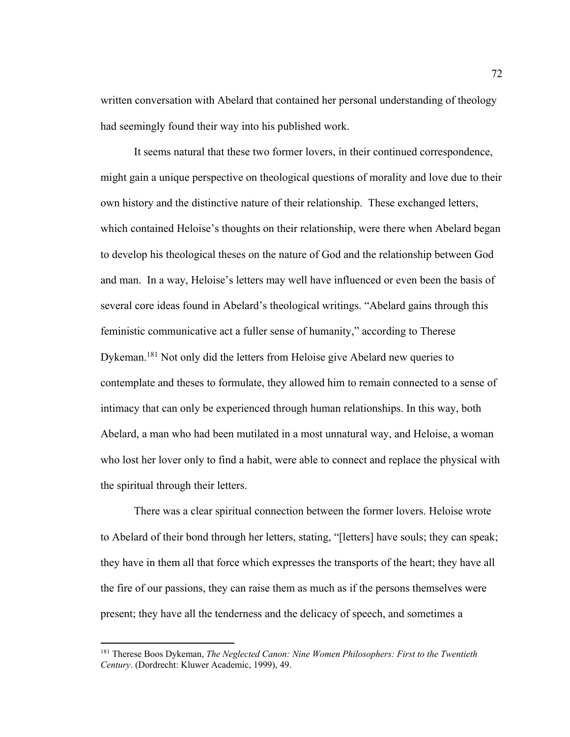written conversation with Abelard that contained her personal understanding of theology had seemingly found their way into his published work.

It seems natural that these two former lovers, in their continued correspondence, might gain a unique perspective on theological questions of morality and love due to their own history and the distinctive nature of their relationship. These exchanged letters, which contained Heloise's thoughts on their relationship, were there when Abelard began to develop his theological theses on the nature of God and the relationship between God and man. In a way, Heloise's letters may well have influenced or even been the basis of several core ideas found in Abelard's theological writings. "Abelard gains through this feministic communicative act a fuller sense of humanity," according to Therese Dykeman.[181] Not only did the letters from Heloise give Abelard new queries to contemplate and theses to formulate, they allowed him to remain connected to a sense of intimacy that can only be experienced through human relationships. In this way, both Abelard, a man who had been mutilated in a most unnatural way, and Heloise, a woman who lost her lover only to find a habit, were able to connect and replace the physical with the spiritual through their letters.

There was a clear spiritual connection between the former lovers. Heloise wrote to Abelard of their bond through her letters, stating, "[letters] have souls; they can speak; they have in them all that force which expresses the transports of the heart; they have all the fire of our passions, they can raise them as much as if the persons themselves were present; they have all the tenderness and the delicacy of speech, and sometimes a

---

[181] Therese Boos Dykeman, *The Neglected Canon: Nine Women Philosophers: First to the Twentieth Century*. (Dordrecht: Kluwer Academic, 1999), 49.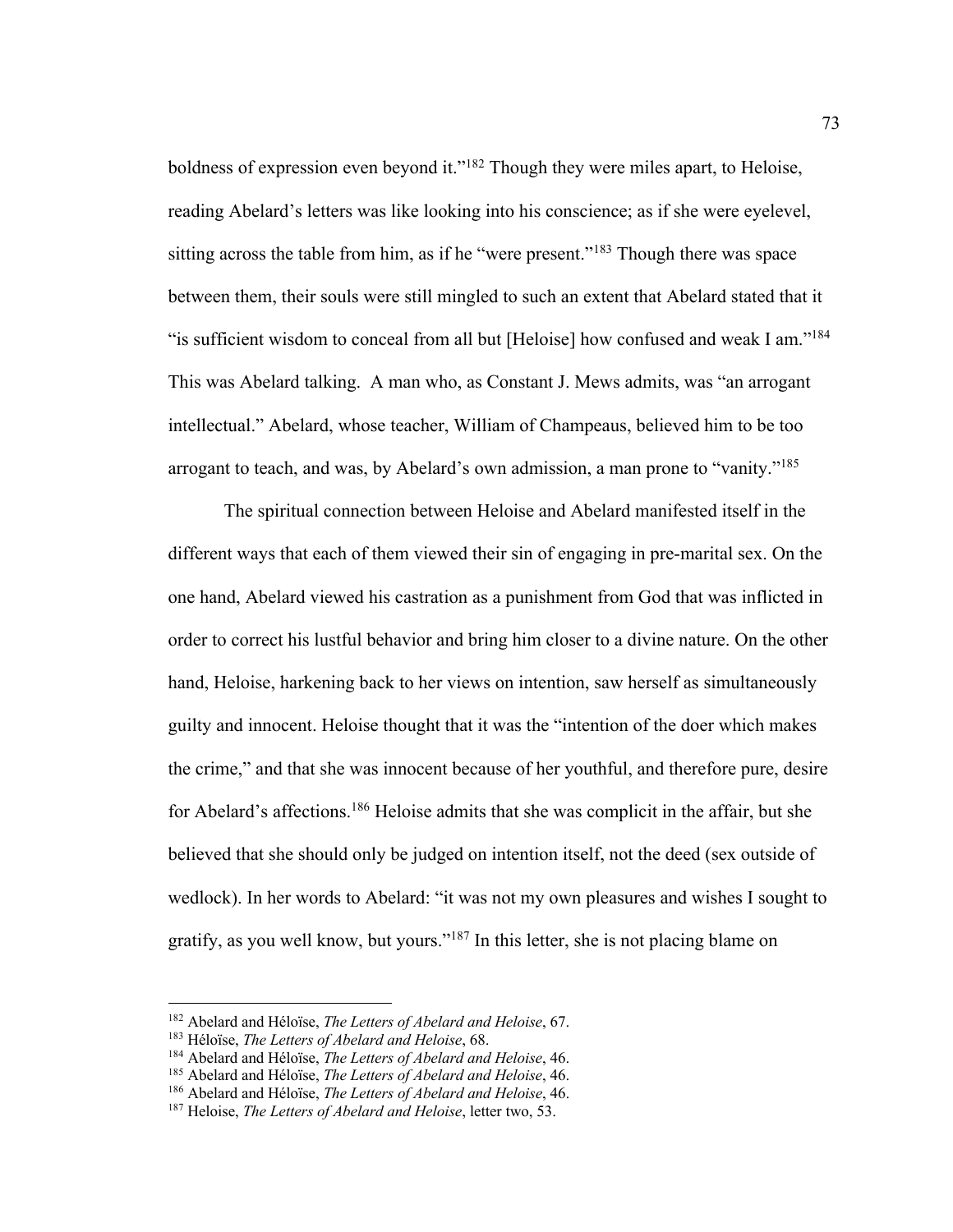boldness of expression even beyond it."[182] Though they were miles apart, to Heloise, reading Abelard's letters was like looking into his conscience; as if she were eyelevel, sitting across the table from him, as if he "were present."[183] Though there was space between them, their souls were still mingled to such an extent that Abelard stated that it "is sufficient wisdom to conceal from all but [Heloise] how confused and weak I am."[184] This was Abelard talking. A man who, as Constant J. Mews admits, was "an arrogant intellectual." Abelard, whose teacher, William of Champeaus, believed him to be too arrogant to teach, and was, by Abelard's own admission, a man prone to "vanity."[185]

The spiritual connection between Heloise and Abelard manifested itself in the different ways that each of them viewed their sin of engaging in pre-marital sex. On the one hand, Abelard viewed his castration as a punishment from God that was inflicted in order to correct his lustful behavior and bring him closer to a divine nature. On the other hand, Heloise, harkening back to her views on intention, saw herself as simultaneously guilty and innocent. Heloise thought that it was the "intention of the doer which makes the crime," and that she was innocent because of her youthful, and therefore pure, desire for Abelard's affections.[186] Heloise admits that she was complicit in the affair, but she believed that she should only be judged on intention itself, not the deed (sex outside of wedlock). In her words to Abelard: "it was not my own pleasures and wishes I sought to gratify, as you well know, but yours."[187] In this letter, she is not placing blame on

---

[182] Abelard and Héloïse, *The Letters of Abelard and Heloise*, 67.
[183] Héloïse, *The Letters of Abelard and Heloise*, 68.
[184] Abelard and Héloïse, *The Letters of Abelard and Heloise*, 46.
[185] Abelard and Héloïse, *The Letters of Abelard and Heloise*, 46.
[186] Abelard and Héloïse, *The Letters of Abelard and Heloise*, 46.
[187] Heloise, *The Letters of Abelard and Heloise*, letter two, 53.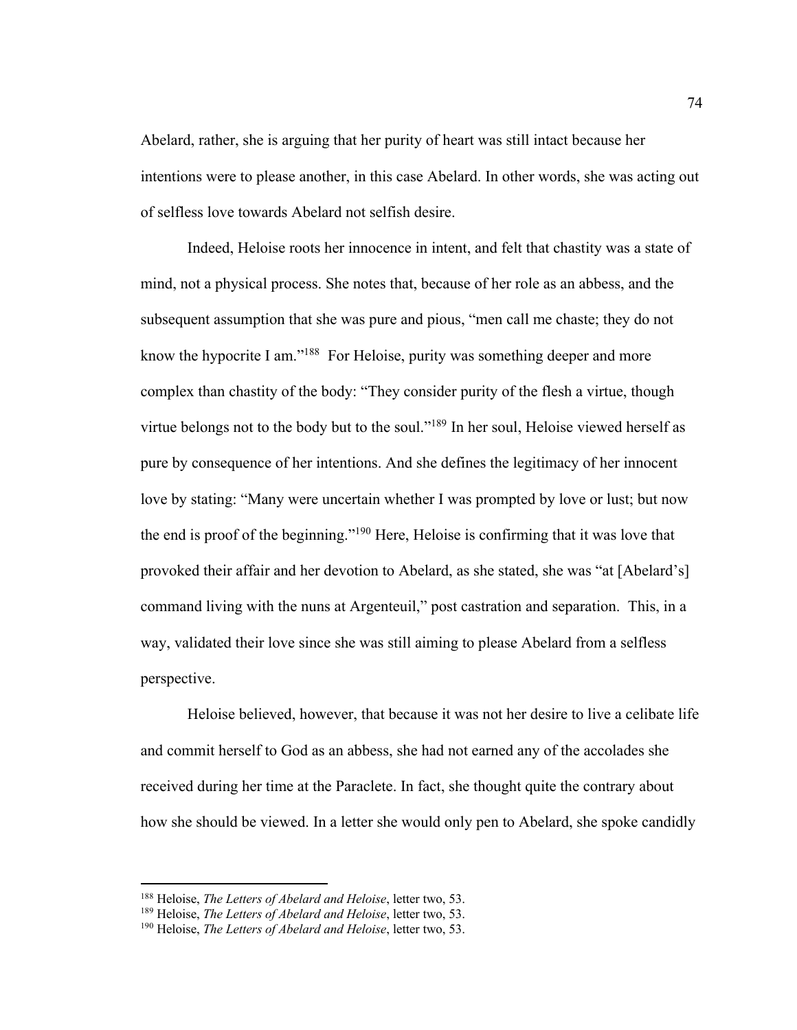Abelard, rather, she is arguing that her purity of heart was still intact because her intentions were to please another, in this case Abelard. In other words, she was acting out of selfless love towards Abelard not selfish desire.

Indeed, Heloise roots her innocence in intent, and felt that chastity was a state of mind, not a physical process. She notes that, because of her role as an abbess, and the subsequent assumption that she was pure and pious, "men call me chaste; they do not know the hypocrite I am."[188] For Heloise, purity was something deeper and more complex than chastity of the body: "They consider purity of the flesh a virtue, though virtue belongs not to the body but to the soul."[189] In her soul, Heloise viewed herself as pure by consequence of her intentions. And she defines the legitimacy of her innocent love by stating: "Many were uncertain whether I was prompted by love or lust; but now the end is proof of the beginning."[190] Here, Heloise is confirming that it was love that provoked their affair and her devotion to Abelard, as she stated, she was "at [Abelard's] command living with the nuns at Argenteuil," post castration and separation. This, in a way, validated their love since she was still aiming to please Abelard from a selfless perspective.

Heloise believed, however, that because it was not her desire to live a celibate life and commit herself to God as an abbess, she had not earned any of the accolades she received during her time at the Paraclete. In fact, she thought quite the contrary about how she should be viewed. In a letter she would only pen to Abelard, she spoke candidly

---

[188] Heloise, *The Letters of Abelard and Heloise*, letter two, 53.
[189] Heloise, *The Letters of Abelard and Heloise*, letter two, 53.
[190] Heloise, *The Letters of Abelard and Heloise*, letter two, 53.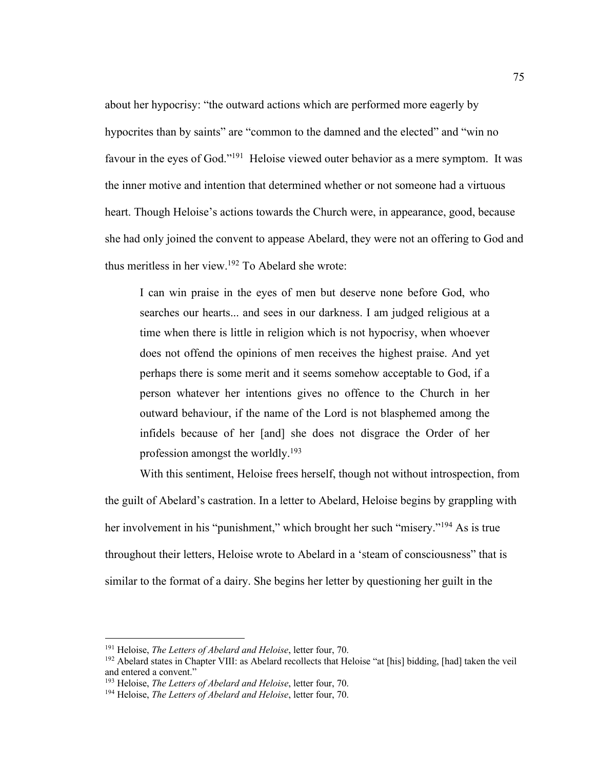about her hypocrisy: "the outward actions which are performed more eagerly by hypocrites than by saints" are "common to the damned and the elected" and "win no favour in the eyes of God."[191] Heloise viewed outer behavior as a mere symptom. It was the inner motive and intention that determined whether or not someone had a virtuous heart. Though Heloise's actions towards the Church were, in appearance, good, because she had only joined the convent to appease Abelard, they were not an offering to God and thus meritless in her view.[192] To Abelard she wrote:

> I can win praise in the eyes of men but deserve none before God, who searches our hearts... and sees in our darkness. I am judged religious at a time when there is little in religion which is not hypocrisy, when whoever does not offend the opinions of men receives the highest praise. And yet perhaps there is some merit and it seems somehow acceptable to God, if a person whatever her intentions gives no offence to the Church in her outward behaviour, if the name of the Lord is not blasphemed among the infidels because of her [and] she does not disgrace the Order of her profession amongst the worldly.[193]

With this sentiment, Heloise frees herself, though not without introspection, from the guilt of Abelard's castration. In a letter to Abelard, Heloise begins by grappling with her involvement in his "punishment," which brought her such "misery."[194] As is true throughout their letters, Heloise wrote to Abelard in a 'steam of consciousness" that is similar to the format of a dairy. She begins her letter by questioning her guilt in the

---

[191] Heloise, *The Letters of Abelard and Heloise*, letter four, 70.

[192] Abelard states in Chapter VIII: as Abelard recollects that Heloise "at [his] bidding, [had] taken the veil and entered a convent."

[193] Heloise, *The Letters of Abelard and Heloise*, letter four, 70.

[194] Heloise, *The Letters of Abelard and Heloise*, letter four, 70.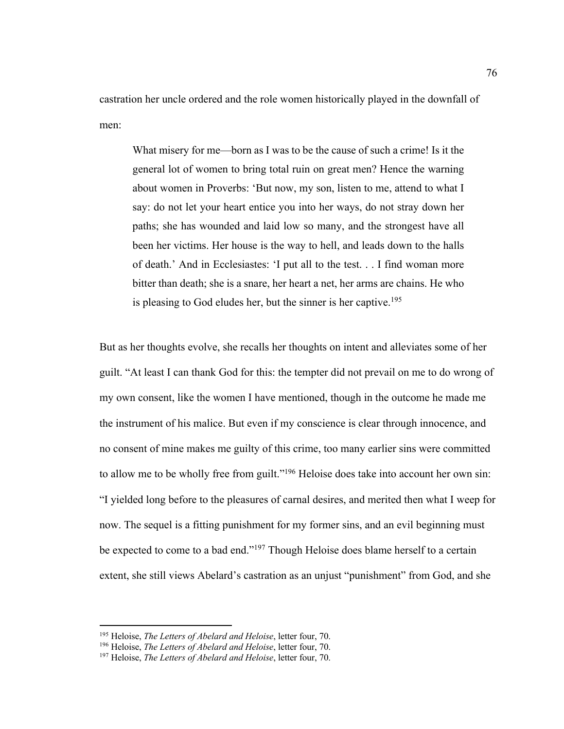castration her uncle ordered and the role women historically played in the downfall of men:

> What misery for me—born as I was to be the cause of such a crime! Is it the general lot of women to bring total ruin on great men? Hence the warning about women in Proverbs: 'But now, my son, listen to me, attend to what I say: do not let your heart entice you into her ways, do not stray down her paths; she has wounded and laid low so many, and the strongest have all been her victims. Her house is the way to hell, and leads down to the halls of death.' And in Ecclesiastes: 'I put all to the test. . . I find woman more bitter than death; she is a snare, her heart a net, her arms are chains. He who is pleasing to God eludes her, but the sinner is her captive.[195]

But as her thoughts evolve, she recalls her thoughts on intent and alleviates some of her guilt. "At least I can thank God for this: the tempter did not prevail on me to do wrong of my own consent, like the women I have mentioned, though in the outcome he made me the instrument of his malice. But even if my conscience is clear through innocence, and no consent of mine makes me guilty of this crime, too many earlier sins were committed to allow me to be wholly free from guilt."[196] Heloise does take into account her own sin: "I yielded long before to the pleasures of carnal desires, and merited then what I weep for now. The sequel is a fitting punishment for my former sins, and an evil beginning must be expected to come to a bad end."[197] Though Heloise does blame herself to a certain extent, she still views Abelard's castration as an unjust "punishment" from God, and she

---

[195] Heloise, *The Letters of Abelard and Heloise*, letter four, 70.

[196] Heloise, *The Letters of Abelard and Heloise*, letter four, 70.

[197] Heloise, *The Letters of Abelard and Heloise*, letter four, 70.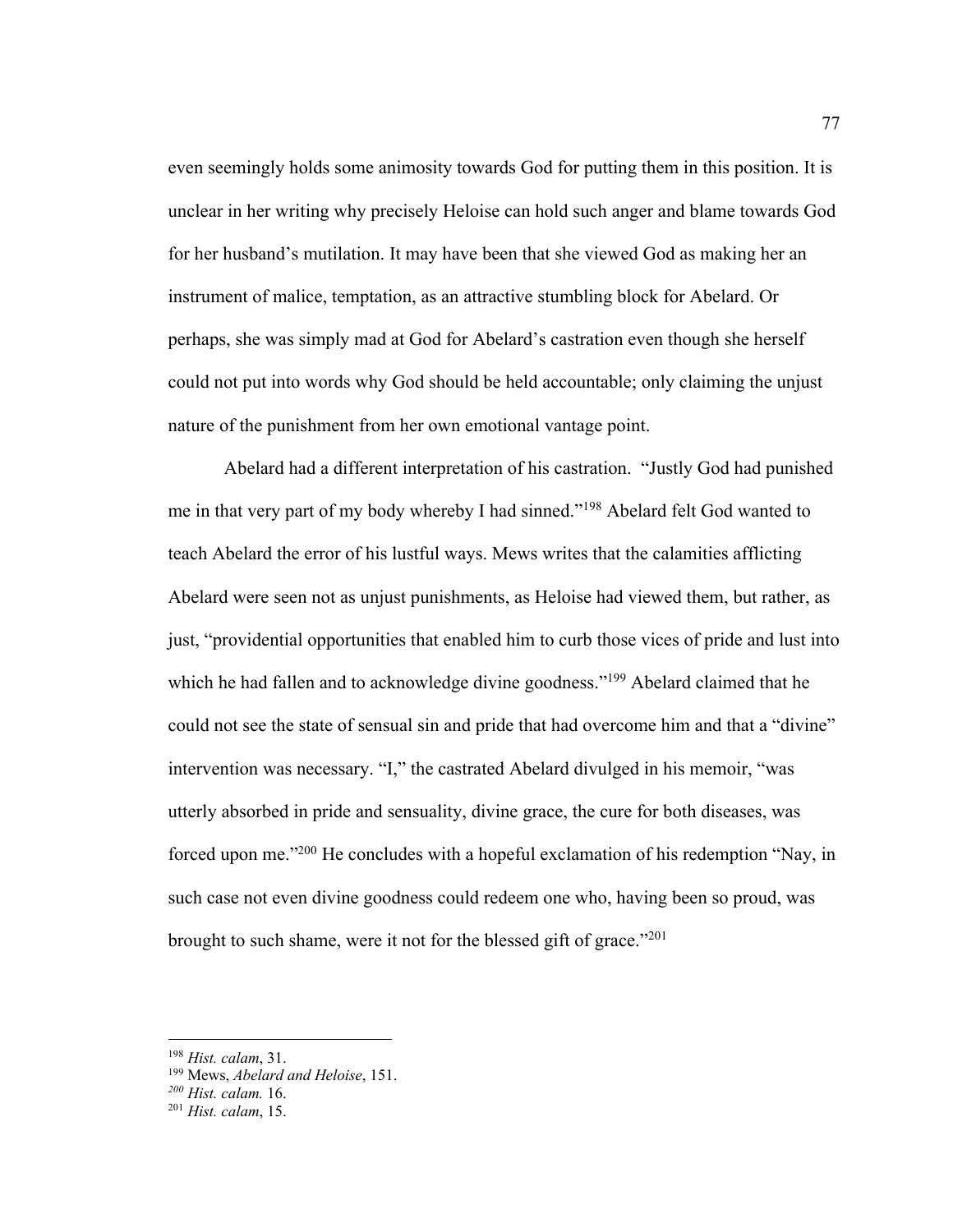even seemingly holds some animosity towards God for putting them in this position. It is unclear in her writing why precisely Heloise can hold such anger and blame towards God for her husband's mutilation. It may have been that she viewed God as making her an instrument of malice, temptation, as an attractive stumbling block for Abelard. Or perhaps, she was simply mad at God for Abelard's castration even though she herself could not put into words why God should be held accountable; only claiming the unjust nature of the punishment from her own emotional vantage point.

Abelard had a different interpretation of his castration. "Justly God had punished me in that very part of my body whereby I had sinned."[198] Abelard felt God wanted to teach Abelard the error of his lustful ways. Mews writes that the calamities afflicting Abelard were seen not as unjust punishments, as Heloise had viewed them, but rather, as just, "providential opportunities that enabled him to curb those vices of pride and lust into which he had fallen and to acknowledge divine goodness."[199] Abelard claimed that he could not see the state of sensual sin and pride that had overcome him and that a "divine" intervention was necessary. "I," the castrated Abelard divulged in his memoir, "was utterly absorbed in pride and sensuality, divine grace, the cure for both diseases, was forced upon me."[200] He concludes with a hopeful exclamation of his redemption "Nay, in such case not even divine goodness could redeem one who, having been so proud, was brought to such shame, were it not for the blessed gift of grace."[201]

---

[198] *Hist. calam*, 31.

[199] Mews, *Abelard and Heloise*, 151.

[200] *Hist. calam.* 16.

[201] *Hist. calam*, 15.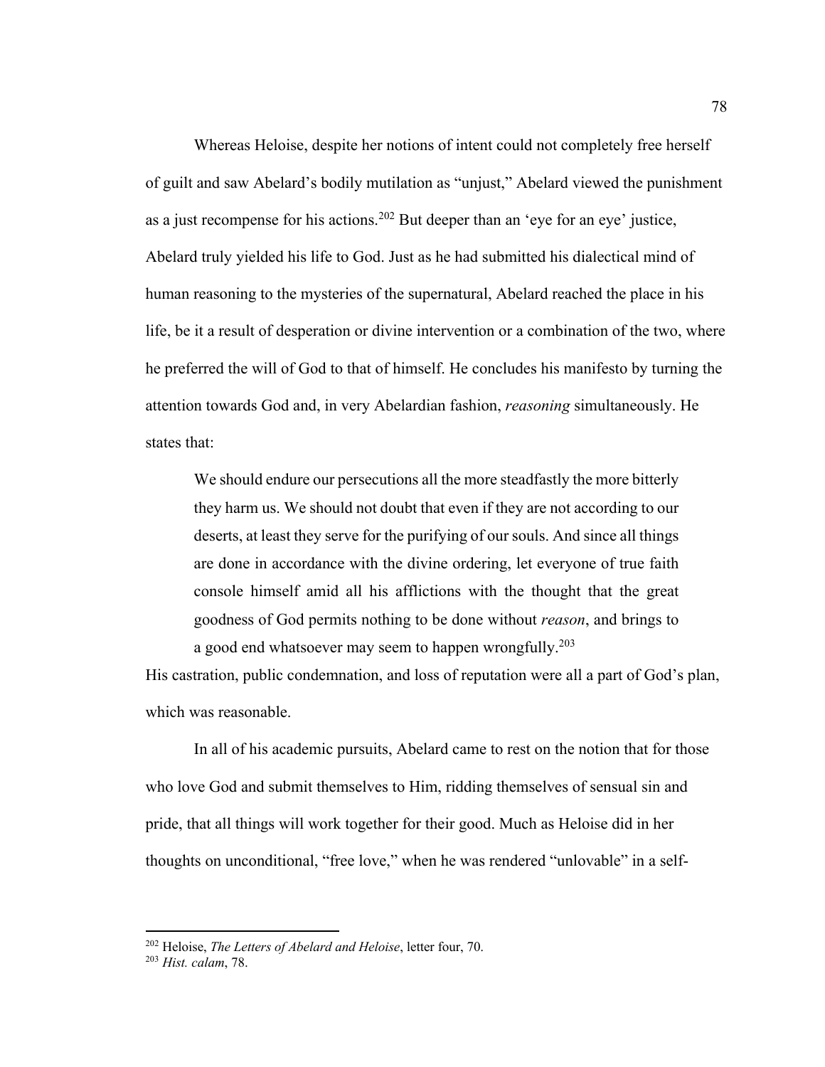Whereas Heloise, despite her notions of intent could not completely free herself of guilt and saw Abelard's bodily mutilation as "unjust," Abelard viewed the punishment as a just recompense for his actions.[202] But deeper than an 'eye for an eye' justice, Abelard truly yielded his life to God. Just as he had submitted his dialectical mind of human reasoning to the mysteries of the supernatural, Abelard reached the place in his life, be it a result of desperation or divine intervention or a combination of the two, where he preferred the will of God to that of himself. He concludes his manifesto by turning the attention towards God and, in very Abelardian fashion, *reasoning* simultaneously. He states that:

> We should endure our persecutions all the more steadfastly the more bitterly they harm us. We should not doubt that even if they are not according to our deserts, at least they serve for the purifying of our souls. And since all things are done in accordance with the divine ordering, let everyone of true faith console himself amid all his afflictions with the thought that the great goodness of God permits nothing to be done without *reason*, and brings to a good end whatsoever may seem to happen wrongfully.[203]

His castration, public condemnation, and loss of reputation were all a part of God's plan, which was reasonable.

In all of his academic pursuits, Abelard came to rest on the notion that for those who love God and submit themselves to Him, ridding themselves of sensual sin and pride, that all things will work together for their good. Much as Heloise did in her thoughts on unconditional, "free love," when he was rendered "unlovable" in a self-

---

[202] Heloise, *The Letters of Abelard and Heloise*, letter four, 70.

[203] *Hist. calam*, 78.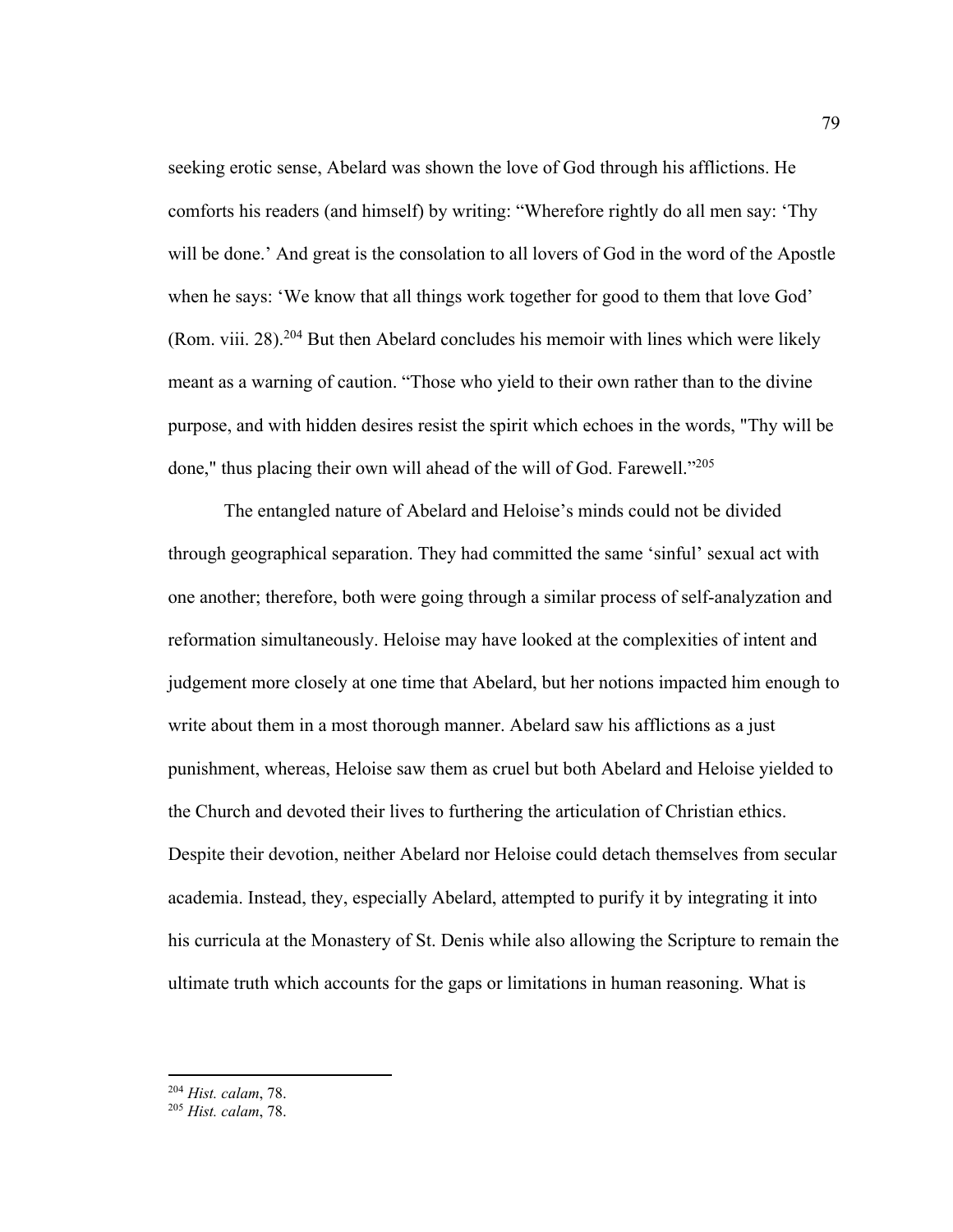seeking erotic sense, Abelard was shown the love of God through his afflictions. He comforts his readers (and himself) by writing: "Wherefore rightly do all men say: 'Thy will be done.' And great is the consolation to all lovers of God in the word of the Apostle when he says: 'We know that all things work together for good to them that love God' (Rom. viii. 28).[204] But then Abelard concludes his memoir with lines which were likely meant as a warning of caution. "Those who yield to their own rather than to the divine purpose, and with hidden desires resist the spirit which echoes in the words, "Thy will be done," thus placing their own will ahead of the will of God. Farewell."[205]

The entangled nature of Abelard and Heloise's minds could not be divided through geographical separation. They had committed the same 'sinful' sexual act with one another; therefore, both were going through a similar process of self-analyzation and reformation simultaneously. Heloise may have looked at the complexities of intent and judgement more closely at one time that Abelard, but her notions impacted him enough to write about them in a most thorough manner. Abelard saw his afflictions as a just punishment, whereas, Heloise saw them as cruel but both Abelard and Heloise yielded to the Church and devoted their lives to furthering the articulation of Christian ethics. Despite their devotion, neither Abelard nor Heloise could detach themselves from secular academia. Instead, they, especially Abelard, attempted to purify it by integrating it into his curricula at the Monastery of St. Denis while also allowing the Scripture to remain the ultimate truth which accounts for the gaps or limitations in human reasoning. What is

[204] *Hist. calam*, 78.

[205] *Hist. calam*, 78.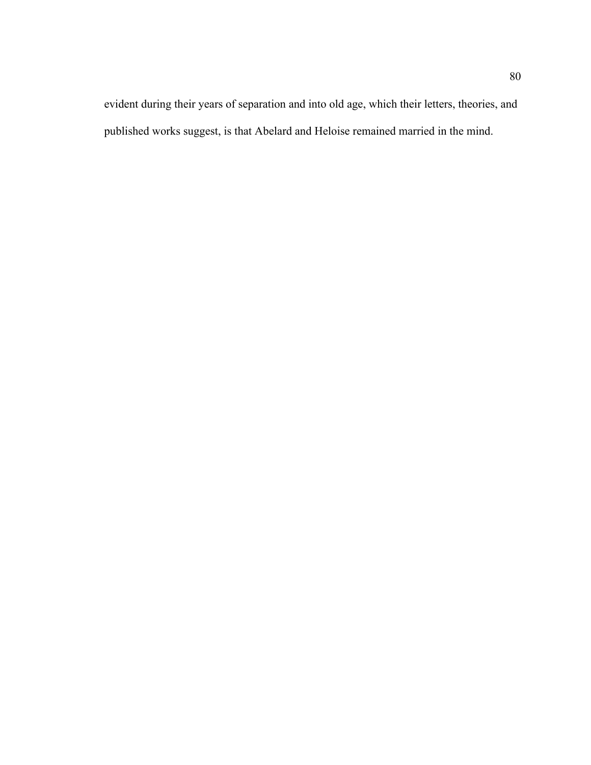evident during their years of separation and into old age, which their letters, theories, and published works suggest, is that Abelard and Heloise remained married in the mind.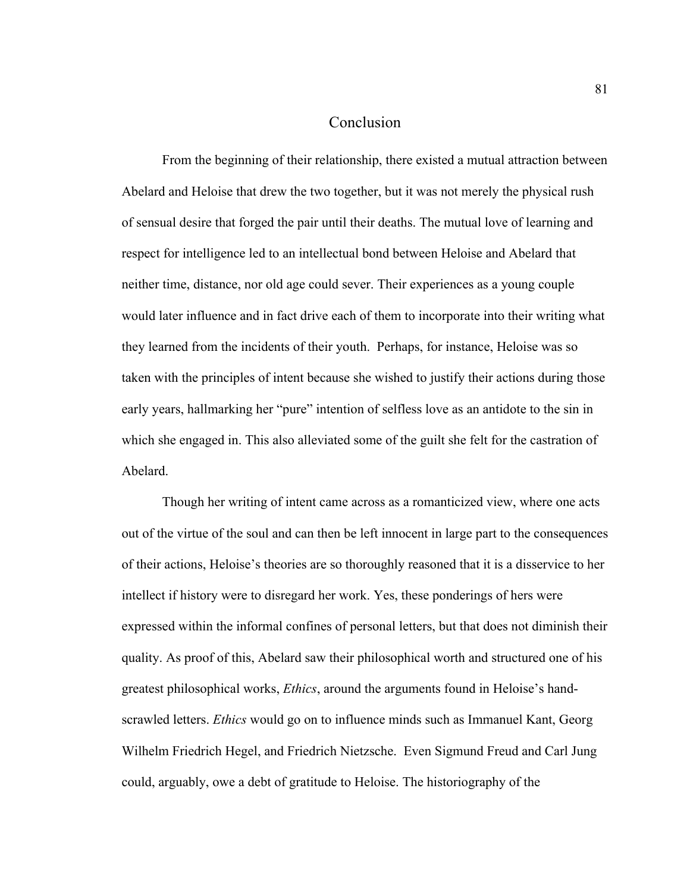# Conclusion

From the beginning of their relationship, there existed a mutual attraction between Abelard and Heloise that drew the two together, but it was not merely the physical rush of sensual desire that forged the pair until their deaths. The mutual love of learning and respect for intelligence led to an intellectual bond between Heloise and Abelard that neither time, distance, nor old age could sever. Their experiences as a young couple would later influence and in fact drive each of them to incorporate into their writing what they learned from the incidents of their youth. Perhaps, for instance, Heloise was so taken with the principles of intent because she wished to justify their actions during those early years, hallmarking her "pure" intention of selfless love as an antidote to the sin in which she engaged in. This also alleviated some of the guilt she felt for the castration of Abelard.

Though her writing of intent came across as a romanticized view, where one acts out of the virtue of the soul and can then be left innocent in large part to the consequences of their actions, Heloise's theories are so thoroughly reasoned that it is a disservice to her intellect if history were to disregard her work. Yes, these ponderings of hers were expressed within the informal confines of personal letters, but that does not diminish their quality. As proof of this, Abelard saw their philosophical worth and structured one of his greatest philosophical works, *Ethics*, around the arguments found in Heloise's hand-scrawled letters. *Ethics* would go on to influence minds such as Immanuel Kant, Georg Wilhelm Friedrich Hegel, and Friedrich Nietzsche. Even Sigmund Freud and Carl Jung could, arguably, owe a debt of gratitude to Heloise. The historiography of the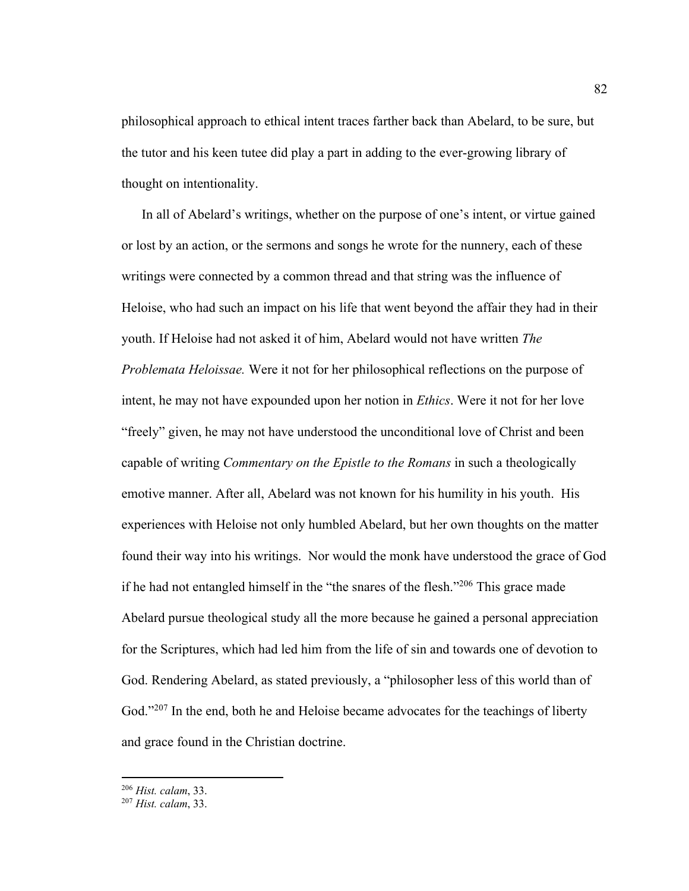philosophical approach to ethical intent traces farther back than Abelard, to be sure, but the tutor and his keen tutee did play a part in adding to the ever-growing library of thought on intentionality.

In all of Abelard's writings, whether on the purpose of one's intent, or virtue gained or lost by an action, or the sermons and songs he wrote for the nunnery, each of these writings were connected by a common thread and that string was the influence of Heloise, who had such an impact on his life that went beyond the affair they had in their youth. If Heloise had not asked it of him, Abelard would not have written *The Problemata Heloissae.* Were it not for her philosophical reflections on the purpose of intent, he may not have expounded upon her notion in *Ethics*. Were it not for her love "freely" given, he may not have understood the unconditional love of Christ and been capable of writing *Commentary on the Epistle to the Romans* in such a theologically emotive manner. After all, Abelard was not known for his humility in his youth. His experiences with Heloise not only humbled Abelard, but her own thoughts on the matter found their way into his writings. Nor would the monk have understood the grace of God if he had not entangled himself in the "the snares of the flesh."[206] This grace made Abelard pursue theological study all the more because he gained a personal appreciation for the Scriptures, which had led him from the life of sin and towards one of devotion to God. Rendering Abelard, as stated previously, a "philosopher less of this world than of God."[207] In the end, both he and Heloise became advocates for the teachings of liberty and grace found in the Christian doctrine.

---

[206] *Hist. calam*, 33.
[207] *Hist. calam*, 33.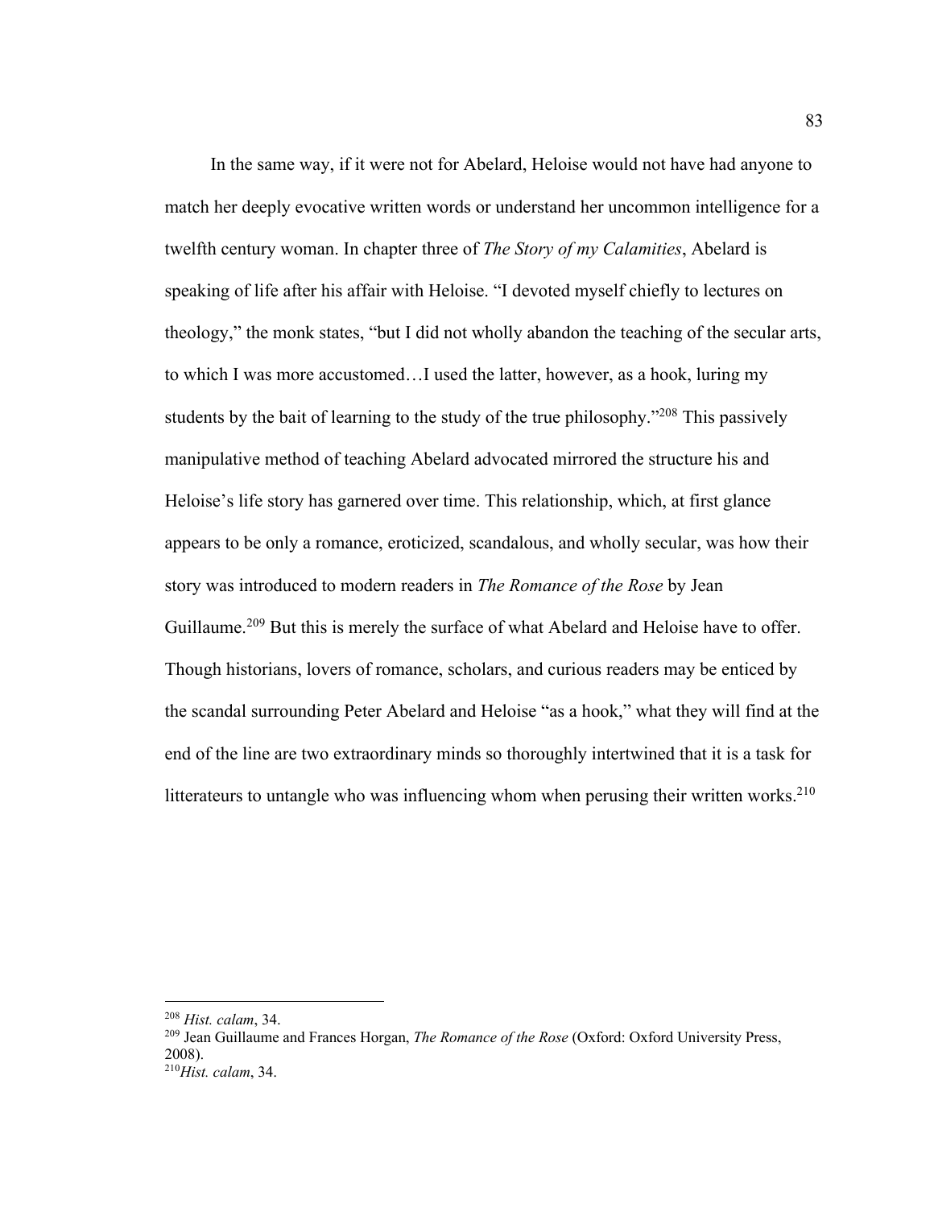In the same way, if it were not for Abelard, Heloise would not have had anyone to match her deeply evocative written words or understand her uncommon intelligence for a twelfth century woman. In chapter three of *The Story of my Calamities*, Abelard is speaking of life after his affair with Heloise. "I devoted myself chiefly to lectures on theology," the monk states, "but I did not wholly abandon the teaching of the secular arts, to which I was more accustomed…I used the latter, however, as a hook, luring my students by the bait of learning to the study of the true philosophy."[208] This passively manipulative method of teaching Abelard advocated mirrored the structure his and Heloise's life story has garnered over time. This relationship, which, at first glance appears to be only a romance, eroticized, scandalous, and wholly secular, was how their story was introduced to modern readers in *The Romance of the Rose* by Jean Guillaume.[209] But this is merely the surface of what Abelard and Heloise have to offer. Though historians, lovers of romance, scholars, and curious readers may be enticed by the scandal surrounding Peter Abelard and Heloise "as a hook," what they will find at the end of the line are two extraordinary minds so thoroughly intertwined that it is a task for litterateurs to untangle who was influencing whom when perusing their written works.[210]

---

[208] *Hist. calam*, 34.

[209] Jean Guillaume and Frances Horgan, *The Romance of the Rose* (Oxford: Oxford University Press, 2008).

[210] *Hist. calam*, 34.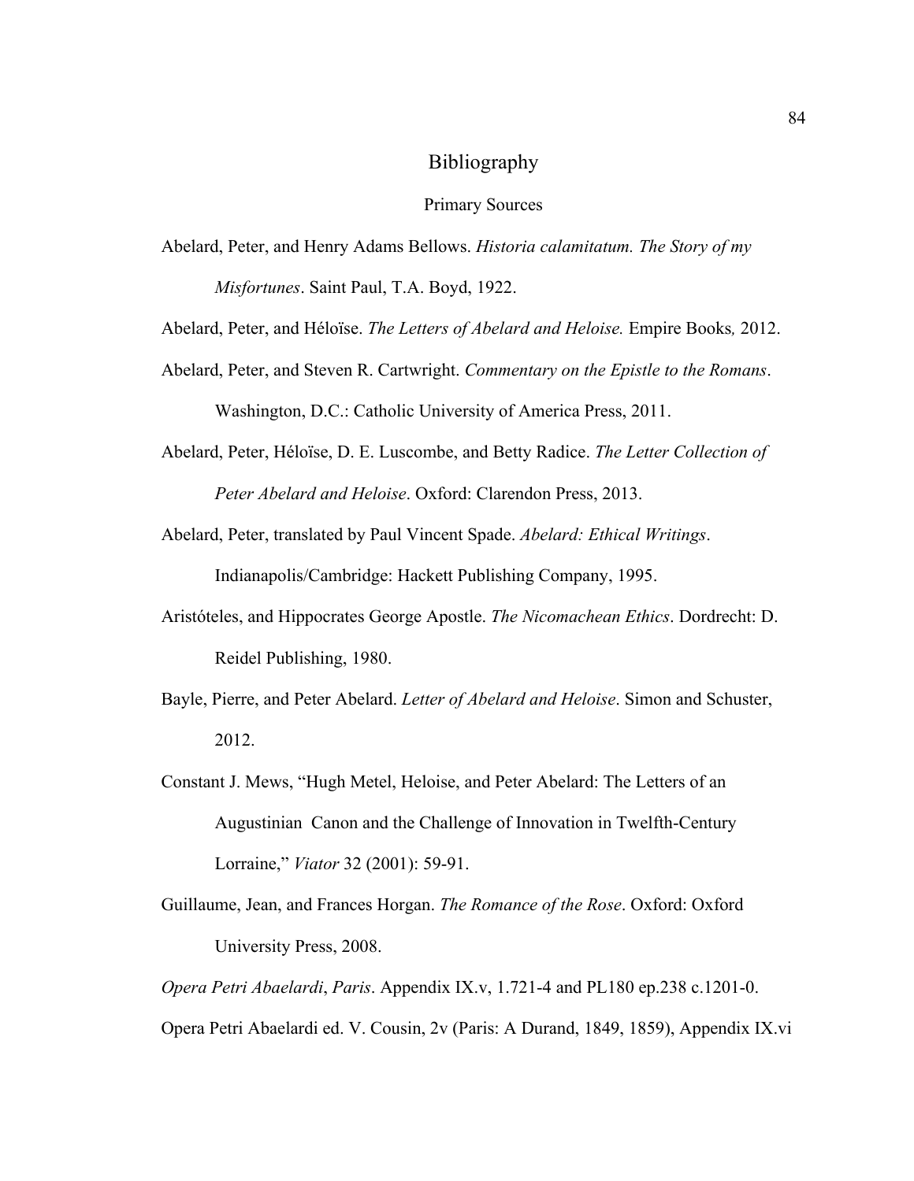# Bibliography

## Primary Sources

Abelard, Peter, and Henry Adams Bellows. *Historia calamitatum. The Story of my Misfortunes*. Saint Paul, T.A. Boyd, 1922.

Abelard, Peter, and Héloïse. *The Letters of Abelard and Heloise.* Empire Books*,* 2012.

Abelard, Peter, and Steven R. Cartwright. *Commentary on the Epistle to the Romans*. Washington, D.C.: Catholic University of America Press, 2011.

Abelard, Peter, Héloïse, D. E. Luscombe, and Betty Radice. *The Letter Collection of Peter Abelard and Heloise*. Oxford: Clarendon Press, 2013.

Abelard, Peter, translated by Paul Vincent Spade. *Abelard: Ethical Writings*. Indianapolis/Cambridge: Hackett Publishing Company, 1995.

Aristóteles, and Hippocrates George Apostle. *The Nicomachean Ethics*. Dordrecht: D. Reidel Publishing, 1980.

Bayle, Pierre, and Peter Abelard. *Letter of Abelard and Heloise*. Simon and Schuster, 2012.

Constant J. Mews, "Hugh Metel, Heloise, and Peter Abelard: The Letters of an Augustinian Canon and the Challenge of Innovation in Twelfth-Century Lorraine," *Viator* 32 (2001): 59-91.

Guillaume, Jean, and Frances Horgan. *The Romance of the Rose*. Oxford: Oxford University Press, 2008.

*Opera Petri Abaelardi*, *Paris*. Appendix IX.v, 1.721-4 and PL180 ep.238 c.1201-0.

Opera Petri Abaelardi ed. V. Cousin, 2v (Paris: A Durand, 1849, 1859), Appendix IX.vi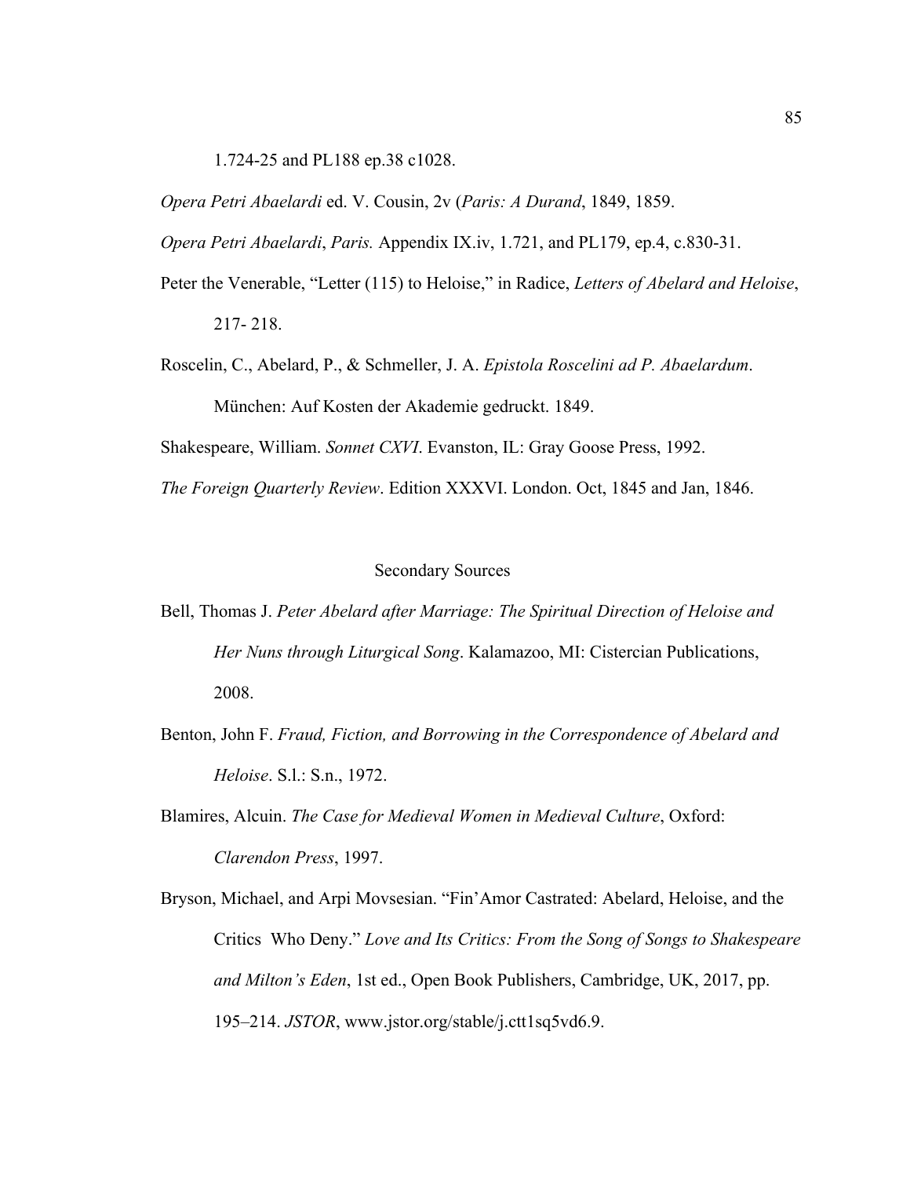1.724-25 and PL188 ep.38 c1028.

*Opera Petri Abaelardi* ed. V. Cousin, 2v (*Paris: A Durand*, 1849, 1859.

*Opera Petri Abaelardi*, *Paris.* Appendix IX.iv, 1.721, and PL179, ep.4, c.830-31.

Peter the Venerable, "Letter (115) to Heloise," in Radice, *Letters of Abelard and Heloise*, 217- 218.

Roscelin, C., Abelard, P., & Schmeller, J. A. *Epistola Roscelini ad P. Abaelardum*. München: Auf Kosten der Akademie gedruckt. 1849.

Shakespeare, William. *Sonnet CXVI*. Evanston, IL: Gray Goose Press, 1992.

*The Foreign Quarterly Review*. Edition XXXVI. London. Oct, 1845 and Jan, 1846.

## Secondary Sources

Bell, Thomas J. *Peter Abelard after Marriage: The Spiritual Direction of Heloise and Her Nuns through Liturgical Song*. Kalamazoo, MI: Cistercian Publications, 2008.

Benton, John F. *Fraud, Fiction, and Borrowing in the Correspondence of Abelard and Heloise*. S.l.: S.n., 1972.

Blamires, Alcuin. *The Case for Medieval Women in Medieval Culture*, Oxford: *Clarendon Press*, 1997.

Bryson, Michael, and Arpi Movsesian. "Fin'Amor Castrated: Abelard, Heloise, and the Critics Who Deny." *Love and Its Critics: From the Song of Songs to Shakespeare and Milton's Eden*, 1st ed., Open Book Publishers, Cambridge, UK, 2017, pp. 195–214. *JSTOR*, www.jstor.org/stable/j.ctt1sq5vd6.9.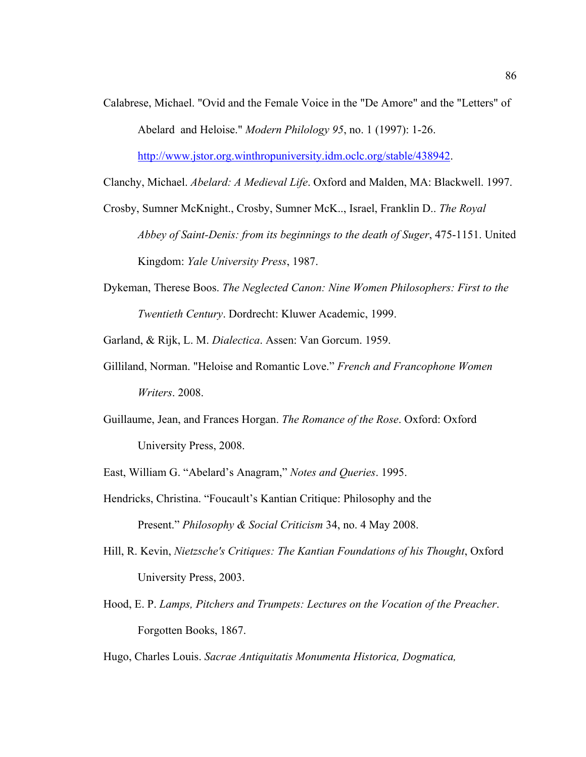Calabrese, Michael. "Ovid and the Female Voice in the "De Amore" and the "Letters" of Abelard and Heloise." *Modern Philology 95*, no. 1 (1997): 1-26. http://www.jstor.org.winthropuniversity.idm.oclc.org/stable/438942.

Clanchy, Michael. *Abelard: A Medieval Life*. Oxford and Malden, MA: Blackwell. 1997.

Crosby, Sumner McKnight., Crosby, Sumner McK.., Israel, Franklin D.. *The Royal Abbey of Saint-Denis: from its beginnings to the death of Suger*, 475-1151. United Kingdom: *Yale University Press*, 1987.

Dykeman, Therese Boos. *The Neglected Canon: Nine Women Philosophers: First to the Twentieth Century*. Dordrecht: Kluwer Academic, 1999.

Garland, & Rijk, L. M. *Dialectica*. Assen: Van Gorcum. 1959.

Gilliland, Norman. "Heloise and Romantic Love." *French and Francophone Women Writers*. 2008.

Guillaume, Jean, and Frances Horgan. *The Romance of the Rose*. Oxford: Oxford University Press, 2008.

East, William G. "Abelard's Anagram," *Notes and Queries*. 1995.

Hendricks, Christina. "Foucault's Kantian Critique: Philosophy and the Present." *Philosophy & Social Criticism* 34, no. 4 May 2008.

Hill, R. Kevin, *Nietzsche's Critiques: The Kantian Foundations of his Thought*, Oxford University Press, 2003.

Hood, E. P. *Lamps, Pitchers and Trumpets: Lectures on the Vocation of the Preacher*. Forgotten Books, 1867.

Hugo, Charles Louis. *Sacrae Antiquitatis Monumenta Historica, Dogmatica,*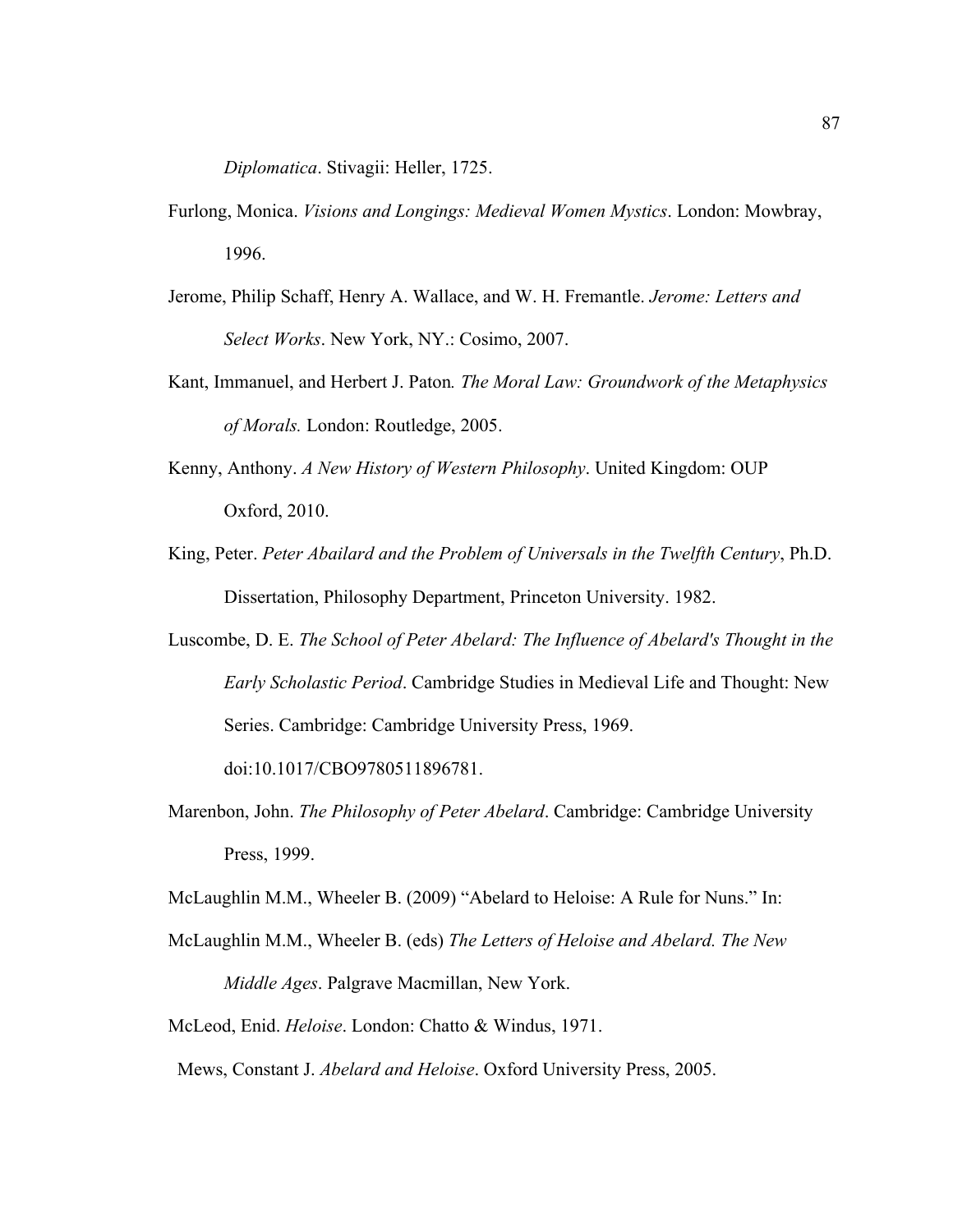*Diplomatica*. Stivagii: Heller, 1725.

Furlong, Monica. *Visions and Longings: Medieval Women Mystics*. London: Mowbray, 1996.

Jerome, Philip Schaff, Henry A. Wallace, and W. H. Fremantle. *Jerome: Letters and Select Works*. New York, NY.: Cosimo, 2007.

Kant, Immanuel, and Herbert J. Paton. *The Moral Law: Groundwork of the Metaphysics of Morals.* London: Routledge, 2005.

Kenny, Anthony. *A New History of Western Philosophy*. United Kingdom: OUP Oxford, 2010.

King, Peter. *Peter Abailard and the Problem of Universals in the Twelfth Century*, Ph.D. Dissertation, Philosophy Department, Princeton University. 1982.

Luscombe, D. E. *The School of Peter Abelard: The Influence of Abelard's Thought in the Early Scholastic Period*. Cambridge Studies in Medieval Life and Thought: New Series. Cambridge: Cambridge University Press, 1969. doi:10.1017/CBO9780511896781.

Marenbon, John. *The Philosophy of Peter Abelard*. Cambridge: Cambridge University Press, 1999.

McLaughlin M.M., Wheeler B. (2009) "Abelard to Heloise: A Rule for Nuns." In:

McLaughlin M.M., Wheeler B. (eds) *The Letters of Heloise and Abelard. The New Middle Ages*. Palgrave Macmillan, New York.

McLeod, Enid. *Heloise*. London: Chatto & Windus, 1971.

Mews, Constant J. *Abelard and Heloise*. Oxford University Press, 2005.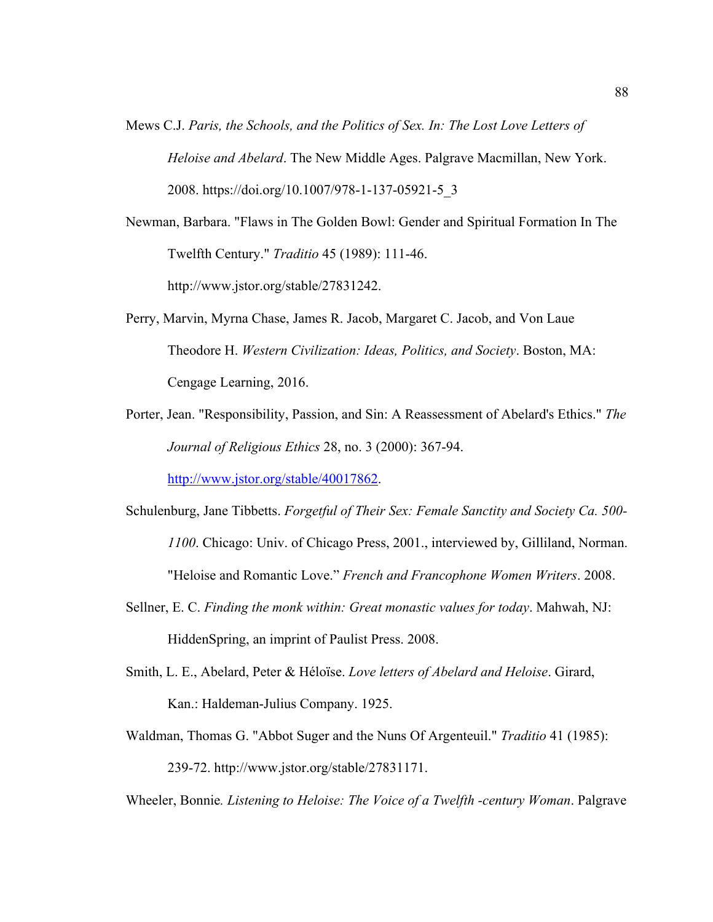Mews C.J. *Paris, the Schools, and the Politics of Sex. In: The Lost Love Letters of Heloise and Abelard*. The New Middle Ages. Palgrave Macmillan, New York. 2008. https://doi.org/10.1007/978-1-137-05921-5_3

Newman, Barbara. "Flaws in The Golden Bowl: Gender and Spiritual Formation In The Twelfth Century." *Traditio* 45 (1989): 111-46. http://www.jstor.org/stable/27831242.

Perry, Marvin, Myrna Chase, James R. Jacob, Margaret C. Jacob, and Von Laue Theodore H. *Western Civilization: Ideas, Politics, and Society*. Boston, MA: Cengage Learning, 2016.

Porter, Jean. "Responsibility, Passion, and Sin: A Reassessment of Abelard's Ethics." *The Journal of Religious Ethics* 28, no. 3 (2000): 367-94. http://www.jstor.org/stable/40017862.

Schulenburg, Jane Tibbetts. *Forgetful of Their Sex: Female Sanctity and Society Ca. 500-1100*. Chicago: Univ. of Chicago Press, 2001., interviewed by, Gilliland, Norman. "Heloise and Romantic Love." *French and Francophone Women Writers*. 2008.

Sellner, E. C. *Finding the monk within: Great monastic values for today*. Mahwah, NJ: HiddenSpring, an imprint of Paulist Press. 2008.

Smith, L. E., Abelard, Peter & Héloïse. *Love letters of Abelard and Heloise*. Girard, Kan.: Haldeman-Julius Company. 1925.

Waldman, Thomas G. "Abbot Suger and the Nuns Of Argenteuil." *Traditio* 41 (1985): 239-72. http://www.jstor.org/stable/27831171.

Wheeler, Bonnie. *Listening to Heloise: The Voice of a Twelfth -century Woman*. Palgrave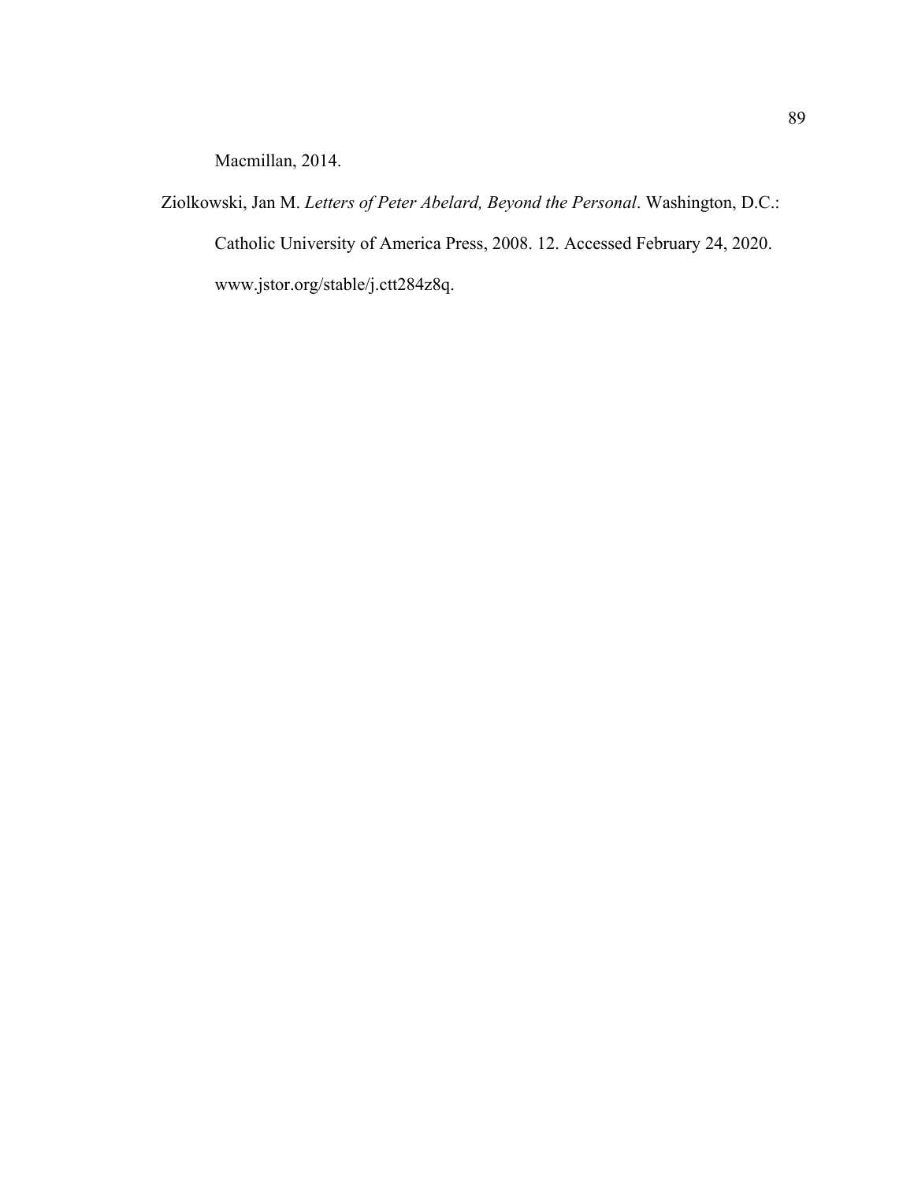Macmillan, 2014.

Ziolkowski, Jan M. *Letters of Peter Abelard, Beyond the Personal*. Washington, D.C.: Catholic University of America Press, 2008. 12. Accessed February 24, 2020. www.jstor.org/stable/j.ctt284z8q.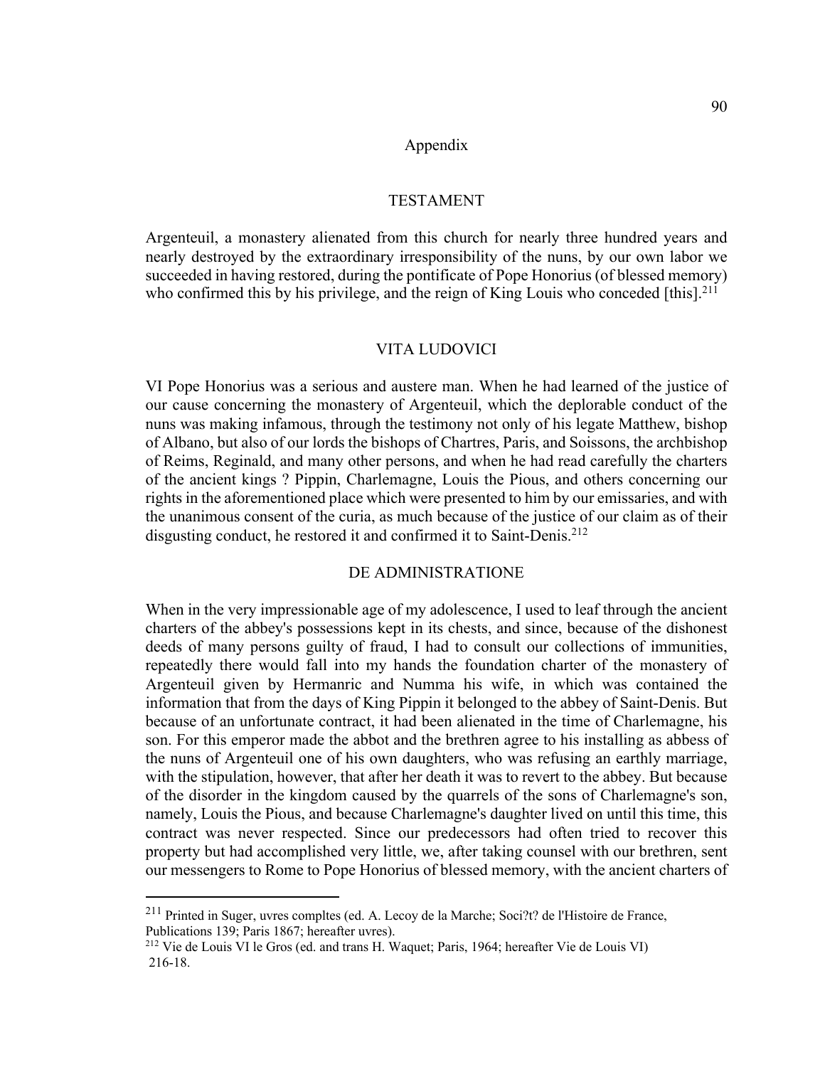## Appendix

### TESTAMENT

Argenteuil, a monastery alienated from this church for nearly three hundred years and nearly destroyed by the extraordinary irresponsibility of the nuns, by our own labor we succeeded in having restored, during the pontificate of Pope Honorius (of blessed memory) who confirmed this by his privilege, and the reign of King Louis who conceded [this].[211]

### VITA LUDOVICI

VI Pope Honorius was a serious and austere man. When he had learned of the justice of our cause concerning the monastery of Argenteuil, which the deplorable conduct of the nuns was making infamous, through the testimony not only of his legate Matthew, bishop of Albano, but also of our lords the bishops of Chartres, Paris, and Soissons, the archbishop of Reims, Reginald, and many other persons, and when he had read carefully the charters of the ancient kings ? Pippin, Charlemagne, Louis the Pious, and others concerning our rights in the aforementioned place which were presented to him by our emissaries, and with the unanimous consent of the curia, as much because of the justice of our claim as of their disgusting conduct, he restored it and confirmed it to Saint-Denis.[212]

### DE ADMINISTRATIONE

When in the very impressionable age of my adolescence, I used to leaf through the ancient charters of the abbey's possessions kept in its chests, and since, because of the dishonest deeds of many persons guilty of fraud, I had to consult our collections of immunities, repeatedly there would fall into my hands the foundation charter of the monastery of Argenteuil given by Hermanric and Numma his wife, in which was contained the information that from the days of King Pippin it belonged to the abbey of Saint-Denis. But because of an unfortunate contract, it had been alienated in the time of Charlemagne, his son. For this emperor made the abbot and the brethren agree to his installing as abbess of the nuns of Argenteuil one of his own daughters, who was refusing an earthly marriage, with the stipulation, however, that after her death it was to revert to the abbey. But because of the disorder in the kingdom caused by the quarrels of the sons of Charlemagne's son, namely, Louis the Pious, and because Charlemagne's daughter lived on until this time, this contract was never respected. Since our predecessors had often tried to recover this property but had accomplished very little, we, after taking counsel with our brethren, sent our messengers to Rome to Pope Honorius of blessed memory, with the ancient charters of

---

[211] Printed in Suger, uvres compltes (ed. A. Lecoy de la Marche; Soci?t? de l'Histoire de France, Publications 139; Paris 1867; hereafter uvres).

[212] Vie de Louis VI le Gros (ed. and trans H. Waquet; Paris, 1964; hereafter Vie de Louis VI) 216-18.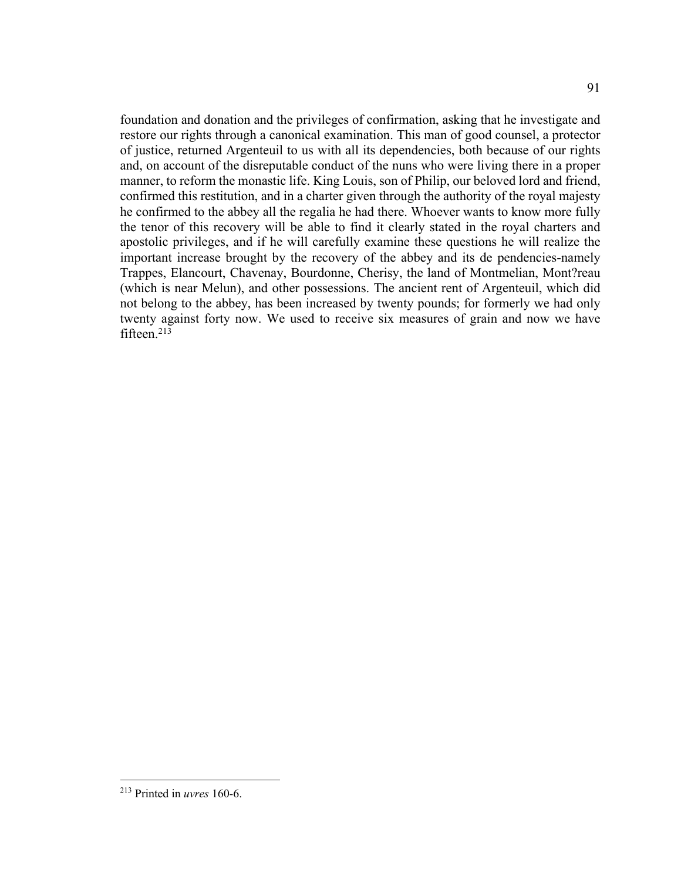foundation and donation and the privileges of confirmation, asking that he investigate and restore our rights through a canonical examination. This man of good counsel, a protector of justice, returned Argenteuil to us with all its dependencies, both because of our rights and, on account of the disreputable conduct of the nuns who were living there in a proper manner, to reform the monastic life. King Louis, son of Philip, our beloved lord and friend, confirmed this restitution, and in a charter given through the authority of the royal majesty he confirmed to the abbey all the regalia he had there. Whoever wants to know more fully the tenor of this recovery will be able to find it clearly stated in the royal charters and apostolic privileges, and if he will carefully examine these questions he will realize the important increase brought by the recovery of the abbey and its de pendencies-namely Trappes, Elancourt, Chavenay, Bourdonne, Cherisy, the land of Montmelian, Mont?reau (which is near Melun), and other possessions. The ancient rent of Argenteuil, which did not belong to the abbey, has been increased by twenty pounds; for formerly we had only twenty against forty now. We used to receive six measures of grain and now we have fifteen.[213]

---

[213] Printed in *uvres* 160-6.